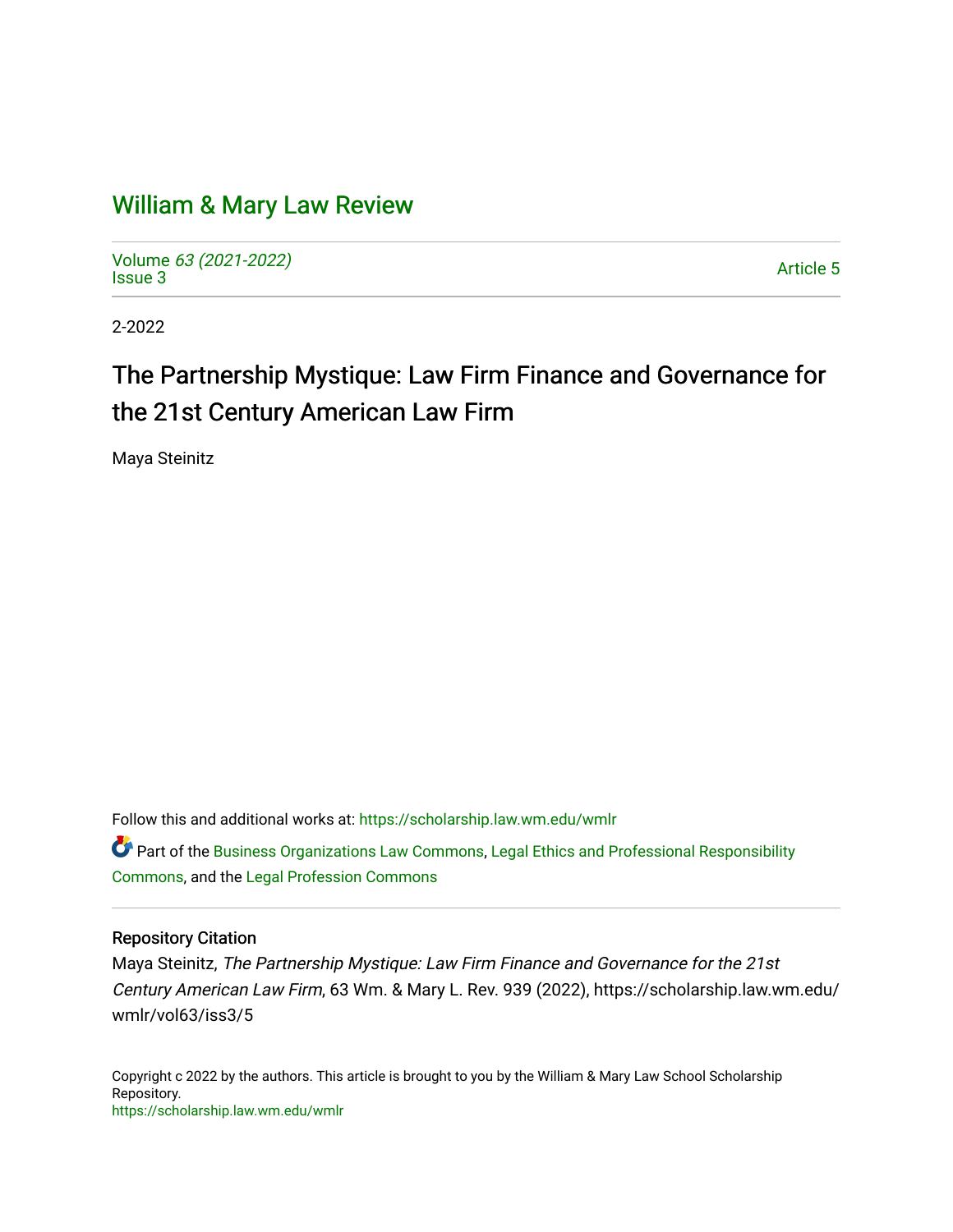# William & Mary Law Review

Volume *63 (2021-2022)*
Issue 3

Article 5

2-2022

## The Partnership Mystique: Law Firm Finance and Governance for the 21st Century American Law Firm

Maya Steinitz

Follow this and additional works at: https://scholarship.law.wm.edu/wmlr

Part of the Business Organizations Law Commons, Legal Ethics and Professional Responsibility Commons, and the Legal Profession Commons

### Repository Citation

Maya Steinitz, *The Partnership Mystique: Law Firm Finance and Governance for the 21st Century American Law Firm*, 63 Wm. & Mary L. Rev. 939 (2022), https://scholarship.law.wm.edu/wmlr/vol63/iss3/5

Copyright c 2022 by the authors. This article is brought to you by the William & Mary Law School Scholarship Repository.
https://scholarship.law.wm.edu/wmlr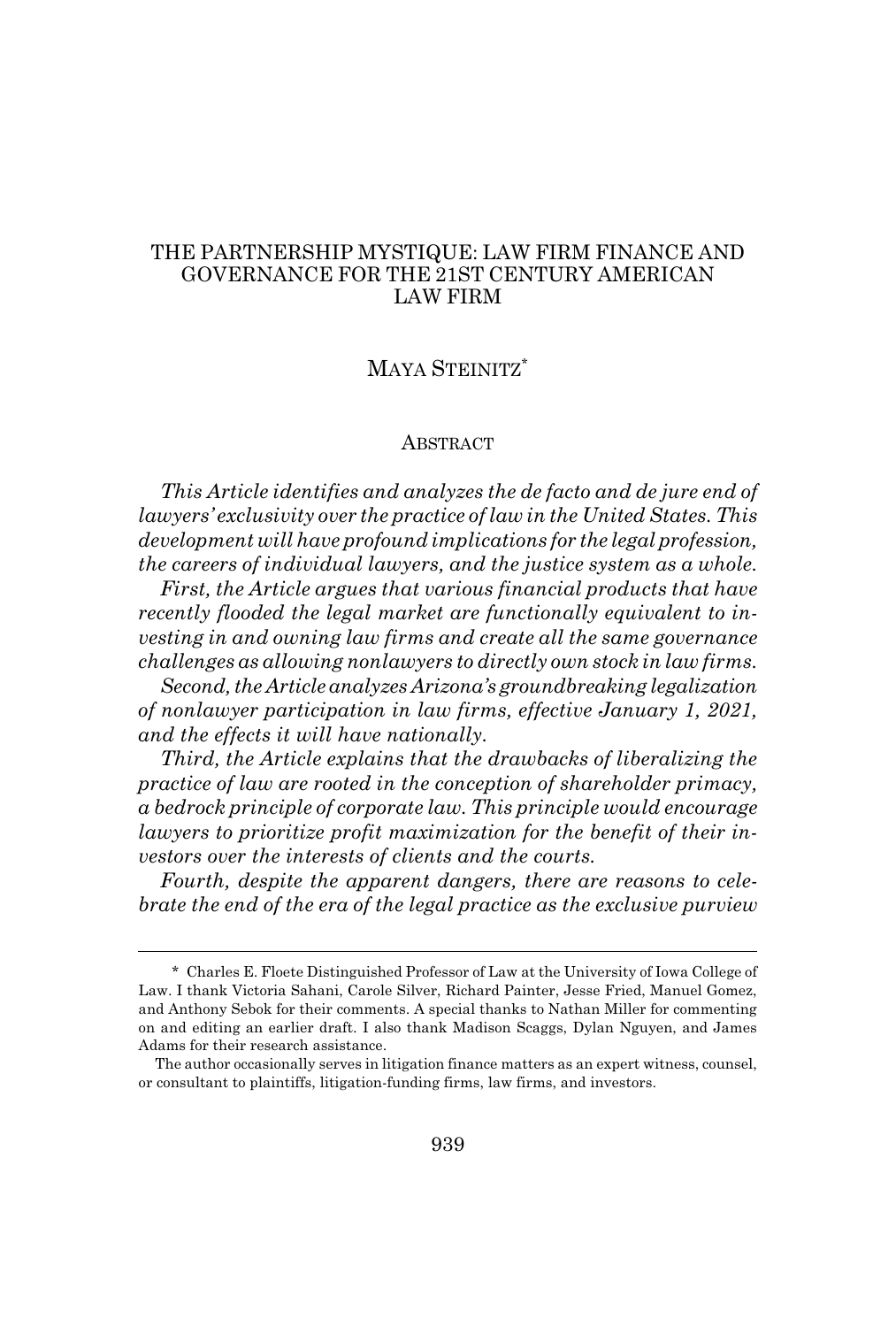# THE PARTNERSHIP MYSTIQUE: LAW FIRM FINANCE AND GOVERNANCE FOR THE 21ST CENTURY AMERICAN LAW FIRM

MAYA STEINITZ*

## ABSTRACT

*This Article identifies and analyzes the de facto and de jure end of lawyers' exclusivity over the practice of law in the United States. This development will have profound implications for the legal profession, the careers of individual lawyers, and the justice system as a whole.*

*First, the Article argues that various financial products that have recently flooded the legal market are functionally equivalent to investing in and owning law firms and create all the same governance challenges as allowing nonlawyers to directly own stock in law firms.*

*Second, the Article analyzes Arizona's groundbreaking legalization of nonlawyer participation in law firms, effective January 1, 2021, and the effects it will have nationally.*

*Third, the Article explains that the drawbacks of liberalizing the practice of law are rooted in the conception of shareholder primacy, a bedrock principle of corporate law. This principle would encourage lawyers to prioritize profit maximization for the benefit of their investors over the interests of clients and the courts.*

*Fourth, despite the apparent dangers, there are reasons to celebrate the end of the era of the legal practice as the exclusive purview*

---

\* Charles E. Floete Distinguished Professor of Law at the University of Iowa College of Law. I thank Victoria Sahani, Carole Silver, Richard Painter, Jesse Fried, Manuel Gomez, and Anthony Sebok for their comments. A special thanks to Nathan Miller for commenting on and editing an earlier draft. I also thank Madison Scaggs, Dylan Nguyen, and James Adams for their research assistance.

The author occasionally serves in litigation finance matters as an expert witness, counsel, or consultant to plaintiffs, litigation-funding firms, law firms, and investors.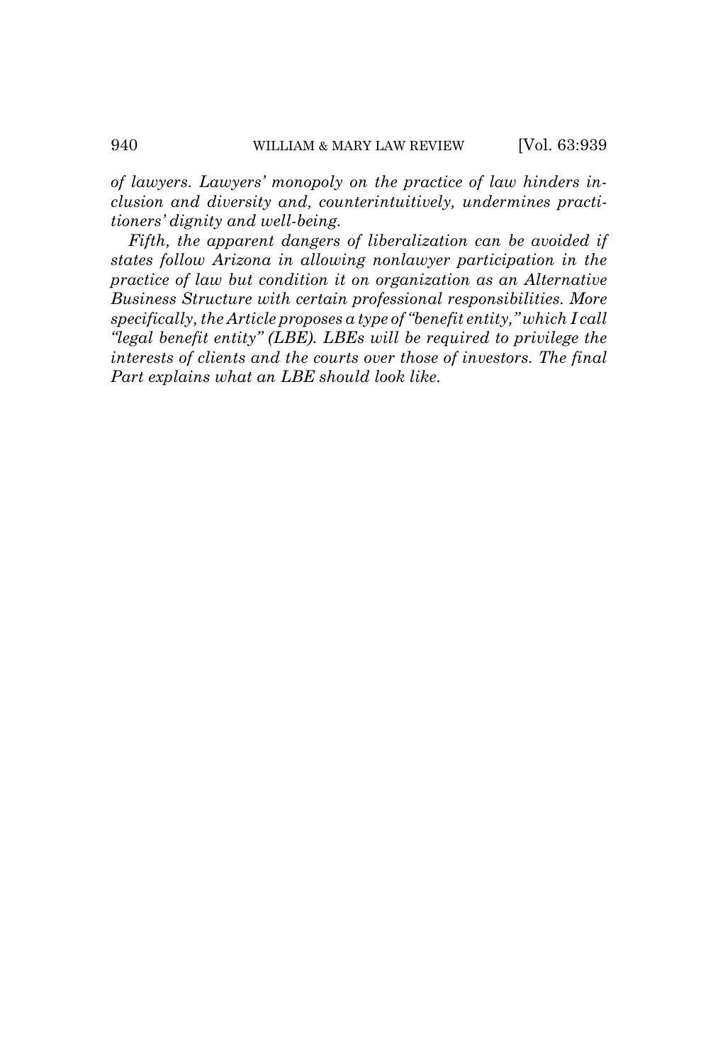*of lawyers. Lawyers' monopoly on the practice of law hinders inclusion and diversity and, counterintuitively, undermines practitioners' dignity and well-being.*

*Fifth, the apparent dangers of liberalization can be avoided if states follow Arizona in allowing nonlawyer participation in the practice of law but condition it on organization as an Alternative Business Structure with certain professional responsibilities. More specifically, the Article proposes a type of "benefit entity," which I call "legal benefit entity" (LBE). LBEs will be required to privilege the interests of clients and the courts over those of investors. The final Part explains what an LBE should look like.*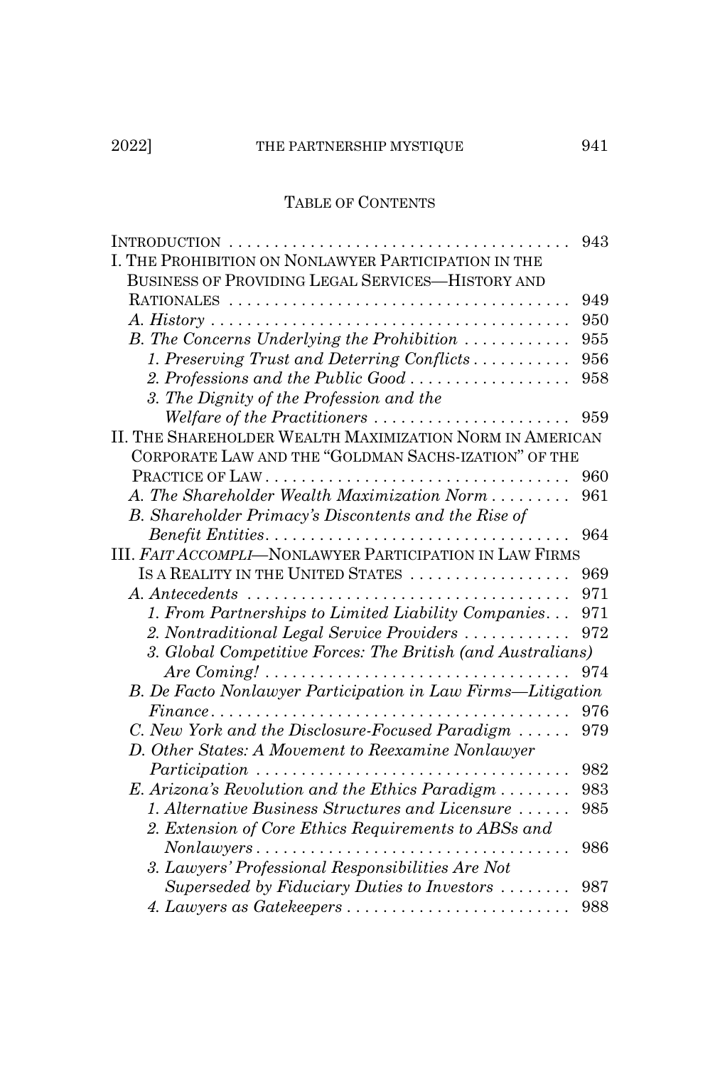TABLE OF CONTENTS

INTRODUCTION ........................................ 943

I. THE PROHIBITION ON NONLAWYER PARTICIPATION IN THE BUSINESS OF PROVIDING LEGAL SERVICES—HISTORY AND RATIONALES ........................................ 949

*A. History* ........................................ 950

*B. The Concerns Underlying the Prohibition* ............ 955

*1. Preserving Trust and Deterring Conflicts* ........... 956

*2. Professions and the Public Good* .................. 958

*3. The Dignity of the Profession and the Welfare of the Practitioners* ...................... 959

II. THE SHAREHOLDER WEALTH MAXIMIZATION NORM IN AMERICAN CORPORATE LAW AND THE "GOLDMAN SACHS-IZATION" OF THE PRACTICE OF LAW .................................. 960

*A. The Shareholder Wealth Maximization Norm* ......... 961

*B. Shareholder Primacy's Discontents and the Rise of Benefit Entities* .................................. 964

III. *FAIT ACCOMPLI*—NONLAWYER PARTICIPATION IN LAW FIRMS IS A REALITY IN THE UNITED STATES .................. 969

*A. Antecedents* .................................... 971

*1. From Partnerships to Limited Liability Companies* ... 971

*2. Nontraditional Legal Service Providers* ............ 972

*3. Global Competitive Forces: The British (and Australians) Are Coming!* .................................. 974

*B. De Facto Nonlawyer Participation in Law Firms—Litigation Finance* ........................................ 976

*C. New York and the Disclosure-Focused Paradigm* ...... 979

*D. Other States: A Movement to Reexamine Nonlawyer Participation* .................................... 982

*E. Arizona's Revolution and the Ethics Paradigm* ........ 983

*1. Alternative Business Structures and Licensure* ...... 985

*2. Extension of Core Ethics Requirements to ABSs and Nonlawyers* ................................... 986

*3. Lawyers' Professional Responsibilities Are Not Superseded by Fiduciary Duties to Investors* ........ 987

*4. Lawyers as Gatekeepers* .......................... 988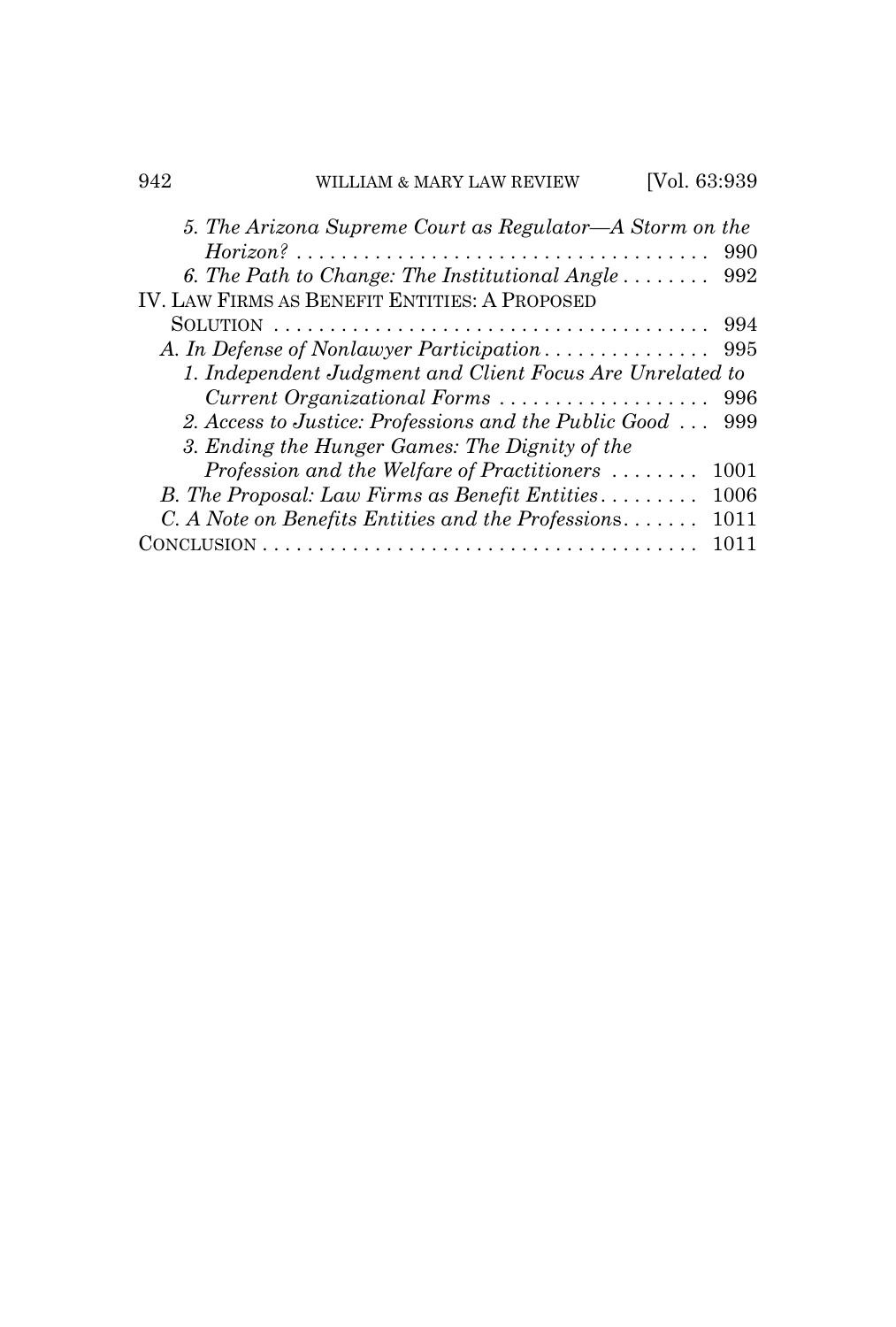*5. The Arizona Supreme Court as Regulator—A Storm on the Horizon?* . . . . . . . . . . . . . . . . . . . . . . . . . . . . . . . . . . . . . 990

*6. The Path to Change: The Institutional Angle* . . . . . . . . 992

IV. LAW FIRMS AS BENEFIT ENTITIES: A PROPOSED SOLUTION . . . . . . . . . . . . . . . . . . . . . . . . . . . . . . . . . . . . . . . 994

*A. In Defense of Nonlawyer Participation* . . . . . . . . . . . . . . . 995

*1. Independent Judgment and Client Focus Are Unrelated to Current Organizational Forms* . . . . . . . . . . . . . . . . . . . 996

*2. Access to Justice: Professions and the Public Good* . . . 999

*3. Ending the Hunger Games: The Dignity of the Profession and the Welfare of Practitioners* . . . . . . . . 1001

*B. The Proposal: Law Firms as Benefit Entities* . . . . . . . . . 1006

*C. A Note on Benefits Entities and the Professions*. . . . . . . 1011

CONCLUSION . . . . . . . . . . . . . . . . . . . . . . . . . . . . . . . . . . . . . . . 1011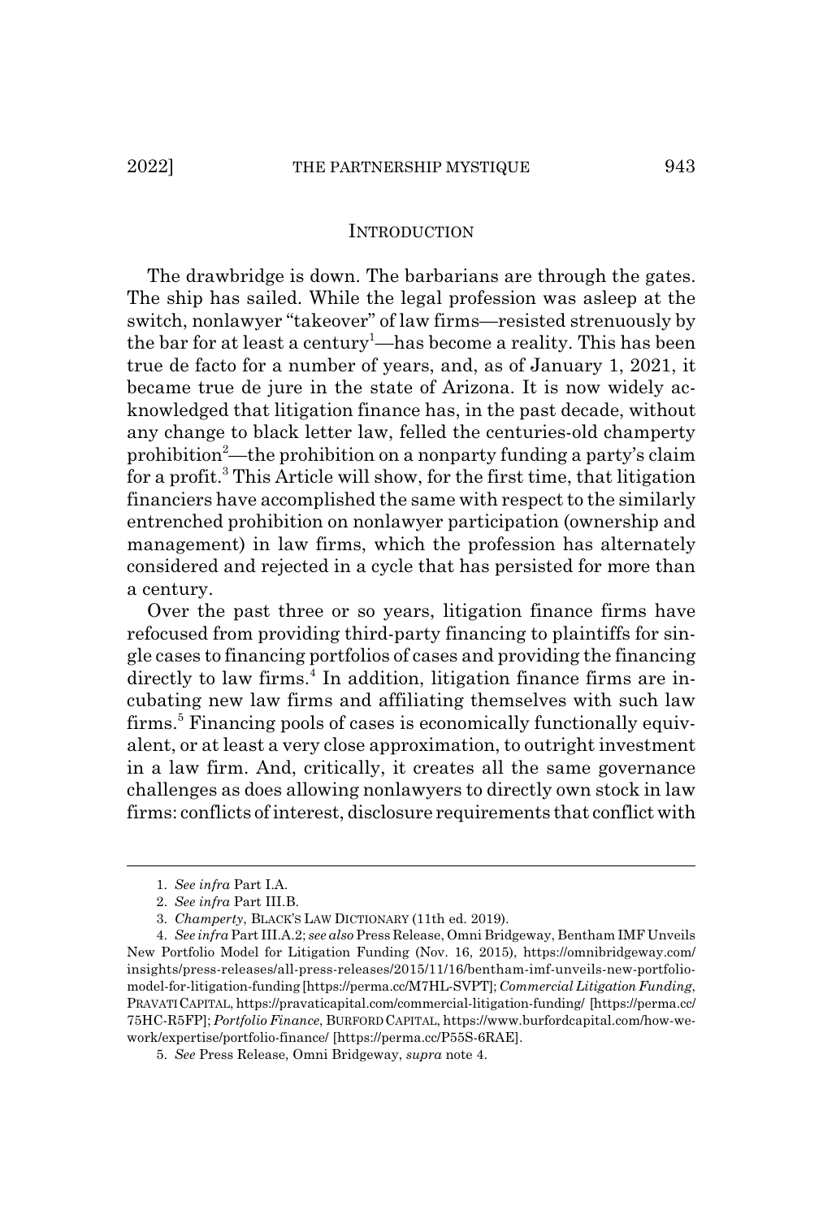## INTRODUCTION

The drawbridge is down. The barbarians are through the gates. The ship has sailed. While the legal profession was asleep at the switch, nonlawyer "takeover" of law firms—resisted strenuously by the bar for at least a century[1]—has become a reality. This has been true de facto for a number of years, and, as of January 1, 2021, it became true de jure in the state of Arizona. It is now widely acknowledged that litigation finance has, in the past decade, without any change to black letter law, felled the centuries-old champerty prohibition[2]—the prohibition on a nonparty funding a party's claim for a profit.[3] This Article will show, for the first time, that litigation financiers have accomplished the same with respect to the similarly entrenched prohibition on nonlawyer participation (ownership and management) in law firms, which the profession has alternately considered and rejected in a cycle that has persisted for more than a century.

Over the past three or so years, litigation finance firms have refocused from providing third-party financing to plaintiffs for single cases to financing portfolios of cases and providing the financing directly to law firms.[4] In addition, litigation finance firms are incubating new law firms and affiliating themselves with such law firms.[5] Financing pools of cases is economically functionally equivalent, or at least a very close approximation, to outright investment in a law firm. And, critically, it creates all the same governance challenges as does allowing nonlawyers to directly own stock in law firms: conflicts of interest, disclosure requirements that conflict with

---

1. *See infra* Part I.A.

2. *See infra* Part III.B.

3. *Champerty*, BLACK'S LAW DICTIONARY (11th ed. 2019).

4. *See infra* Part III.A.2; *see also* Press Release, Omni Bridgeway, Bentham IMF Unveils New Portfolio Model for Litigation Funding (Nov. 16, 2015), https://omnibridgeway.com/insights/press-releases/all-press-releases/2015/11/16/bentham-imf-unveils-new-portfolio-model-for-litigation-funding [https://perma.cc/M7HL-SVPT]; *Commercial Litigation Funding*, PRAVATI CAPITAL, https://pravaticapital.com/commercial-litigation-funding/ [https://perma.cc/75HC-R5FP]; *Portfolio Finance*, BURFORD CAPITAL, https://www.burfordcapital.com/how-we-work/expertise/portfolio-finance/ [https://perma.cc/P55S-6RAE].

5. *See* Press Release, Omni Bridgeway, *supra* note 4.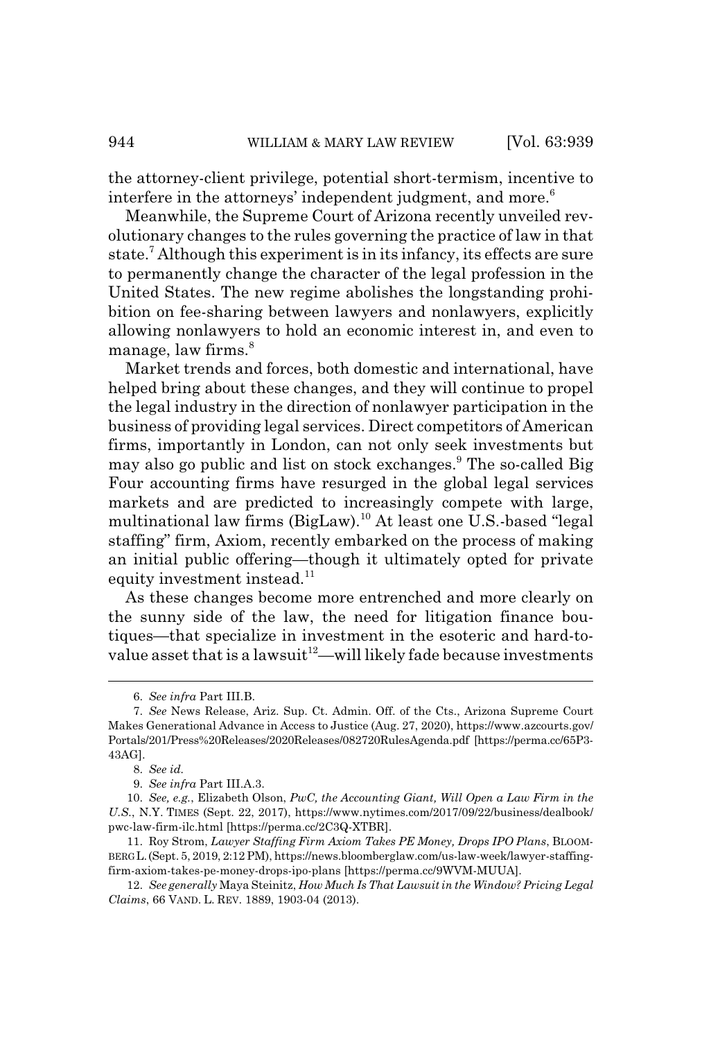the attorney-client privilege, potential short-termism, incentive to interfere in the attorneys' independent judgment, and more.[6]

Meanwhile, the Supreme Court of Arizona recently unveiled revolutionary changes to the rules governing the practice of law in that state.[7] Although this experiment is in its infancy, its effects are sure to permanently change the character of the legal profession in the United States. The new regime abolishes the longstanding prohibition on fee-sharing between lawyers and nonlawyers, explicitly allowing nonlawyers to hold an economic interest in, and even to manage, law firms.[8]

Market trends and forces, both domestic and international, have helped bring about these changes, and they will continue to propel the legal industry in the direction of nonlawyer participation in the business of providing legal services. Direct competitors of American firms, importantly in London, can not only seek investments but may also go public and list on stock exchanges.[9] The so-called Big Four accounting firms have resurged in the global legal services markets and are predicted to increasingly compete with large, multinational law firms (BigLaw).[10] At least one U.S.-based "legal staffing" firm, Axiom, recently embarked on the process of making an initial public offering—though it ultimately opted for private equity investment instead.[11]

As these changes become more entrenched and more clearly on the sunny side of the law, the need for litigation finance boutiques—that specialize in investment in the esoteric and hard-to-value asset that is a lawsuit[12]—will likely fade because investments

6. *See infra* Part III.B.

7. *See* News Release, Ariz. Sup. Ct. Admin. Off. of the Cts., Arizona Supreme Court Makes Generational Advance in Access to Justice (Aug. 27, 2020), https://www.azcourts.gov/Portals/201/Press%20Releases/2020Releases/082720RulesAgenda.pdf [https://perma.cc/65P3-43AG].

8. *See id.*

9. *See infra* Part III.A.3.

10. *See, e.g.*, Elizabeth Olson, *PwC, the Accounting Giant, Will Open a Law Firm in the U.S.*, N.Y. TIMES (Sept. 22, 2017), https://www.nytimes.com/2017/09/22/business/dealbook/pwc-law-firm-ilc.html [https://perma.cc/2C3Q-XTBR].

11. Roy Strom, *Lawyer Staffing Firm Axiom Takes PE Money, Drops IPO Plans*, BLOOMBERG L. (Sept. 5, 2019, 2:12 PM), https://news.bloomberglaw.com/us-law-week/lawyer-staffing-firm-axiom-takes-pe-money-drops-ipo-plans [https://perma.cc/9WVM-MUUA].

12. *See generally* Maya Steinitz, *How Much Is That Lawsuit in the Window? Pricing Legal Claims*, 66 VAND. L. REV. 1889, 1903-04 (2013).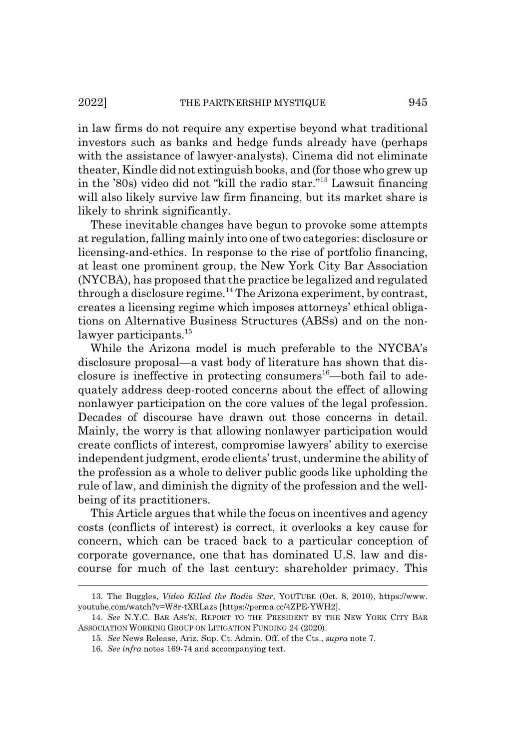in law firms do not require any expertise beyond what traditional investors such as banks and hedge funds already have (perhaps with the assistance of lawyer-analysts). Cinema did not eliminate theater, Kindle did not extinguish books, and (for those who grew up in the '80s) video did not "kill the radio star."[13] Lawsuit financing will also likely survive law firm financing, but its market share is likely to shrink significantly.

These inevitable changes have begun to provoke some attempts at regulation, falling mainly into one of two categories: disclosure or licensing-and-ethics. In response to the rise of portfolio financing, at least one prominent group, the New York City Bar Association (NYCBA), has proposed that the practice be legalized and regulated through a disclosure regime.[14] The Arizona experiment, by contrast, creates a licensing regime which imposes attorneys' ethical obligations on Alternative Business Structures (ABSs) and on the nonlawyer participants.[15]

While the Arizona model is much preferable to the NYCBA's disclosure proposal—a vast body of literature has shown that disclosure is ineffective in protecting consumers[16]—both fail to adequately address deep-rooted concerns about the effect of allowing nonlawyer participation on the core values of the legal profession. Decades of discourse have drawn out those concerns in detail. Mainly, the worry is that allowing nonlawyer participation would create conflicts of interest, compromise lawyers' ability to exercise independent judgment, erode clients' trust, undermine the ability of the profession as a whole to deliver public goods like upholding the rule of law, and diminish the dignity of the profession and the well-being of its practitioners.

This Article argues that while the focus on incentives and agency costs (conflicts of interest) is correct, it overlooks a key cause for concern, which can be traced back to a particular conception of corporate governance, one that has dominated U.S. law and discourse for much of the last century: shareholder primacy. This

---

13. The Buggles, *Video Killed the Radio Star*, YOUTUBE (Oct. 8, 2010), https://www.youtube.com/watch?v=W8r-tXRLazs [https://perma.cc/4ZPE-YWH2].

14. *See* N.Y.C. BAR ASS'N, REPORT TO THE PRESIDENT BY THE NEW YORK CITY BAR ASSOCIATION WORKING GROUP ON LITIGATION FUNDING 24 (2020).

15. *See* News Release, Ariz. Sup. Ct. Admin. Off. of the Cts., *supra* note 7.

16. *See infra* notes 169-74 and accompanying text.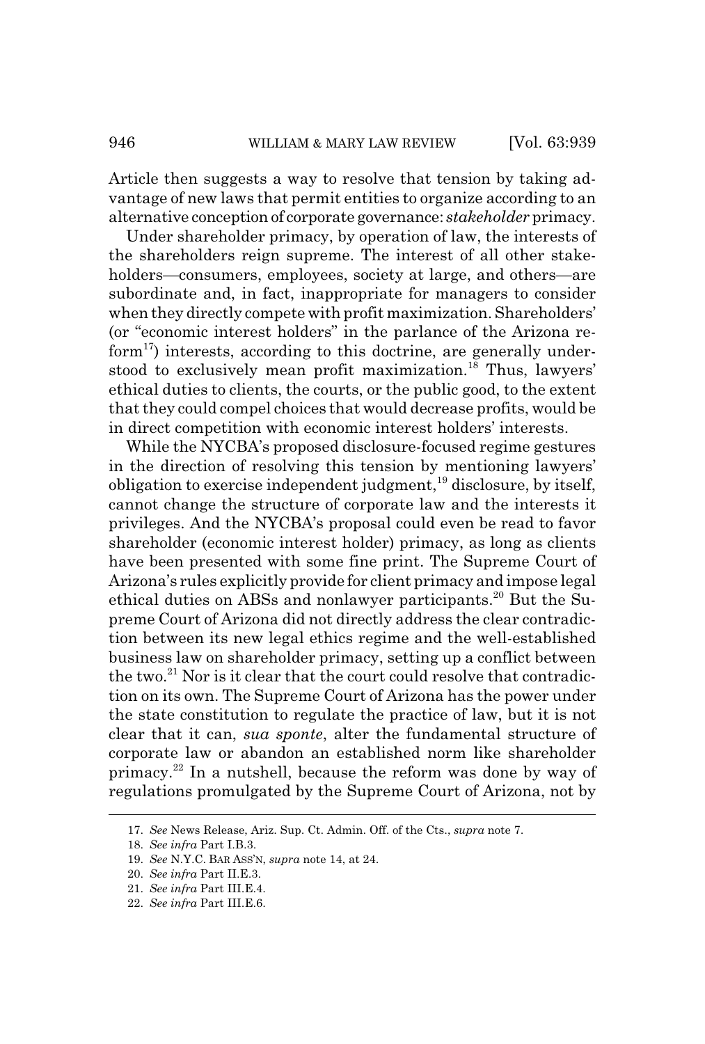Article then suggests a way to resolve that tension by taking advantage of new laws that permit entities to organize according to an alternative conception of corporate governance: *stakeholder* primacy.

Under shareholder primacy, by operation of law, the interests of the shareholders reign supreme. The interest of all other stakeholders—consumers, employees, society at large, and others—are subordinate and, in fact, inappropriate for managers to consider when they directly compete with profit maximization. Shareholders' (or "economic interest holders" in the parlance of the Arizona reform[17]) interests, according to this doctrine, are generally understood to exclusively mean profit maximization.[18] Thus, lawyers' ethical duties to clients, the courts, or the public good, to the extent that they could compel choices that would decrease profits, would be in direct competition with economic interest holders' interests.

While the NYCBA's proposed disclosure-focused regime gestures in the direction of resolving this tension by mentioning lawyers' obligation to exercise independent judgment,[19] disclosure, by itself, cannot change the structure of corporate law and the interests it privileges. And the NYCBA's proposal could even be read to favor shareholder (economic interest holder) primacy, as long as clients have been presented with some fine print. The Supreme Court of Arizona's rules explicitly provide for client primacy and impose legal ethical duties on ABSs and nonlawyer participants.[20] But the Supreme Court of Arizona did not directly address the clear contradiction between its new legal ethics regime and the well-established business law on shareholder primacy, setting up a conflict between the two.[21] Nor is it clear that the court could resolve that contradiction on its own. The Supreme Court of Arizona has the power under the state constitution to regulate the practice of law, but it is not clear that it can, *sua sponte*, alter the fundamental structure of corporate law or abandon an established norm like shareholder primacy.[22] In a nutshell, because the reform was done by way of regulations promulgated by the Supreme Court of Arizona, not by

---

17. *See* News Release, Ariz. Sup. Ct. Admin. Off. of the Cts., *supra* note 7.

18. *See infra* Part I.B.3.

19. *See* N.Y.C. BAR ASS'N, *supra* note 14, at 24.

20. *See infra* Part II.E.3.

21. *See infra* Part III.E.4.

22. *See infra* Part III.E.6.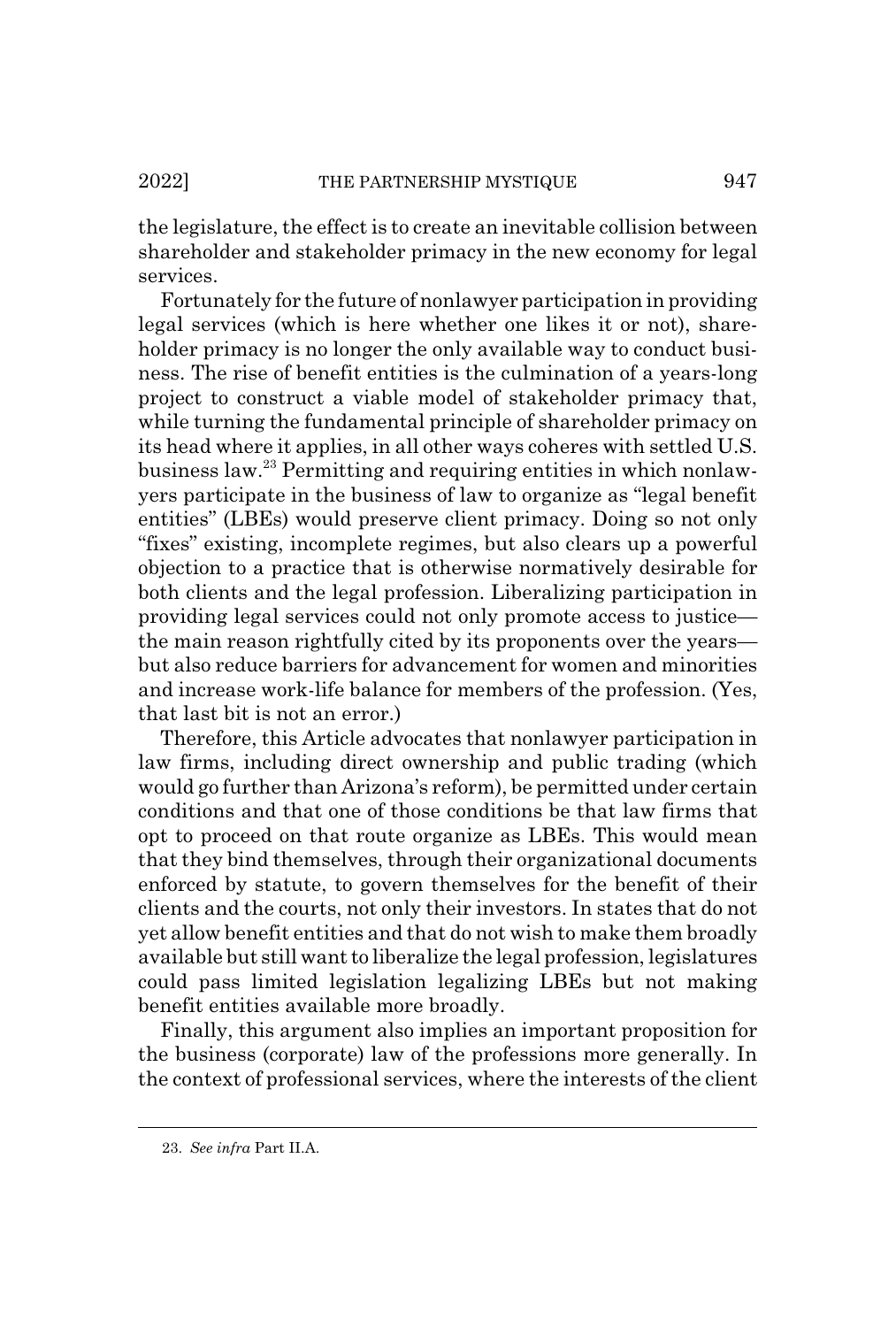the legislature, the effect is to create an inevitable collision between shareholder and stakeholder primacy in the new economy for legal services.

Fortunately for the future of nonlawyer participation in providing legal services (which is here whether one likes it or not), shareholder primacy is no longer the only available way to conduct business. The rise of benefit entities is the culmination of a years-long project to construct a viable model of stakeholder primacy that, while turning the fundamental principle of shareholder primacy on its head where it applies, in all other ways coheres with settled U.S. business law.[23] Permitting and requiring entities in which nonlawyers participate in the business of law to organize as "legal benefit entities" (LBEs) would preserve client primacy. Doing so not only "fixes" existing, incomplete regimes, but also clears up a powerful objection to a practice that is otherwise normatively desirable for both clients and the legal profession. Liberalizing participation in providing legal services could not only promote access to justice—the main reason rightfully cited by its proponents over the years—but also reduce barriers for advancement for women and minorities and increase work-life balance for members of the profession. (Yes, that last bit is not an error.)

Therefore, this Article advocates that nonlawyer participation in law firms, including direct ownership and public trading (which would go further than Arizona's reform), be permitted under certain conditions and that one of those conditions be that law firms that opt to proceed on that route organize as LBEs. This would mean that they bind themselves, through their organizational documents enforced by statute, to govern themselves for the benefit of their clients and the courts, not only their investors. In states that do not yet allow benefit entities and that do not wish to make them broadly available but still want to liberalize the legal profession, legislatures could pass limited legislation legalizing LBEs but not making benefit entities available more broadly.

Finally, this argument also implies an important proposition for the business (corporate) law of the professions more generally. In the context of professional services, where the interests of the client

---

23. *See infra* Part II.A.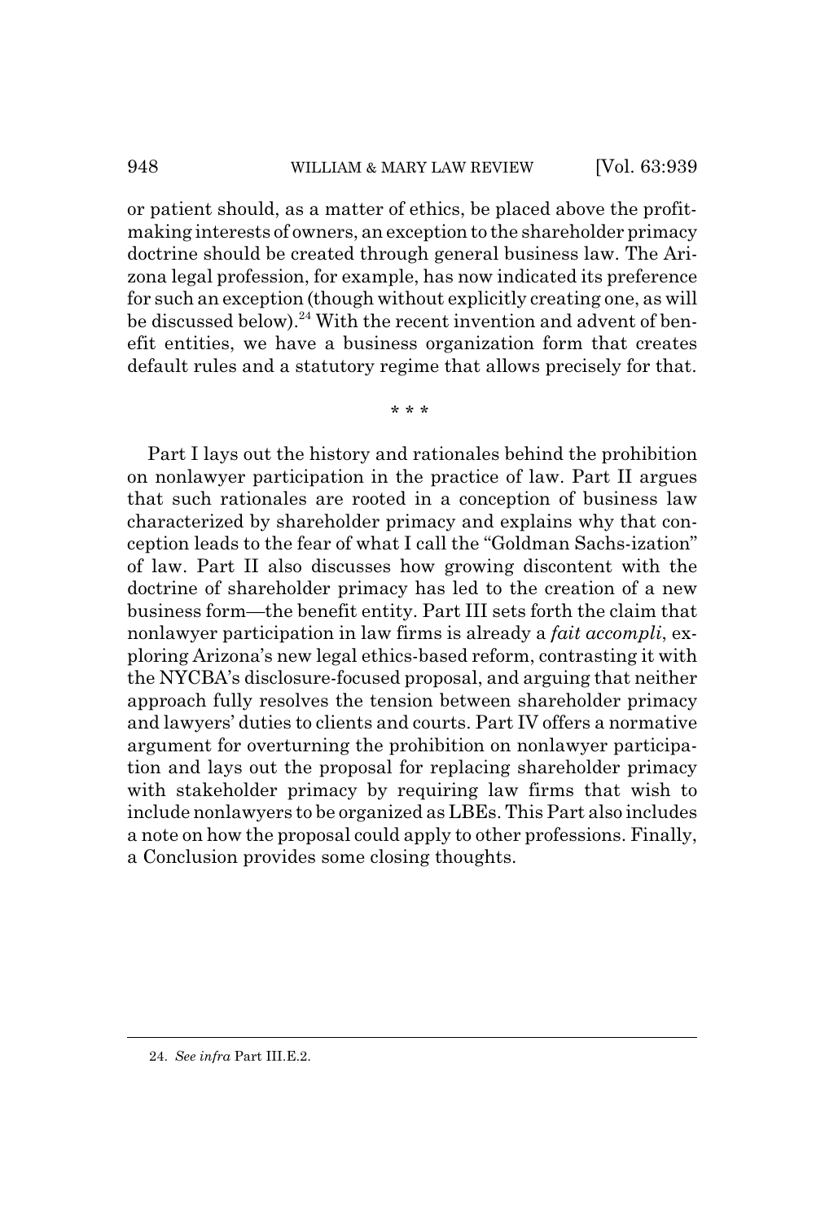or patient should, as a matter of ethics, be placed above the profit-making interests of owners, an exception to the shareholder primacy doctrine should be created through general business law. The Arizona legal profession, for example, has now indicated its preference for such an exception (though without explicitly creating one, as will be discussed below).[24] With the recent invention and advent of benefit entities, we have a business organization form that creates default rules and a statutory regime that allows precisely for that.

\* \* \*

Part I lays out the history and rationales behind the prohibition on nonlawyer participation in the practice of law. Part II argues that such rationales are rooted in a conception of business law characterized by shareholder primacy and explains why that conception leads to the fear of what I call the "Goldman Sachs-ization" of law. Part II also discusses how growing discontent with the doctrine of shareholder primacy has led to the creation of a new business form—the benefit entity. Part III sets forth the claim that nonlawyer participation in law firms is already a *fait accompli*, exploring Arizona's new legal ethics-based reform, contrasting it with the NYCBA's disclosure-focused proposal, and arguing that neither approach fully resolves the tension between shareholder primacy and lawyers' duties to clients and courts. Part IV offers a normative argument for overturning the prohibition on nonlawyer participation and lays out the proposal for replacing shareholder primacy with stakeholder primacy by requiring law firms that wish to include nonlawyers to be organized as LBEs. This Part also includes a note on how the proposal could apply to other professions. Finally, a Conclusion provides some closing thoughts.

---

24. *See infra* Part III.E.2.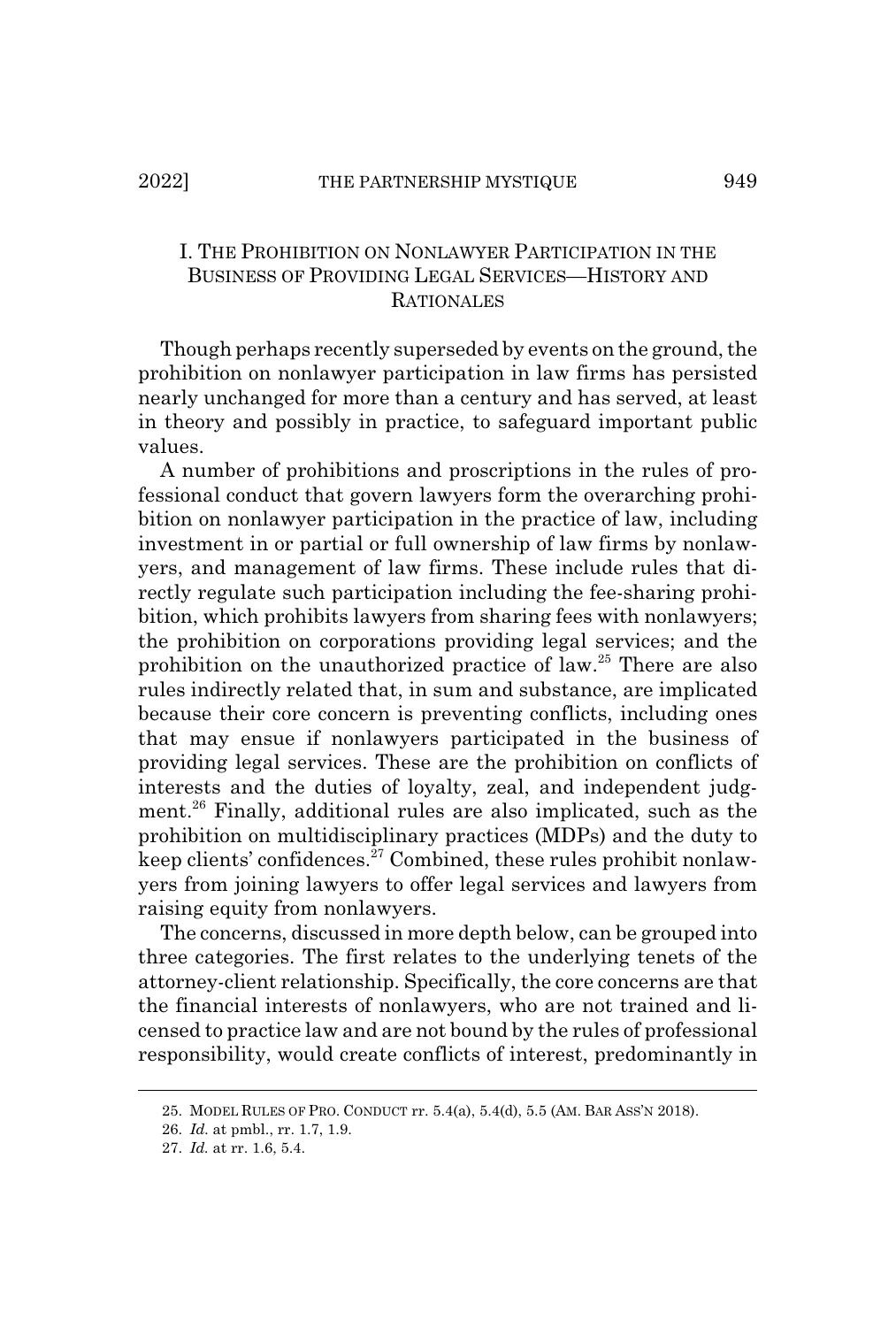## I. The Prohibition on Nonlawyer Participation in the Business of Providing Legal Services—History and Rationales

Though perhaps recently superseded by events on the ground, the prohibition on nonlawyer participation in law firms has persisted nearly unchanged for more than a century and has served, at least in theory and possibly in practice, to safeguard important public values.

A number of prohibitions and proscriptions in the rules of professional conduct that govern lawyers form the overarching prohibition on nonlawyer participation in the practice of law, including investment in or partial or full ownership of law firms by nonlawyers, and management of law firms. These include rules that directly regulate such participation including the fee-sharing prohibition, which prohibits lawyers from sharing fees with nonlawyers; the prohibition on corporations providing legal services; and the prohibition on the unauthorized practice of law.[25] There are also rules indirectly related that, in sum and substance, are implicated because their core concern is preventing conflicts, including ones that may ensue if nonlawyers participated in the business of providing legal services. These are the prohibition on conflicts of interests and the duties of loyalty, zeal, and independent judgment.[26] Finally, additional rules are also implicated, such as the prohibition on multidisciplinary practices (MDPs) and the duty to keep clients' confidences.[27] Combined, these rules prohibit nonlawyers from joining lawyers to offer legal services and lawyers from raising equity from nonlawyers.

The concerns, discussed in more depth below, can be grouped into three categories. The first relates to the underlying tenets of the attorney-client relationship. Specifically, the core concerns are that the financial interests of nonlawyers, who are not trained and licensed to practice law and are not bound by the rules of professional responsibility, would create conflicts of interest, predominantly in

---

25. Model Rules of Pro. Conduct rr. 5.4(a), 5.4(d), 5.5 (Am. Bar Ass'n 2018).

26. *Id.* at pmbl., rr. 1.7, 1.9.

27. *Id.* at rr. 1.6, 5.4.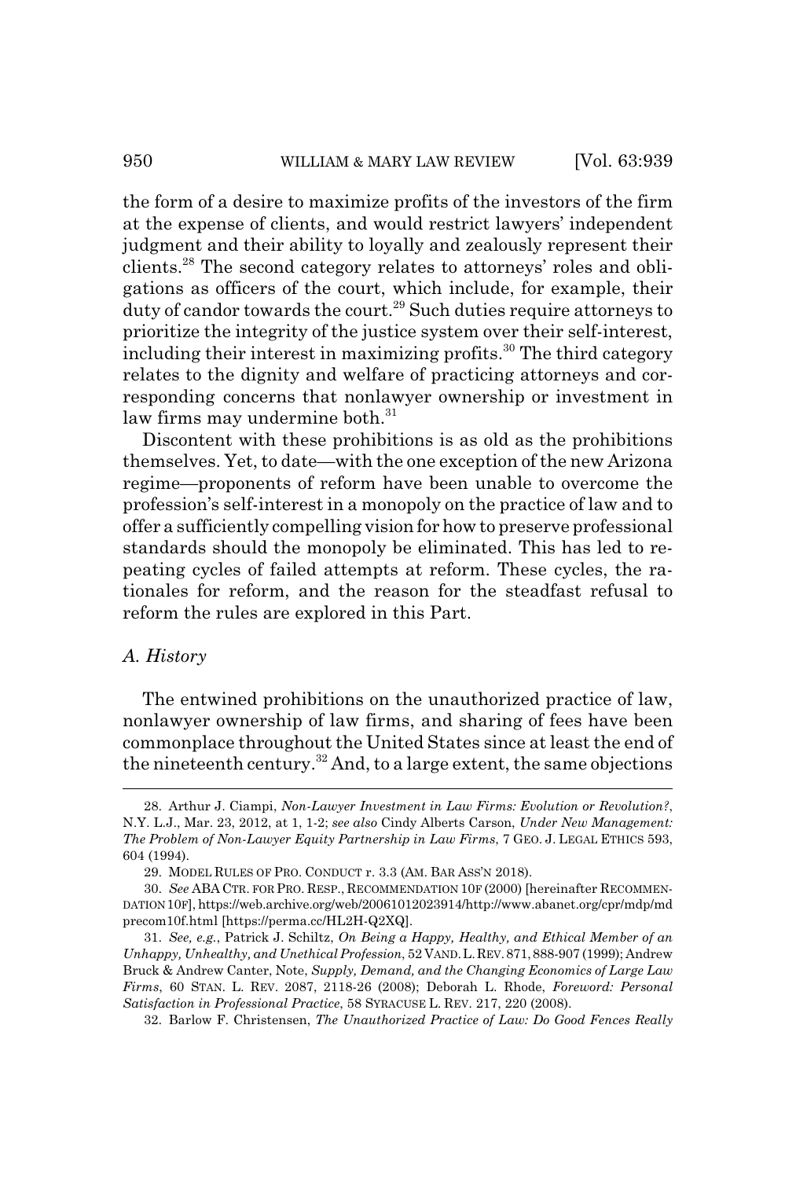the form of a desire to maximize profits of the investors of the firm at the expense of clients, and would restrict lawyers' independent judgment and their ability to loyally and zealously represent their clients.[28] The second category relates to attorneys' roles and obligations as officers of the court, which include, for example, their duty of candor towards the court.[29] Such duties require attorneys to prioritize the integrity of the justice system over their self-interest, including their interest in maximizing profits.[30] The third category relates to the dignity and welfare of practicing attorneys and corresponding concerns that nonlawyer ownership or investment in law firms may undermine both.[31]

Discontent with these prohibitions is as old as the prohibitions themselves. Yet, to date—with the one exception of the new Arizona regime—proponents of reform have been unable to overcome the profession's self-interest in a monopoly on the practice of law and to offer a sufficiently compelling vision for how to preserve professional standards should the monopoly be eliminated. This has led to repeating cycles of failed attempts at reform. These cycles, the rationales for reform, and the reason for the steadfast refusal to reform the rules are explored in this Part.

### *A. History*

The entwined prohibitions on the unauthorized practice of law, nonlawyer ownership of law firms, and sharing of fees have been commonplace throughout the United States since at least the end of the nineteenth century.[32] And, to a large extent, the same objections

---

28. Arthur J. Ciampi, *Non-Lawyer Investment in Law Firms: Evolution or Revolution?*, N.Y. L.J., Mar. 23, 2012, at 1, 1-2; *see also* Cindy Alberts Carson, *Under New Management: The Problem of Non-Lawyer Equity Partnership in Law Firms*, 7 GEO. J. LEGAL ETHICS 593, 604 (1994).

29. MODEL RULES OF PRO. CONDUCT r. 3.3 (AM. BAR ASS'N 2018).

30. *See* ABA CTR. FOR PRO. RESP., RECOMMENDATION 10F (2000) [hereinafter RECOMMENDATION 10F], https://web.archive.org/web/20061012023914/http://www.abanet.org/cpr/mdp/mdprecom10f.html [https://perma.cc/HL2H-Q2XQ].

31. *See, e.g.*, Patrick J. Schiltz, *On Being a Happy, Healthy, and Ethical Member of an Unhappy, Unhealthy, and Unethical Profession*, 52 VAND. L. REV. 871, 888-907 (1999); Andrew Bruck & Andrew Canter, Note, *Supply, Demand, and the Changing Economics of Large Law Firms*, 60 STAN. L. REV. 2087, 2118-26 (2008); Deborah L. Rhode, *Foreword: Personal Satisfaction in Professional Practice*, 58 SYRACUSE L. REV. 217, 220 (2008).

32. Barlow F. Christensen, *The Unauthorized Practice of Law: Do Good Fences Really*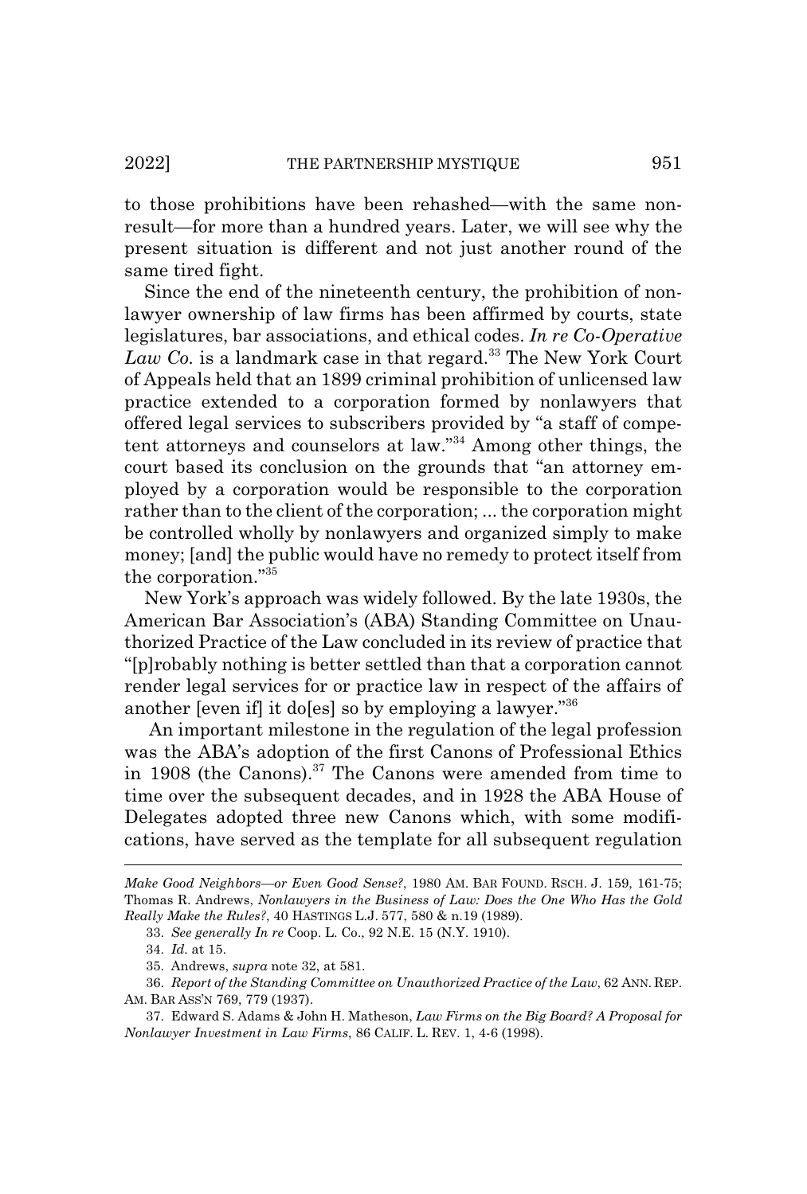to those prohibitions have been rehashed—with the same non-result—for more than a hundred years. Later, we will see why the present situation is different and not just another round of the same tired fight.

Since the end of the nineteenth century, the prohibition of non-lawyer ownership of law firms has been affirmed by courts, state legislatures, bar associations, and ethical codes. *In re Co-Operative Law Co.* is a landmark case in that regard.[33] The New York Court of Appeals held that an 1899 criminal prohibition of unlicensed law practice extended to a corporation formed by nonlawyers that offered legal services to subscribers provided by "a staff of competent attorneys and counselors at law."[34] Among other things, the court based its conclusion on the grounds that "an attorney employed by a corporation would be responsible to the corporation rather than to the client of the corporation; ... the corporation might be controlled wholly by nonlawyers and organized simply to make money; [and] the public would have no remedy to protect itself from the corporation."[35]

New York's approach was widely followed. By the late 1930s, the American Bar Association's (ABA) Standing Committee on Unauthorized Practice of the Law concluded in its review of practice that "[p]robably nothing is better settled than that a corporation cannot render legal services for or practice law in respect of the affairs of another [even if] it do[es] so by employing a lawyer."[36]

An important milestone in the regulation of the legal profession was the ABA's adoption of the first Canons of Professional Ethics in 1908 (the Canons).[37] The Canons were amended from time to time over the subsequent decades, and in 1928 the ABA House of Delegates adopted three new Canons which, with some modifications, have served as the template for all subsequent regulation

---

*Make Good Neighbors—or Even Good Sense?*, 1980 AM. BAR FOUND. RSCH. J. 159, 161-75; Thomas R. Andrews, *Nonlawyers in the Business of Law: Does the One Who Has the Gold Really Make the Rules?*, 40 HASTINGS L.J. 577, 580 & n.19 (1989).

33. *See generally In re* Coop. L. Co., 92 N.E. 15 (N.Y. 1910).

34. *Id.* at 15.

35. Andrews, *supra* note 32, at 581.

36. *Report of the Standing Committee on Unauthorized Practice of the Law*, 62 ANN. REP. AM. BAR ASS'N 769, 779 (1937).

37. Edward S. Adams & John H. Matheson, *Law Firms on the Big Board? A Proposal for Nonlawyer Investment in Law Firms*, 86 CALIF. L. REV. 1, 4-6 (1998).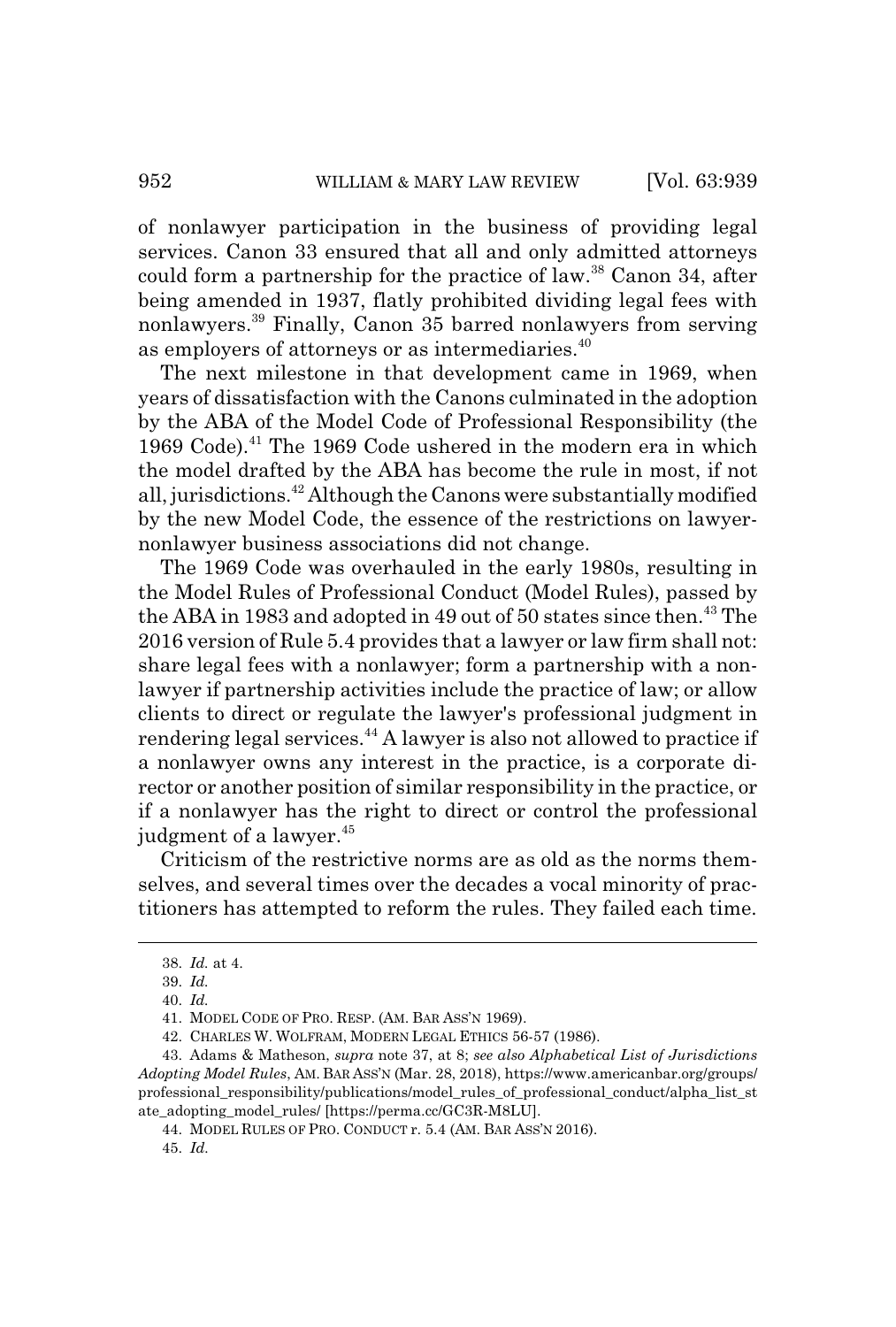of nonlawyer participation in the business of providing legal services. Canon 33 ensured that all and only admitted attorneys could form a partnership for the practice of law.[38] Canon 34, after being amended in 1937, flatly prohibited dividing legal fees with nonlawyers.[39] Finally, Canon 35 barred nonlawyers from serving as employers of attorneys or as intermediaries.[40]

The next milestone in that development came in 1969, when years of dissatisfaction with the Canons culminated in the adoption by the ABA of the Model Code of Professional Responsibility (the 1969 Code).[41] The 1969 Code ushered in the modern era in which the model drafted by the ABA has become the rule in most, if not all, jurisdictions.[42] Although the Canons were substantially modified by the new Model Code, the essence of the restrictions on lawyer-nonlawyer business associations did not change.

The 1969 Code was overhauled in the early 1980s, resulting in the Model Rules of Professional Conduct (Model Rules), passed by the ABA in 1983 and adopted in 49 out of 50 states since then.[43] The 2016 version of Rule 5.4 provides that a lawyer or law firm shall not: share legal fees with a nonlawyer; form a partnership with a nonlawyer if partnership activities include the practice of law; or allow clients to direct or regulate the lawyer's professional judgment in rendering legal services.[44] A lawyer is also not allowed to practice if a nonlawyer owns any interest in the practice, is a corporate director or another position of similar responsibility in the practice, or if a nonlawyer has the right to direct or control the professional judgment of a lawyer.[45]

Criticism of the restrictive norms are as old as the norms themselves, and several times over the decades a vocal minority of practitioners has attempted to reform the rules. They failed each time.

---

38. *Id.* at 4.

39. *Id.*

40. *Id.*

41. MODEL CODE OF PRO. RESP. (AM. BAR ASS'N 1969).

42. CHARLES W. WOLFRAM, MODERN LEGAL ETHICS 56-57 (1986).

43. Adams & Matheson, *supra* note 37, at 8; *see also Alphabetical List of Jurisdictions Adopting Model Rules*, AM. BAR ASS'N (Mar. 28, 2018), https://www.americanbar.org/groups/professional_responsibility/publications/model_rules_of_professional_conduct/alpha_list_state_adopting_model_rules/ [https://perma.cc/GC3R-M8LU].

44. MODEL RULES OF PRO. CONDUCT r. 5.4 (AM. BAR ASS'N 2016).

45. *Id.*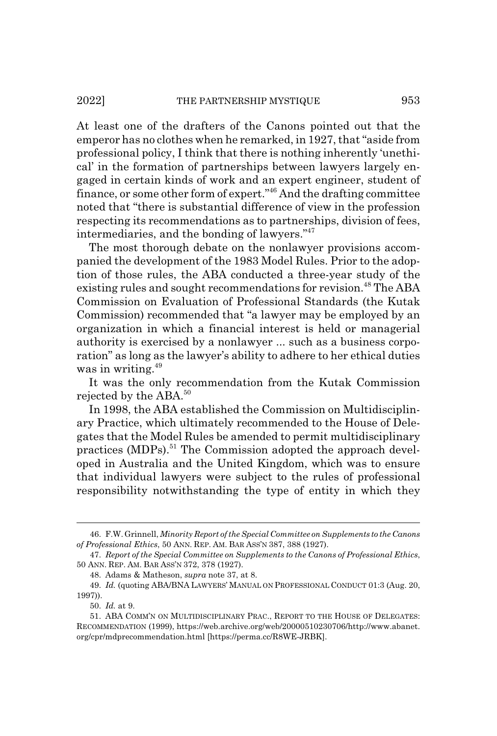At least one of the drafters of the Canons pointed out that the emperor has no clothes when he remarked, in 1927, that "aside from professional policy, I think that there is nothing inherently 'unethical' in the formation of partnerships between lawyers largely engaged in certain kinds of work and an expert engineer, student of finance, or some other form of expert."[46] And the drafting committee noted that "there is substantial difference of view in the profession respecting its recommendations as to partnerships, division of fees, intermediaries, and the bonding of lawyers."[47]

The most thorough debate on the nonlawyer provisions accompanied the development of the 1983 Model Rules. Prior to the adoption of those rules, the ABA conducted a three-year study of the existing rules and sought recommendations for revision.[48] The ABA Commission on Evaluation of Professional Standards (the Kutak Commission) recommended that "a lawyer may be employed by an organization in which a financial interest is held or managerial authority is exercised by a nonlawyer ... such as a business corporation" as long as the lawyer's ability to adhere to her ethical duties was in writing.[49]

It was the only recommendation from the Kutak Commission rejected by the ABA.[50]

In 1998, the ABA established the Commission on Multidisciplinary Practice, which ultimately recommended to the House of Delegates that the Model Rules be amended to permit multidisciplinary practices (MDPs).[51] The Commission adopted the approach developed in Australia and the United Kingdom, which was to ensure that individual lawyers were subject to the rules of professional responsibility notwithstanding the type of entity in which they

---

46. F.W. Grinnell, *Minority Report of the Special Committee on Supplements to the Canons of Professional Ethics*, 50 ANN. REP. AM. BAR ASS'N 387, 388 (1927).

47. *Report of the Special Committee on Supplements to the Canons of Professional Ethics*, 50 ANN. REP. AM. BAR ASS'N 372, 378 (1927).

48. Adams & Matheson, *supra* note 37, at 8.

49. *Id.* (quoting ABA/BNA LAWYERS' MANUAL ON PROFESSIONAL CONDUCT 01:3 (Aug. 20, 1997)).

50. *Id.* at 9.

51. ABA COMM'N ON MULTIDISCIPLINARY PRAC., REPORT TO THE HOUSE OF DELEGATES: RECOMMENDATION (1999), https://web.archive.org/web/20000510230706/http://www.abanet.org/cpr/mdprecommendation.html [https://perma.cc/R8WE-JRBK].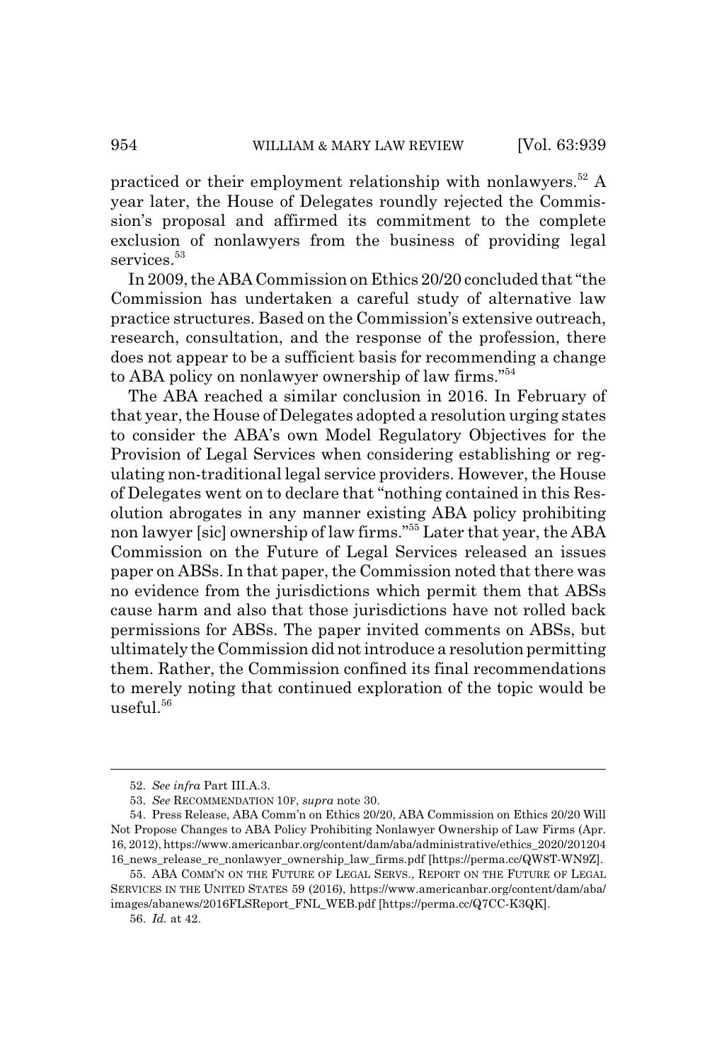practiced or their employment relationship with nonlawyers.[52] A year later, the House of Delegates roundly rejected the Commission's proposal and affirmed its commitment to the complete exclusion of nonlawyers from the business of providing legal services.[53]

In 2009, the ABA Commission on Ethics 20/20 concluded that "the Commission has undertaken a careful study of alternative law practice structures. Based on the Commission's extensive outreach, research, consultation, and the response of the profession, there does not appear to be a sufficient basis for recommending a change to ABA policy on nonlawyer ownership of law firms."[54]

The ABA reached a similar conclusion in 2016. In February of that year, the House of Delegates adopted a resolution urging states to consider the ABA's own Model Regulatory Objectives for the Provision of Legal Services when considering establishing or regulating non-traditional legal service providers. However, the House of Delegates went on to declare that "nothing contained in this Resolution abrogates in any manner existing ABA policy prohibiting non lawyer [sic] ownership of law firms."[55] Later that year, the ABA Commission on the Future of Legal Services released an issues paper on ABSs. In that paper, the Commission noted that there was no evidence from the jurisdictions which permit them that ABSs cause harm and also that those jurisdictions have not rolled back permissions for ABSs. The paper invited comments on ABSs, but ultimately the Commission did not introduce a resolution permitting them. Rather, the Commission confined its final recommendations to merely noting that continued exploration of the topic would be useful.[56]

---

52. *See infra* Part III.A.3.

53. *See* RECOMMENDATION 10F, *supra* note 30.

54. Press Release, ABA Comm'n on Ethics 20/20, ABA Commission on Ethics 20/20 Will Not Propose Changes to ABA Policy Prohibiting Nonlawyer Ownership of Law Firms (Apr. 16, 2012), https://www.americanbar.org/content/dam/aba/administrative/ethics_2020/20120416_news_release_re_nonlawyer_ownership_law_firms.pdf [https://perma.cc/QW8T-WN9Z].

55. ABA COMM'N ON THE FUTURE OF LEGAL SERVS., REPORT ON THE FUTURE OF LEGAL SERVICES IN THE UNITED STATES 59 (2016), https://www.americanbar.org/content/dam/aba/images/abanews/2016FLSReport_FNL_WEB.pdf [https://perma.cc/Q7CC-K3QK].

56. *Id.* at 42.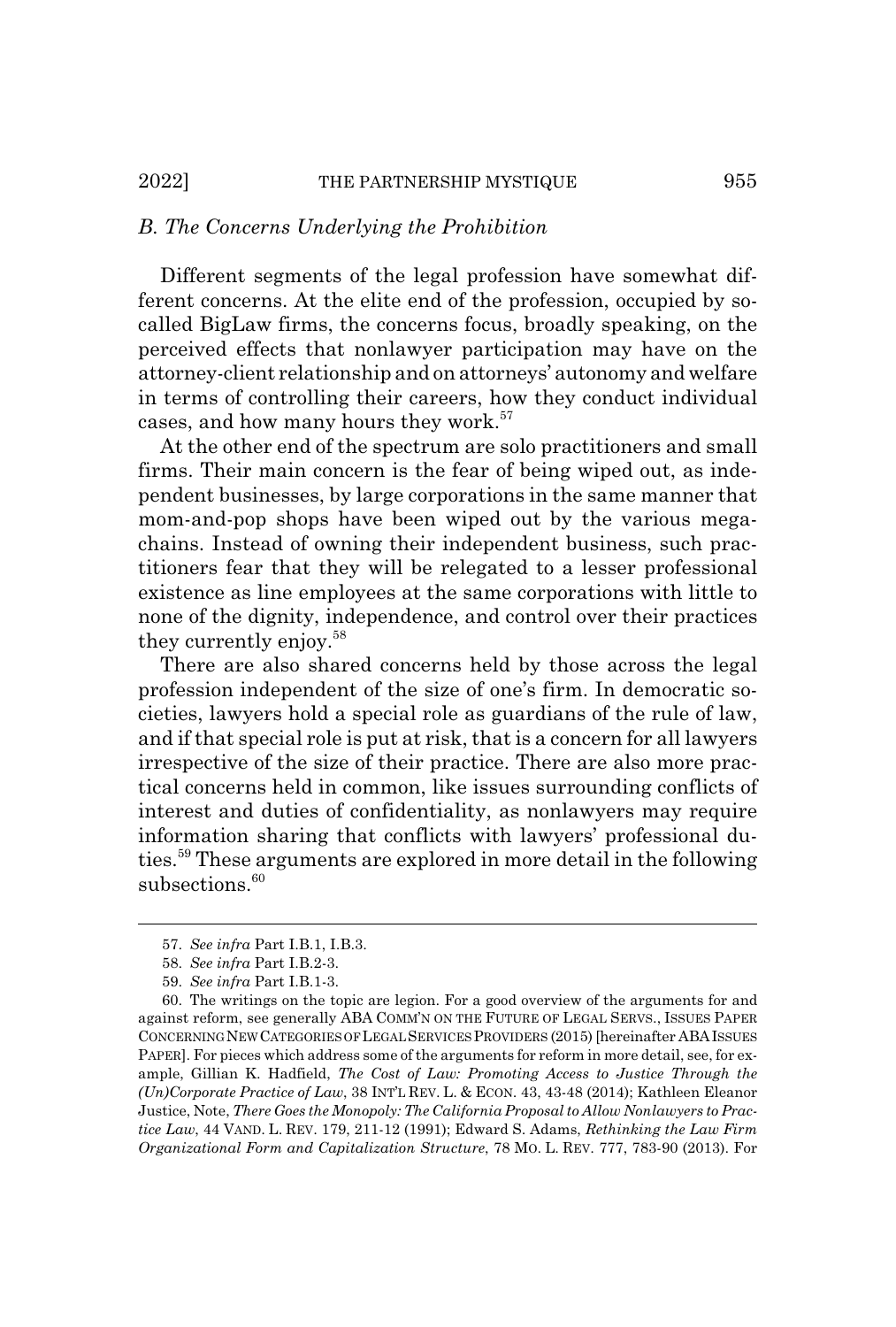### *B. The Concerns Underlying the Prohibition*

Different segments of the legal profession have somewhat different concerns. At the elite end of the profession, occupied by so-called BigLaw firms, the concerns focus, broadly speaking, on the perceived effects that nonlawyer participation may have on the attorney-client relationship and on attorneys' autonomy and welfare in terms of controlling their careers, how they conduct individual cases, and how many hours they work.[57]

At the other end of the spectrum are solo practitioners and small firms. Their main concern is the fear of being wiped out, as independent businesses, by large corporations in the same manner that mom-and-pop shops have been wiped out by the various mega-chains. Instead of owning their independent business, such practitioners fear that they will be relegated to a lesser professional existence as line employees at the same corporations with little to none of the dignity, independence, and control over their practices they currently enjoy.[58]

There are also shared concerns held by those across the legal profession independent of the size of one's firm. In democratic societies, lawyers hold a special role as guardians of the rule of law, and if that special role is put at risk, that is a concern for all lawyers irrespective of the size of their practice. There are also more practical concerns held in common, like issues surrounding conflicts of interest and duties of confidentiality, as nonlawyers may require information sharing that conflicts with lawyers' professional duties.[59] These arguments are explored in more detail in the following subsections.[60]

---

57. *See infra* Part I.B.1, I.B.3.

58. *See infra* Part I.B.2-3.

59. *See infra* Part I.B.1-3.

60. The writings on the topic are legion. For a good overview of the arguments for and against reform, see generally ABA COMM'N ON THE FUTURE OF LEGAL SERVS., ISSUES PAPER CONCERNING NEW CATEGORIES OF LEGAL SERVICES PROVIDERS (2015) [hereinafter ABA ISSUES PAPER]. For pieces which address some of the arguments for reform in more detail, see, for example, Gillian K. Hadfield, *The Cost of Law: Promoting Access to Justice Through the (Un)Corporate Practice of Law*, 38 INT'L REV. L. & ECON. 43, 43-48 (2014); Kathleen Eleanor Justice, Note, *There Goes the Monopoly: The California Proposal to Allow Nonlawyers to Practice Law*, 44 VAND. L. REV. 179, 211-12 (1991); Edward S. Adams, *Rethinking the Law Firm Organizational Form and Capitalization Structure*, 78 MO. L. REV. 777, 783-90 (2013). For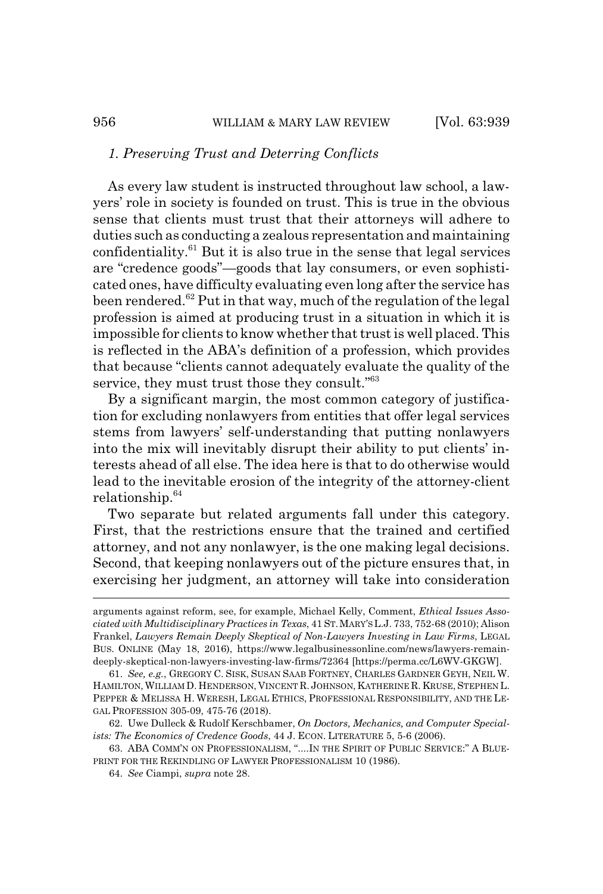### 1. Preserving Trust and Deterring Conflicts

As every law student is instructed throughout law school, a lawyers' role in society is founded on trust. This is true in the obvious sense that clients must trust that their attorneys will adhere to duties such as conducting a zealous representation and maintaining confidentiality.[61] But it is also true in the sense that legal services are "credence goods"—goods that lay consumers, or even sophisticated ones, have difficulty evaluating even long after the service has been rendered.[62] Put in that way, much of the regulation of the legal profession is aimed at producing trust in a situation in which it is impossible for clients to know whether that trust is well placed. This is reflected in the ABA's definition of a profession, which provides that because "clients cannot adequately evaluate the quality of the service, they must trust those they consult."[63]

By a significant margin, the most common category of justification for excluding nonlawyers from entities that offer legal services stems from lawyers' self-understanding that putting nonlawyers into the mix will inevitably disrupt their ability to put clients' interests ahead of all else. The idea here is that to do otherwise would lead to the inevitable erosion of the integrity of the attorney-client relationship.[64]

Two separate but related arguments fall under this category. First, that the restrictions ensure that the trained and certified attorney, and not any nonlawyer, is the one making legal decisions. Second, that keeping nonlawyers out of the picture ensures that, in exercising her judgment, an attorney will take into consideration

---

arguments against reform, see, for example, Michael Kelly, Comment, *Ethical Issues Associated with Multidisciplinary Practices in Texas*, 41 ST. MARY'S L.J. 733, 752-68 (2010); Alison Frankel, *Lawyers Remain Deeply Skeptical of Non-Lawyers Investing in Law Firms*, LEGAL BUS. ONLINE (May 18, 2016), https://www.legalbusinessonline.com/news/lawyers-remain-deeply-skeptical-non-lawyers-investing-law-firms/72364 [https://perma.cc/L6WV-GKGW].

61. *See, e.g.*, GREGORY C. SISK, SUSAN SAAB FORTNEY, CHARLES GARDNER GEYH, NEIL W. HAMILTON, WILLIAM D. HENDERSON, VINCENT R. JOHNSON, KATHERINE R. KRUSE, STEPHEN L. PEPPER & MELISSA H. WERESH, LEGAL ETHICS, PROFESSIONAL RESPONSIBILITY, AND THE LEGAL PROFESSION 305-09, 475-76 (2018).

62. Uwe Dulleck & Rudolf Kerschbamer, *On Doctors, Mechanics, and Computer Specialists: The Economics of Credence Goods*, 44 J. ECON. LITERATURE 5, 5-6 (2006).

63. ABA COMM'N ON PROFESSIONALISM, "....IN THE SPIRIT OF PUBLIC SERVICE:" A BLUEPRINT FOR THE REKINDLING OF LAWYER PROFESSIONALISM 10 (1986).

64. *See* Ciampi, *supra* note 28.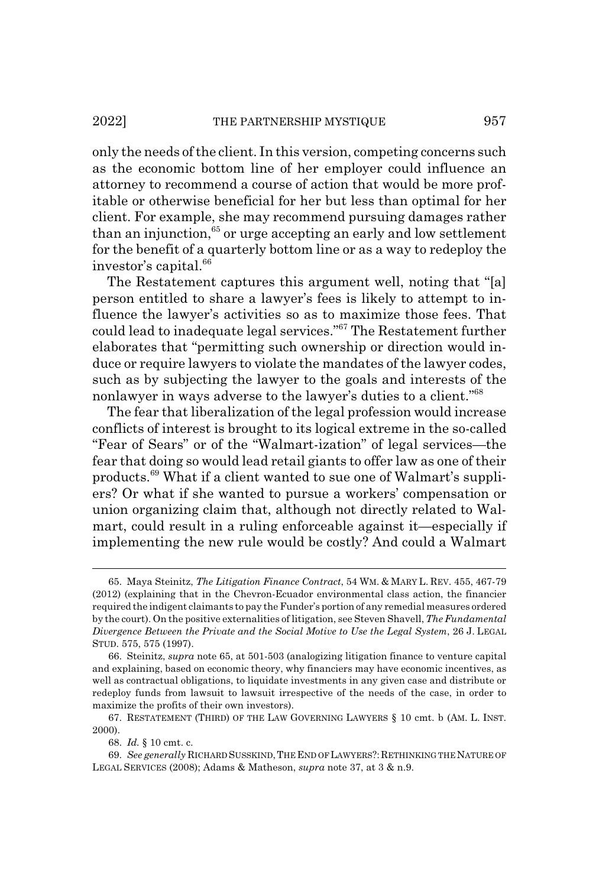only the needs of the client. In this version, competing concerns such as the economic bottom line of her employer could influence an attorney to recommend a course of action that would be more profitable or otherwise beneficial for her but less than optimal for her client. For example, she may recommend pursuing damages rather than an injunction,[65] or urge accepting an early and low settlement for the benefit of a quarterly bottom line or as a way to redeploy the investor's capital.[66]

The Restatement captures this argument well, noting that "[a] person entitled to share a lawyer's fees is likely to attempt to influence the lawyer's activities so as to maximize those fees. That could lead to inadequate legal services."[67] The Restatement further elaborates that "permitting such ownership or direction would induce or require lawyers to violate the mandates of the lawyer codes, such as by subjecting the lawyer to the goals and interests of the nonlawyer in ways adverse to the lawyer's duties to a client."[68]

The fear that liberalization of the legal profession would increase conflicts of interest is brought to its logical extreme in the so-called "Fear of Sears" or of the "Walmart-ization" of legal services—the fear that doing so would lead retail giants to offer law as one of their products.[69] What if a client wanted to sue one of Walmart's suppliers? Or what if she wanted to pursue a workers' compensation or union organizing claim that, although not directly related to Walmart, could result in a ruling enforceable against it—especially if implementing the new rule would be costly? And could a Walmart

---

65. Maya Steinitz, *The Litigation Finance Contract*, 54 WM. & MARY L. REV. 455, 467-79 (2012) (explaining that in the Chevron-Ecuador environmental class action, the financier required the indigent claimants to pay the Funder's portion of any remedial measures ordered by the court). On the positive externalities of litigation, see Steven Shavell, *The Fundamental Divergence Between the Private and the Social Motive to Use the Legal System*, 26 J. LEGAL STUD. 575, 575 (1997).

66. Steinitz, *supra* note 65, at 501-503 (analogizing litigation finance to venture capital and explaining, based on economic theory, why financiers may have economic incentives, as well as contractual obligations, to liquidate investments in any given case and distribute or redeploy funds from lawsuit to lawsuit irrespective of the needs of the case, in order to maximize the profits of their own investors).

67. RESTATEMENT (THIRD) OF THE LAW GOVERNING LAWYERS § 10 cmt. b (AM. L. INST. 2000).

68. *Id.* § 10 cmt. c.

69. *See generally* RICHARD SUSSKIND, THE END OF LAWYERS?: RETHINKING THE NATURE OF LEGAL SERVICES (2008); Adams & Matheson, *supra* note 37, at 3 & n.9.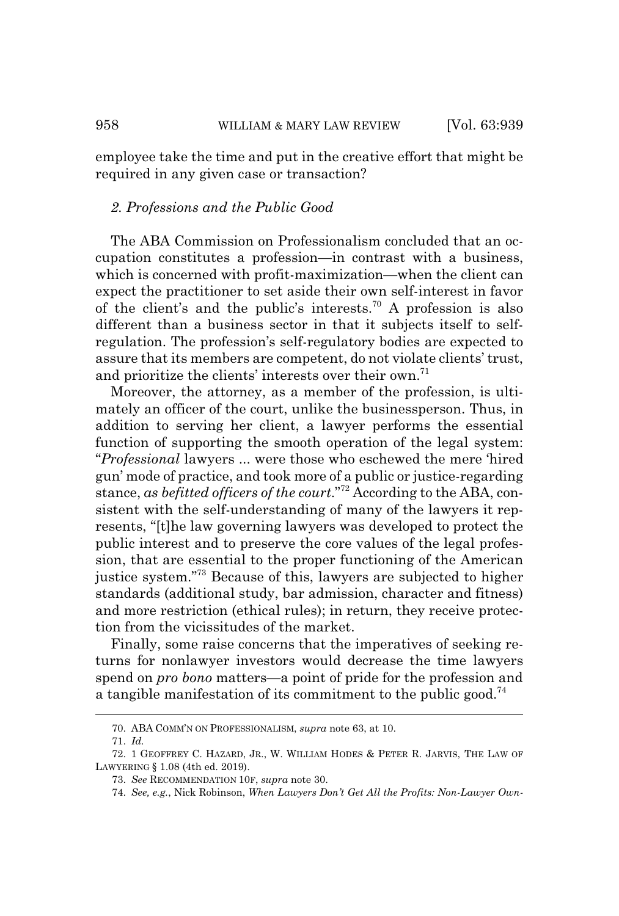employee take the time and put in the creative effort that might be required in any given case or transaction?

### *2. Professions and the Public Good*

The ABA Commission on Professionalism concluded that an occupation constitutes a profession—in contrast with a business, which is concerned with profit-maximization—when the client can expect the practitioner to set aside their own self-interest in favor of the client's and the public's interests.[70] A profession is also different than a business sector in that it subjects itself to self-regulation. The profession's self-regulatory bodies are expected to assure that its members are competent, do not violate clients' trust, and prioritize the clients' interests over their own.[71]

Moreover, the attorney, as a member of the profession, is ultimately an officer of the court, unlike the businessperson. Thus, in addition to serving her client, a lawyer performs the essential function of supporting the smooth operation of the legal system: "*Professional* lawyers ... were those who eschewed the mere 'hired gun' mode of practice, and took more of a public or justice-regarding stance, *as befitted officers of the court*."[72] According to the ABA, consistent with the self-understanding of many of the lawyers it represents, "[t]he law governing lawyers was developed to protect the public interest and to preserve the core values of the legal profession, that are essential to the proper functioning of the American justice system."[73] Because of this, lawyers are subjected to higher standards (additional study, bar admission, character and fitness) and more restriction (ethical rules); in return, they receive protection from the vicissitudes of the market.

Finally, some raise concerns that the imperatives of seeking returns for nonlawyer investors would decrease the time lawyers spend on *pro bono* matters—a point of pride for the profession and a tangible manifestation of its commitment to the public good.[74]

---

70. ABA COMM'N ON PROFESSIONALISM, *supra* note 63, at 10.

71. *Id.*

72. 1 GEOFFREY C. HAZARD, JR., W. WILLIAM HODES & PETER R. JARVIS, THE LAW OF LAWYERING § 1.08 (4th ed. 2019).

73. *See* RECOMMENDATION 10F, *supra* note 30.

74. *See, e.g.*, Nick Robinson, *When Lawyers Don't Get All the Profits: Non-Lawyer Own-*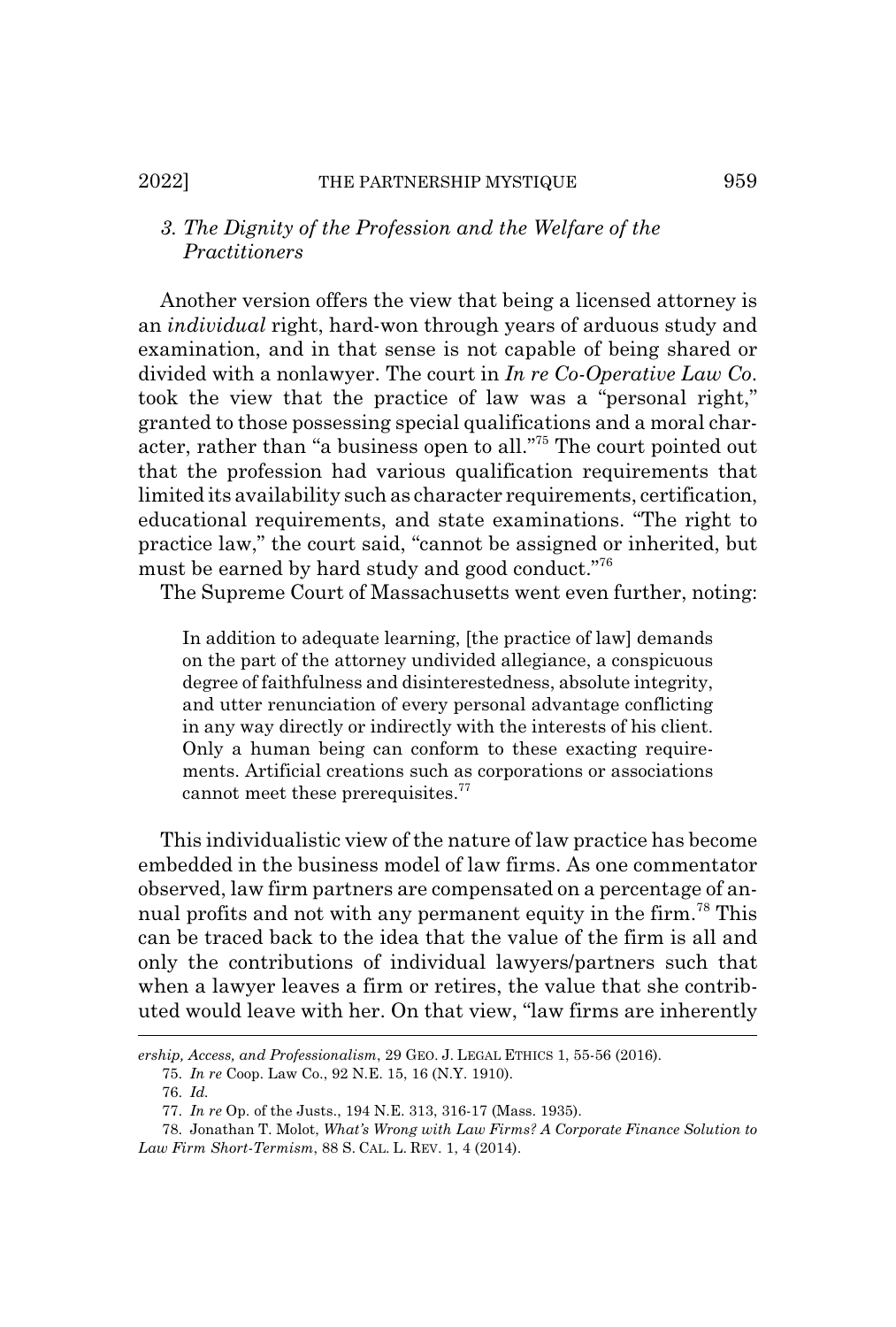### 3. The Dignity of the Profession and the Welfare of the Practitioners

Another version offers the view that being a licensed attorney is an *individual* right, hard-won through years of arduous study and examination, and in that sense is not capable of being shared or divided with a nonlawyer. The court in *In re Co-Operative Law Co.* took the view that the practice of law was a "personal right," granted to those possessing special qualifications and a moral character, rather than "a business open to all."[75] The court pointed out that the profession had various qualification requirements that limited its availability such as character requirements, certification, educational requirements, and state examinations. "The right to practice law," the court said, "cannot be assigned or inherited, but must be earned by hard study and good conduct."[76]

The Supreme Court of Massachusetts went even further, noting:

> In addition to adequate learning, [the practice of law] demands on the part of the attorney undivided allegiance, a conspicuous degree of faithfulness and disinterestedness, absolute integrity, and utter renunciation of every personal advantage conflicting in any way directly or indirectly with the interests of his client. Only a human being can conform to these exacting requirements. Artificial creations such as corporations or associations cannot meet these prerequisites.[77]

This individualistic view of the nature of law practice has become embedded in the business model of law firms. As one commentator observed, law firm partners are compensated on a percentage of annual profits and not with any permanent equity in the firm.[78] This can be traced back to the idea that the value of the firm is all and only the contributions of individual lawyers/partners such that when a lawyer leaves a firm or retires, the value that she contributed would leave with her. On that view, "law firms are inherently

---

*ership, Access, and Professionalism*, 29 GEO. J. LEGAL ETHICS 1, 55-56 (2016).

75. *In re* Coop. Law Co., 92 N.E. 15, 16 (N.Y. 1910).

76. *Id.*

77. *In re* Op. of the Justs., 194 N.E. 313, 316-17 (Mass. 1935).

78. Jonathan T. Molot, *What's Wrong with Law Firms? A Corporate Finance Solution to Law Firm Short-Termism*, 88 S. CAL. L. REV. 1, 4 (2014).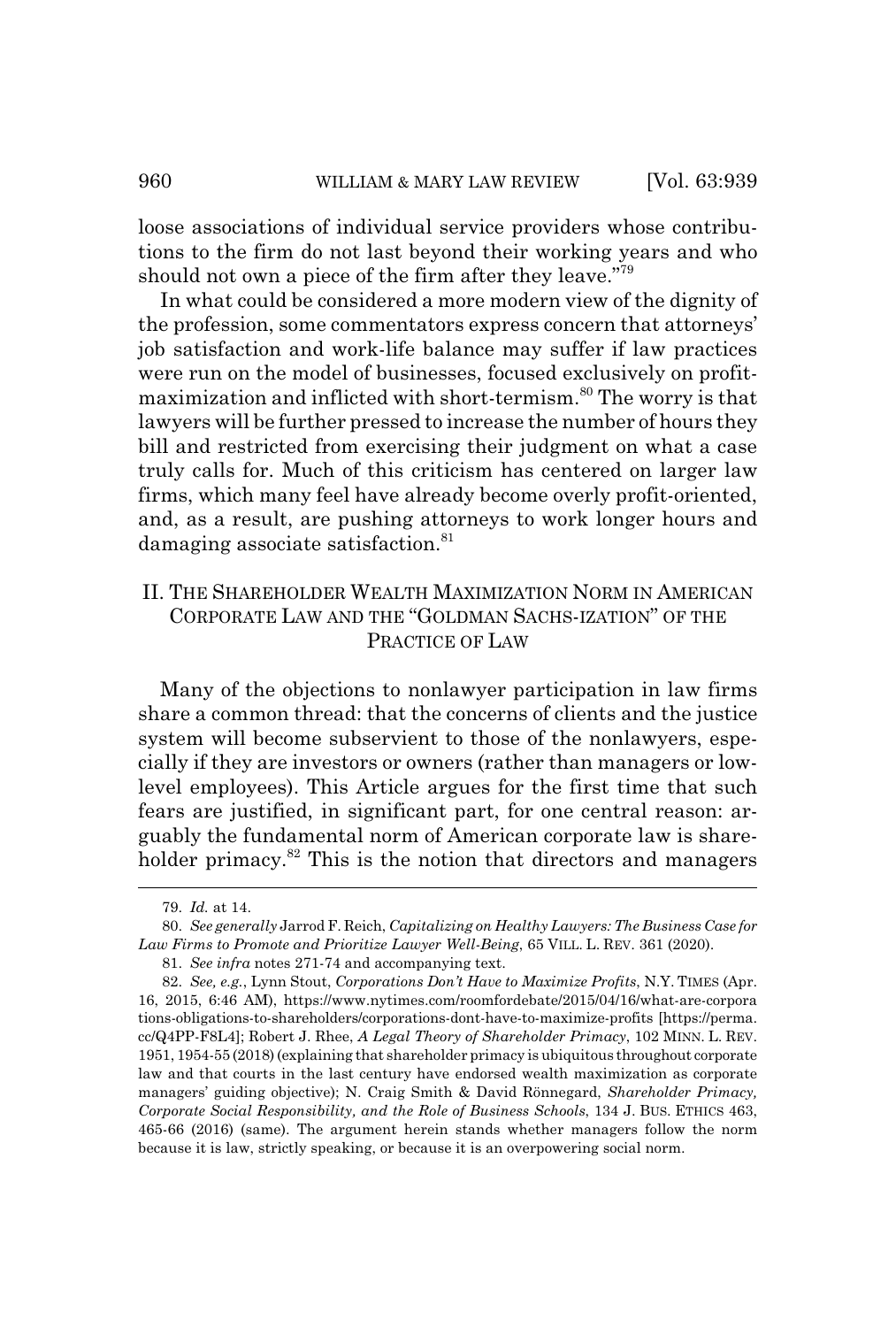loose associations of individual service providers whose contributions to the firm do not last beyond their working years and who should not own a piece of the firm after they leave."[79]

In what could be considered a more modern view of the dignity of the profession, some commentators express concern that attorneys' job satisfaction and work-life balance may suffer if law practices were run on the model of businesses, focused exclusively on profit-maximization and inflicted with short-termism.[80] The worry is that lawyers will be further pressed to increase the number of hours they bill and restricted from exercising their judgment on what a case truly calls for. Much of this criticism has centered on larger law firms, which many feel have already become overly profit-oriented, and, as a result, are pushing attorneys to work longer hours and damaging associate satisfaction.[81]

## II. The Shareholder Wealth Maximization Norm in American Corporate Law and the "Goldman Sachs-ization" of the Practice of Law

Many of the objections to nonlawyer participation in law firms share a common thread: that the concerns of clients and the justice system will become subservient to those of the nonlawyers, especially if they are investors or owners (rather than managers or low-level employees). This Article argues for the first time that such fears are justified, in significant part, for one central reason: arguably the fundamental norm of American corporate law is shareholder primacy.[82] This is the notion that directors and managers

---

79. *Id.* at 14.

80. *See generally* Jarrod F. Reich, *Capitalizing on Healthy Lawyers: The Business Case for Law Firms to Promote and Prioritize Lawyer Well-Being*, 65 VILL. L. REV. 361 (2020).

81. *See infra* notes 271-74 and accompanying text.

82. *See, e.g.*, Lynn Stout, *Corporations Don't Have to Maximize Profits*, N.Y. TIMES (Apr. 16, 2015, 6:46 AM), https://www.nytimes.com/roomfordebate/2015/04/16/what-are-corporations-obligations-to-shareholders/corporations-dont-have-to-maximize-profits [https://perma.cc/Q4PP-F8L4]; Robert J. Rhee, *A Legal Theory of Shareholder Primacy*, 102 MINN. L. REV. 1951, 1954-55 (2018) (explaining that shareholder primacy is ubiquitous throughout corporate law and that courts in the last century have endorsed wealth maximization as corporate managers' guiding objective); N. Craig Smith & David Rönnegard, *Shareholder Primacy, Corporate Social Responsibility, and the Role of Business Schools*, 134 J. BUS. ETHICS 463, 465-66 (2016) (same). The argument herein stands whether managers follow the norm because it is law, strictly speaking, or because it is an overpowering social norm.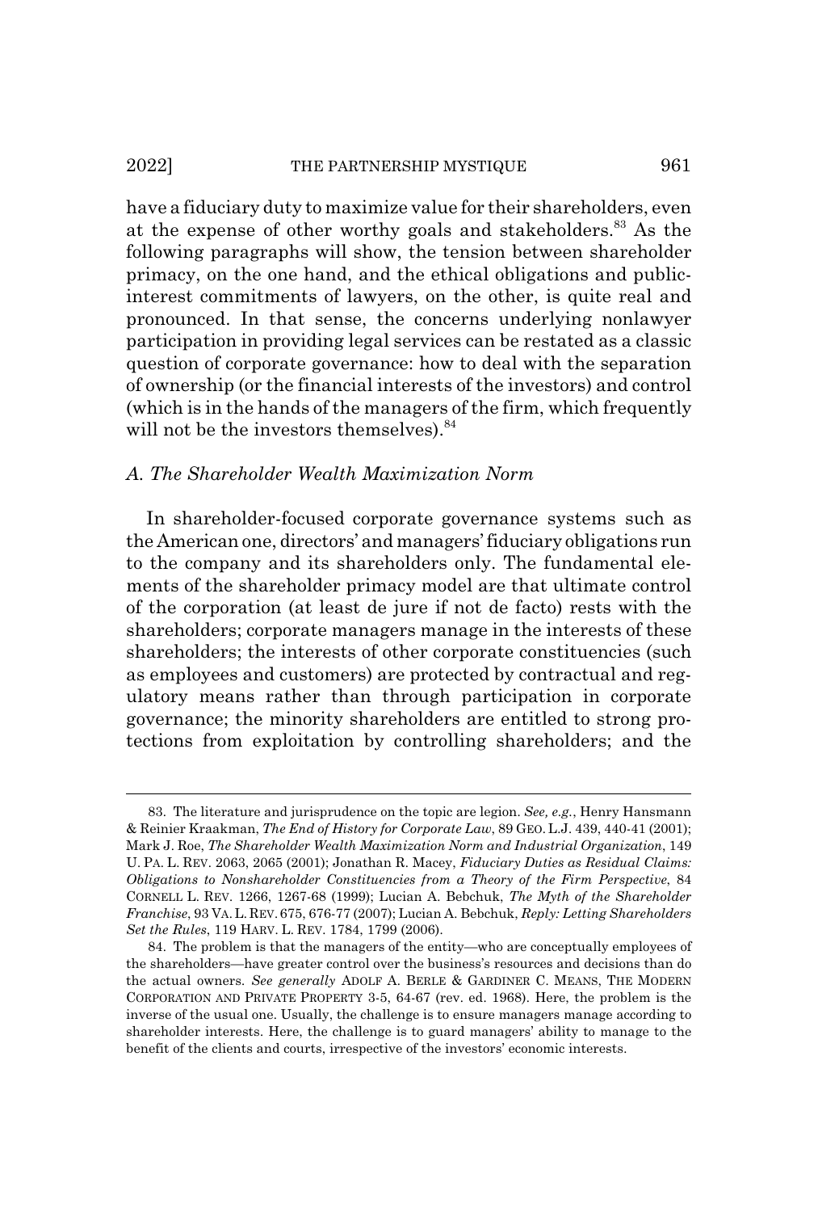have a fiduciary duty to maximize value for their shareholders, even at the expense of other worthy goals and stakeholders.[83] As the following paragraphs will show, the tension between shareholder primacy, on the one hand, and the ethical obligations and public-interest commitments of lawyers, on the other, is quite real and pronounced. In that sense, the concerns underlying nonlawyer participation in providing legal services can be restated as a classic question of corporate governance: how to deal with the separation of ownership (or the financial interests of the investors) and control (which is in the hands of the managers of the firm, which frequently will not be the investors themselves).[84]

### *A. The Shareholder Wealth Maximization Norm*

In shareholder-focused corporate governance systems such as the American one, directors' and managers' fiduciary obligations run to the company and its shareholders only. The fundamental elements of the shareholder primacy model are that ultimate control of the corporation (at least de jure if not de facto) rests with the shareholders; corporate managers manage in the interests of these shareholders; the interests of other corporate constituencies (such as employees and customers) are protected by contractual and regulatory means rather than through participation in corporate governance; the minority shareholders are entitled to strong protections from exploitation by controlling shareholders; and the

---

83. The literature and jurisprudence on the topic are legion. *See, e.g.*, Henry Hansmann & Reinier Kraakman, *The End of History for Corporate Law*, 89 GEO. L.J. 439, 440-41 (2001); Mark J. Roe, *The Shareholder Wealth Maximization Norm and Industrial Organization*, 149 U. PA. L. REV. 2063, 2065 (2001); Jonathan R. Macey, *Fiduciary Duties as Residual Claims: Obligations to Nonshareholder Constituencies from a Theory of the Firm Perspective*, 84 CORNELL L. REV. 1266, 1267-68 (1999); Lucian A. Bebchuk, *The Myth of the Shareholder Franchise*, 93 VA. L. REV. 675, 676-77 (2007); Lucian A. Bebchuk, *Reply: Letting Shareholders Set the Rules*, 119 HARV. L. REV. 1784, 1799 (2006).

84. The problem is that the managers of the entity—who are conceptually employees of the shareholders—have greater control over the business's resources and decisions than do the actual owners. *See generally* ADOLF A. BERLE & GARDINER C. MEANS, THE MODERN CORPORATION AND PRIVATE PROPERTY 3-5, 64-67 (rev. ed. 1968). Here, the problem is the inverse of the usual one. Usually, the challenge is to ensure managers manage according to shareholder interests. Here, the challenge is to guard managers' ability to manage to the benefit of the clients and courts, irrespective of the investors' economic interests.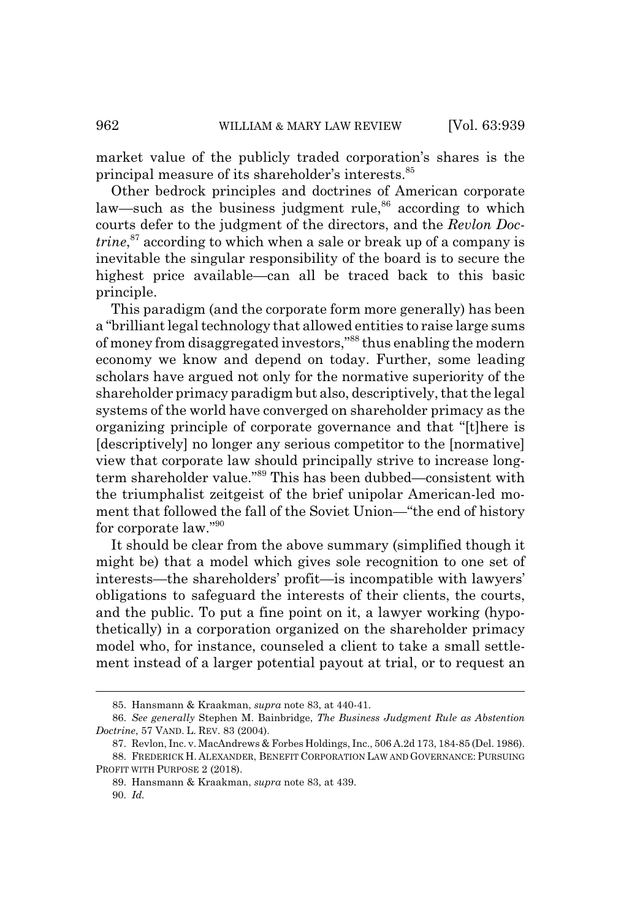market value of the publicly traded corporation's shares is the principal measure of its shareholder's interests.[85]

Other bedrock principles and doctrines of American corporate law—such as the business judgment rule,[86] according to which courts defer to the judgment of the directors, and the *Revlon Doctrine*,[87] according to which when a sale or break up of a company is inevitable the singular responsibility of the board is to secure the highest price available—can all be traced back to this basic principle.

This paradigm (and the corporate form more generally) has been a "brilliant legal technology that allowed entities to raise large sums of money from disaggregated investors,"[88] thus enabling the modern economy we know and depend on today. Further, some leading scholars have argued not only for the normative superiority of the shareholder primacy paradigm but also, descriptively, that the legal systems of the world have converged on shareholder primacy as the organizing principle of corporate governance and that "[t]here is [descriptively] no longer any serious competitor to the [normative] view that corporate law should principally strive to increase long-term shareholder value."[89] This has been dubbed—consistent with the triumphalist zeitgeist of the brief unipolar American-led moment that followed the fall of the Soviet Union—"the end of history for corporate law."[90]

It should be clear from the above summary (simplified though it might be) that a model which gives sole recognition to one set of interests—the shareholders' profit—is incompatible with lawyers' obligations to safeguard the interests of their clients, the courts, and the public. To put a fine point on it, a lawyer working (hypothetically) in a corporation organized on the shareholder primacy model who, for instance, counseled a client to take a small settlement instead of a larger potential payout at trial, or to request an

---

85. Hansmann & Kraakman, *supra* note 83, at 440-41.

86. *See generally* Stephen M. Bainbridge, *The Business Judgment Rule as Abstention Doctrine*, 57 VAND. L. REV. 83 (2004).

87. Revlon, Inc. v. MacAndrews & Forbes Holdings, Inc., 506 A.2d 173, 184-85 (Del. 1986).

88. FREDERICK H. ALEXANDER, BENEFIT CORPORATION LAW AND GOVERNANCE: PURSUING PROFIT WITH PURPOSE 2 (2018).

89. Hansmann & Kraakman, *supra* note 83, at 439.

90. *Id.*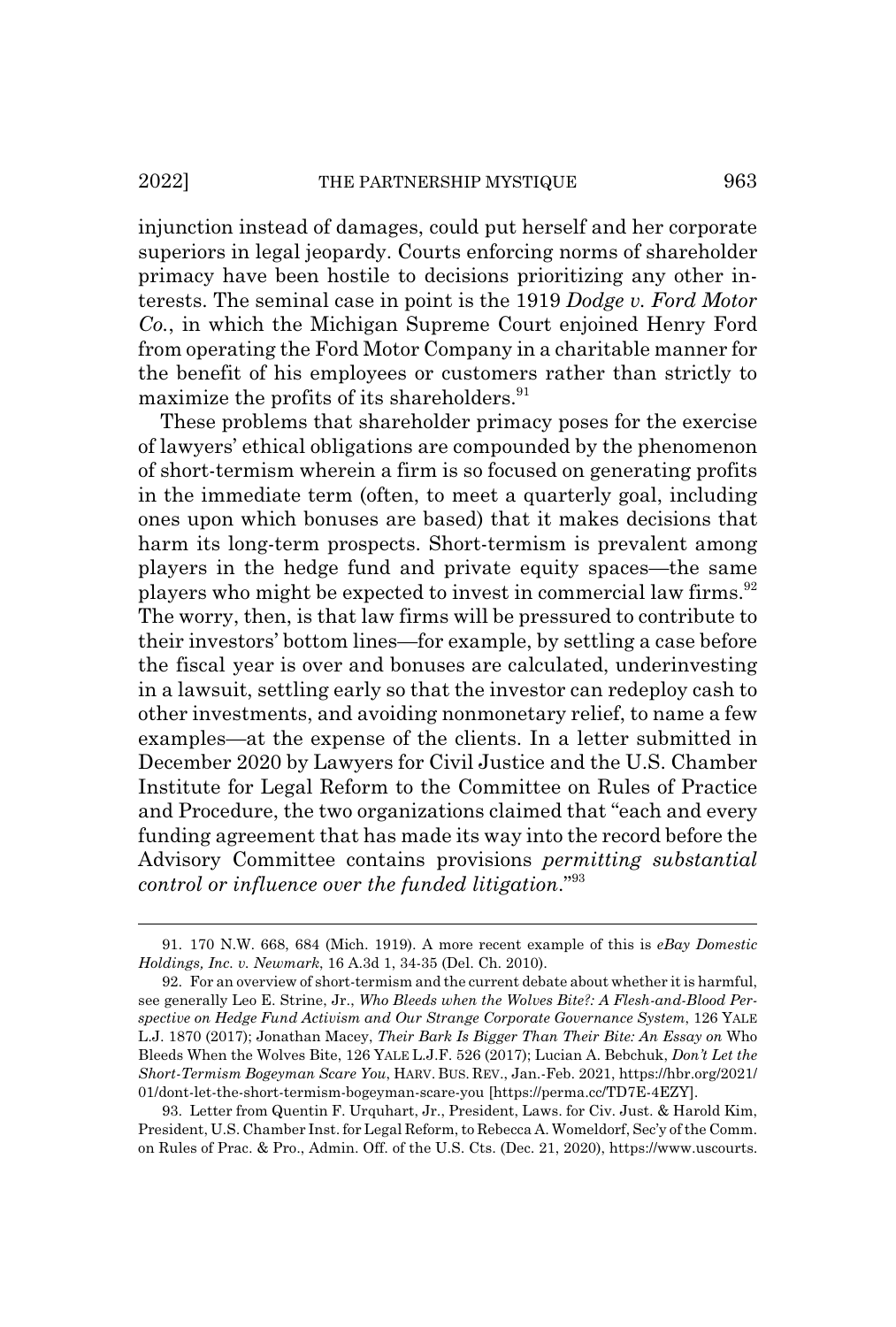injunction instead of damages, could put herself and her corporate superiors in legal jeopardy. Courts enforcing norms of shareholder primacy have been hostile to decisions prioritizing any other interests. The seminal case in point is the 1919 *Dodge v. Ford Motor Co.*, in which the Michigan Supreme Court enjoined Henry Ford from operating the Ford Motor Company in a charitable manner for the benefit of his employees or customers rather than strictly to maximize the profits of its shareholders.[91]

These problems that shareholder primacy poses for the exercise of lawyers' ethical obligations are compounded by the phenomenon of short-termism wherein a firm is so focused on generating profits in the immediate term (often, to meet a quarterly goal, including ones upon which bonuses are based) that it makes decisions that harm its long-term prospects. Short-termism is prevalent among players in the hedge fund and private equity spaces—the same players who might be expected to invest in commercial law firms.[92] The worry, then, is that law firms will be pressured to contribute to their investors' bottom lines—for example, by settling a case before the fiscal year is over and bonuses are calculated, underinvesting in a lawsuit, settling early so that the investor can redeploy cash to other investments, and avoiding nonmonetary relief, to name a few examples—at the expense of the clients. In a letter submitted in December 2020 by Lawyers for Civil Justice and the U.S. Chamber Institute for Legal Reform to the Committee on Rules of Practice and Procedure, the two organizations claimed that "each and every funding agreement that has made its way into the record before the Advisory Committee contains provisions *permitting substantial control or influence over the funded litigation*."[93]

---

91. 170 N.W. 668, 684 (Mich. 1919). A more recent example of this is *eBay Domestic Holdings, Inc. v. Newmark*, 16 A.3d 1, 34-35 (Del. Ch. 2010).

92. For an overview of short-termism and the current debate about whether it is harmful, see generally Leo E. Strine, Jr., *Who Bleeds when the Wolves Bite?: A Flesh-and-Blood Perspective on Hedge Fund Activism and Our Strange Corporate Governance System*, 126 YALE L.J. 1870 (2017); Jonathan Macey, *Their Bark Is Bigger Than Their Bite: An Essay on* Who Bleeds When the Wolves Bite, 126 YALE L.J.F. 526 (2017); Lucian A. Bebchuk, *Don't Let the Short-Termism Bogeyman Scare You*, HARV. BUS. REV., Jan.-Feb. 2021, https://hbr.org/2021/01/dont-let-the-short-termism-bogeyman-scare-you [https://perma.cc/TD7E-4EZY].

93. Letter from Quentin F. Urquhart, Jr., President, Laws. for Civ. Just. & Harold Kim, President, U.S. Chamber Inst. for Legal Reform, to Rebecca A. Womeldorf, Sec'y of the Comm. on Rules of Prac. & Pro., Admin. Off. of the U.S. Cts. (Dec. 21, 2020), https://www.uscourts.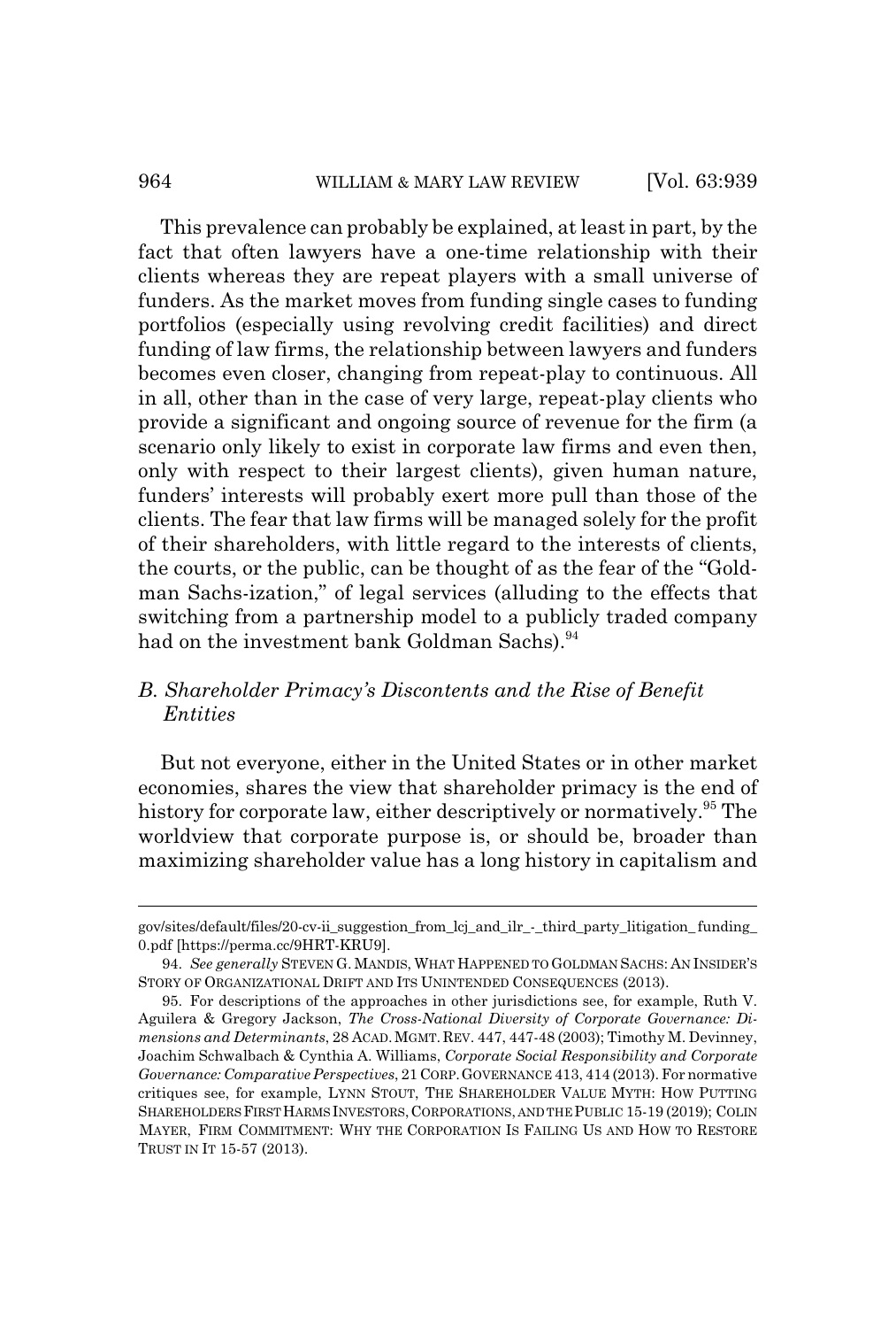This prevalence can probably be explained, at least in part, by the fact that often lawyers have a one-time relationship with their clients whereas they are repeat players with a small universe of funders. As the market moves from funding single cases to funding portfolios (especially using revolving credit facilities) and direct funding of law firms, the relationship between lawyers and funders becomes even closer, changing from repeat-play to continuous. All in all, other than in the case of very large, repeat-play clients who provide a significant and ongoing source of revenue for the firm (a scenario only likely to exist in corporate law firms and even then, only with respect to their largest clients), given human nature, funders' interests will probably exert more pull than those of the clients. The fear that law firms will be managed solely for the profit of their shareholders, with little regard to the interests of clients, the courts, or the public, can be thought of as the fear of the "Goldman Sachs-ization," of legal services (alluding to the effects that switching from a partnership model to a publicly traded company had on the investment bank Goldman Sachs).[94]

### B. Shareholder Primacy's Discontents and the Rise of Benefit Entities

But not everyone, either in the United States or in other market economies, shares the view that shareholder primacy is the end of history for corporate law, either descriptively or normatively.[95] The worldview that corporate purpose is, or should be, broader than maximizing shareholder value has a long history in capitalism and

---

gov/sites/default/files/20-cv-ii_suggestion_from_lcj_and_ilr_-_third_party_litigation_funding_0.pdf [https://perma.cc/9HRT-KRU9].

94. *See generally* STEVEN G. MANDIS, WHAT HAPPENED TO GOLDMAN SACHS: AN INSIDER'S STORY OF ORGANIZATIONAL DRIFT AND ITS UNINTENDED CONSEQUENCES (2013).

95. For descriptions of the approaches in other jurisdictions see, for example, Ruth V. Aguilera & Gregory Jackson, *The Cross-National Diversity of Corporate Governance: Dimensions and Determinants*, 28 ACAD. MGMT. REV. 447, 447-48 (2003); Timothy M. Devinney, Joachim Schwalbach & Cynthia A. Williams, *Corporate Social Responsibility and Corporate Governance: Comparative Perspectives*, 21 CORP. GOVERNANCE 413, 414 (2013). For normative critiques see, for example, LYNN STOUT, THE SHAREHOLDER VALUE MYTH: HOW PUTTING SHAREHOLDERS FIRST HARMS INVESTORS, CORPORATIONS, AND THE PUBLIC 15-19 (2019); COLIN MAYER, FIRM COMMITMENT: WHY THE CORPORATION IS FAILING US AND HOW TO RESTORE TRUST IN IT 15-57 (2013).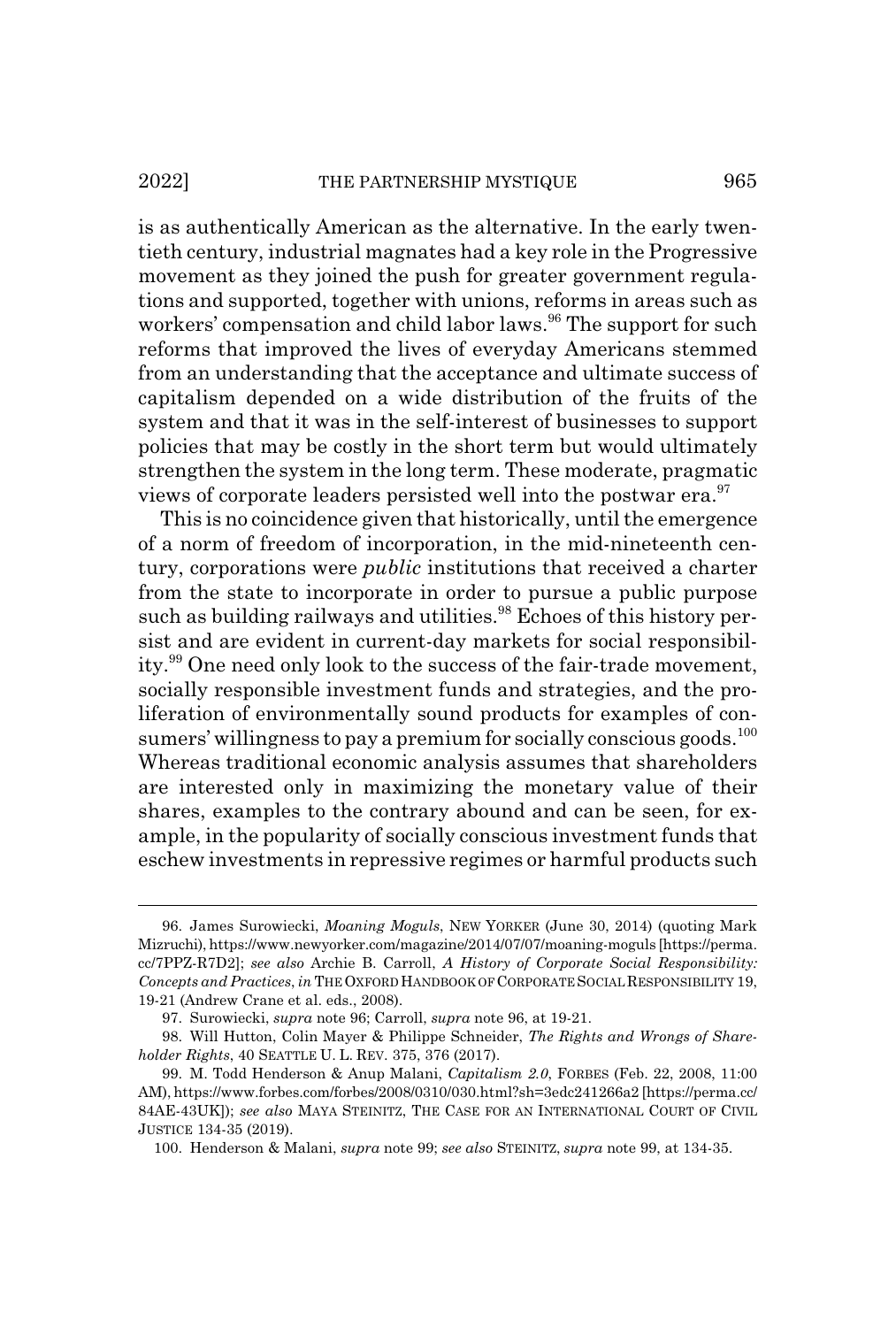is as authentically American as the alternative. In the early twentieth century, industrial magnates had a key role in the Progressive movement as they joined the push for greater government regulations and supported, together with unions, reforms in areas such as workers' compensation and child labor laws.[96] The support for such reforms that improved the lives of everyday Americans stemmed from an understanding that the acceptance and ultimate success of capitalism depended on a wide distribution of the fruits of the system and that it was in the self-interest of businesses to support policies that may be costly in the short term but would ultimately strengthen the system in the long term. These moderate, pragmatic views of corporate leaders persisted well into the postwar era.[97]

This is no coincidence given that historically, until the emergence of a norm of freedom of incorporation, in the mid-nineteenth century, corporations were *public* institutions that received a charter from the state to incorporate in order to pursue a public purpose such as building railways and utilities.[98] Echoes of this history persist and are evident in current-day markets for social responsibility.[99] One need only look to the success of the fair-trade movement, socially responsible investment funds and strategies, and the proliferation of environmentally sound products for examples of consumers' willingness to pay a premium for socially conscious goods.[100] Whereas traditional economic analysis assumes that shareholders are interested only in maximizing the monetary value of their shares, examples to the contrary abound and can be seen, for example, in the popularity of socially conscious investment funds that eschew investments in repressive regimes or harmful products such

---

96. James Surowiecki, *Moaning Moguls*, NEW YORKER (June 30, 2014) (quoting Mark Mizruchi), https://www.newyorker.com/magazine/2014/07/07/moaning-moguls [https://perma.cc/7PPZ-R7D2]; *see also* Archie B. Carroll, *A History of Corporate Social Responsibility: Concepts and Practices*, *in* THE OXFORD HANDBOOK OF CORPORATE SOCIAL RESPONSIBILITY 19, 19-21 (Andrew Crane et al. eds., 2008).

97. Surowiecki, *supra* note 96; Carroll, *supra* note 96, at 19-21.

98. Will Hutton, Colin Mayer & Philippe Schneider, *The Rights and Wrongs of Shareholder Rights*, 40 SEATTLE U. L. REV. 375, 376 (2017).

99. M. Todd Henderson & Anup Malani, *Capitalism 2.0*, FORBES (Feb. 22, 2008, 11:00 AM), https://www.forbes.com/forbes/2008/0310/030.html?sh=3edc241266a2 [https://perma.cc/84AE-43UK]); *see also* MAYA STEINITZ, THE CASE FOR AN INTERNATIONAL COURT OF CIVIL JUSTICE 134-35 (2019).

100. Henderson & Malani, *supra* note 99; *see also* STEINITZ, *supra* note 99, at 134-35.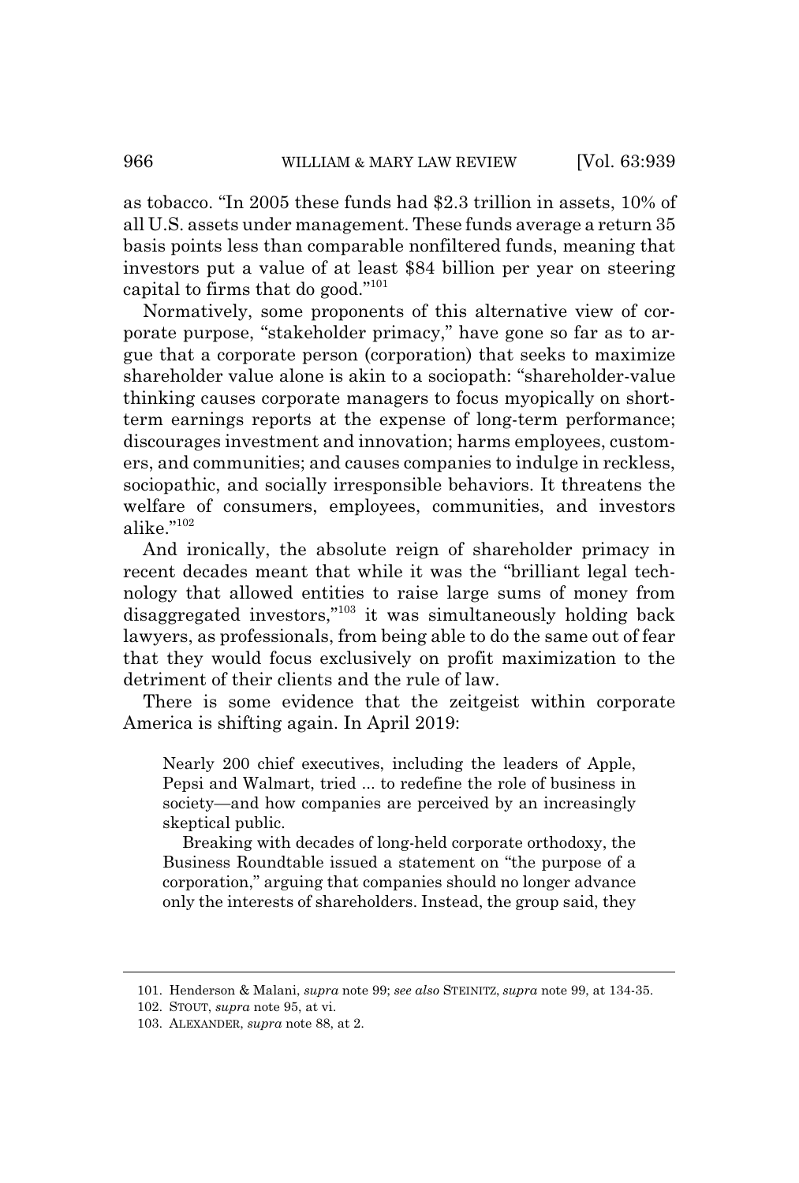as tobacco. "In 2005 these funds had $2.3 trillion in assets, 10% of all U.S. assets under management. These funds average a return 35 basis points less than comparable nonfiltered funds, meaning that investors put a value of at least $84 billion per year on steering capital to firms that do good."[101]

Normatively, some proponents of this alternative view of corporate purpose, "stakeholder primacy," have gone so far as to argue that a corporate person (corporation) that seeks to maximize shareholder value alone is akin to a sociopath: "shareholder-value thinking causes corporate managers to focus myopically on short-term earnings reports at the expense of long-term performance; discourages investment and innovation; harms employees, customers, and communities; and causes companies to indulge in reckless, sociopathic, and socially irresponsible behaviors. It threatens the welfare of consumers, employees, communities, and investors alike."[102]

And ironically, the absolute reign of shareholder primacy in recent decades meant that while it was the "brilliant legal technology that allowed entities to raise large sums of money from disaggregated investors,"[103] it was simultaneously holding back lawyers, as professionals, from being able to do the same out of fear that they would focus exclusively on profit maximization to the detriment of their clients and the rule of law.

There is some evidence that the zeitgeist within corporate America is shifting again. In April 2019:

> Nearly 200 chief executives, including the leaders of Apple, Pepsi and Walmart, tried ... to redefine the role of business in society—and how companies are perceived by an increasingly skeptical public.
>
> Breaking with decades of long-held corporate orthodoxy, the Business Roundtable issued a statement on "the purpose of a corporation," arguing that companies should no longer advance only the interests of shareholders. Instead, the group said, they

---

101. Henderson & Malani, *supra* note 99; *see also* STEINITZ, *supra* note 99, at 134-35.

102. STOUT, *supra* note 95, at vi.

103. ALEXANDER, *supra* note 88, at 2.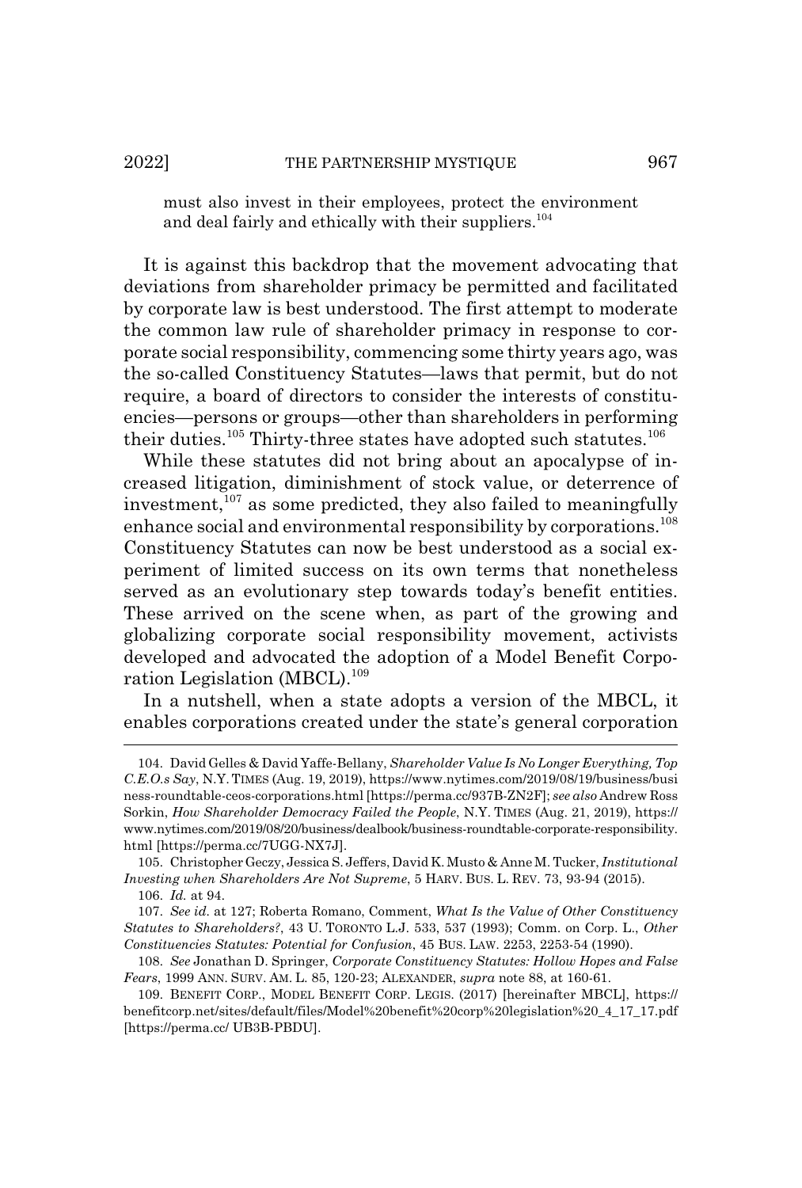must also invest in their employees, protect the environment and deal fairly and ethically with their suppliers.[104]

It is against this backdrop that the movement advocating that deviations from shareholder primacy be permitted and facilitated by corporate law is best understood. The first attempt to moderate the common law rule of shareholder primacy in response to corporate social responsibility, commencing some thirty years ago, was the so-called Constituency Statutes—laws that permit, but do not require, a board of directors to consider the interests of constituencies—persons or groups—other than shareholders in performing their duties.[105] Thirty-three states have adopted such statutes.[106]

While these statutes did not bring about an apocalypse of increased litigation, diminishment of stock value, or deterrence of investment,[107] as some predicted, they also failed to meaningfully enhance social and environmental responsibility by corporations.[108] Constituency Statutes can now be best understood as a social experiment of limited success on its own terms that nonetheless served as an evolutionary step towards today's benefit entities. These arrived on the scene when, as part of the growing and globalizing corporate social responsibility movement, activists developed and advocated the adoption of a Model Benefit Corporation Legislation (MBCL).[109]

In a nutshell, when a state adopts a version of the MBCL, it enables corporations created under the state's general corporation

---

104. David Gelles & David Yaffe-Bellany, *Shareholder Value Is No Longer Everything, Top C.E.O.s Say*, N.Y. TIMES (Aug. 19, 2019), https://www.nytimes.com/2019/08/19/business/business-roundtable-ceos-corporations.html [https://perma.cc/937B-ZN2F]; *see also* Andrew Ross Sorkin, *How Shareholder Democracy Failed the People*, N.Y. TIMES (Aug. 21, 2019), https://www.nytimes.com/2019/08/20/business/dealbook/business-roundtable-corporate-responsibility.html [https://perma.cc/7UGG-NX7J].

105. Christopher Geczy, Jessica S. Jeffers, David K. Musto & Anne M. Tucker, *Institutional Investing when Shareholders Are Not Supreme*, 5 HARV. BUS. L. REV. 73, 93-94 (2015).

106. *Id.* at 94.

107. *See id.* at 127; Roberta Romano, Comment, *What Is the Value of Other Constituency Statutes to Shareholders?*, 43 U. TORONTO L.J. 533, 537 (1993); Comm. on Corp. L., *Other Constituencies Statutes: Potential for Confusion*, 45 BUS. LAW. 2253, 2253-54 (1990).

108. *See* Jonathan D. Springer, *Corporate Constituency Statutes: Hollow Hopes and False Fears*, 1999 ANN. SURV. AM. L. 85, 120-23; ALEXANDER, *supra* note 88, at 160-61.

109. BENEFIT CORP., MODEL BENEFIT CORP. LEGIS. (2017) [hereinafter MBCL], https://benefitcorp.net/sites/default/files/Model%20benefit%20corp%20legislation%20_4_17_17.pdf [https://perma.cc/ UB3B-PBDU].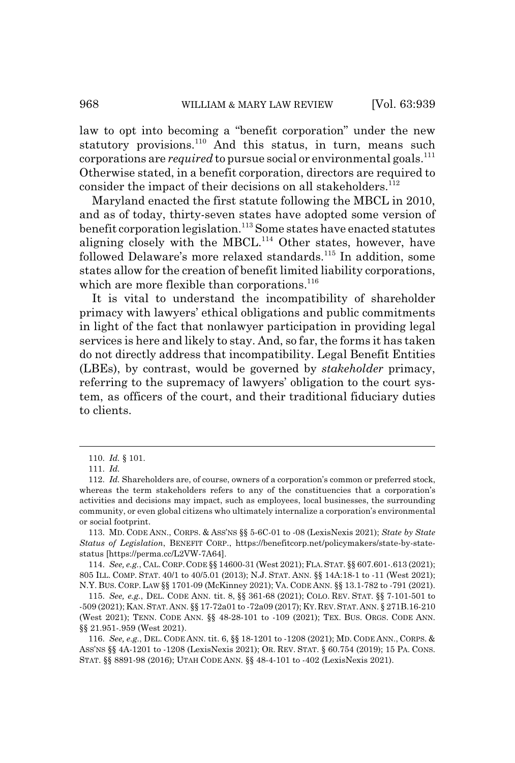law to opt into becoming a "benefit corporation" under the new statutory provisions.[110] And this status, in turn, means such corporations are *required* to pursue social or environmental goals.[111] Otherwise stated, in a benefit corporation, directors are required to consider the impact of their decisions on all stakeholders.[112]

Maryland enacted the first statute following the MBCL in 2010, and as of today, thirty-seven states have adopted some version of benefit corporation legislation.[113] Some states have enacted statutes aligning closely with the MBCL.[114] Other states, however, have followed Delaware's more relaxed standards.[115] In addition, some states allow for the creation of benefit limited liability corporations, which are more flexible than corporations.[116]

It is vital to understand the incompatibility of shareholder primacy with lawyers' ethical obligations and public commitments in light of the fact that nonlawyer participation in providing legal services is here and likely to stay. And, so far, the forms it has taken do not directly address that incompatibility. Legal Benefit Entities (LBEs), by contrast, would be governed by *stakeholder* primacy, referring to the supremacy of lawyers' obligation to the court system, as officers of the court, and their traditional fiduciary duties to clients.

---

110. *Id.* § 101.

111. *Id.*

112. *Id.* Shareholders are, of course, owners of a corporation's common or preferred stock, whereas the term stakeholders refers to any of the constituencies that a corporation's activities and decisions may impact, such as employees, local businesses, the surrounding community, or even global citizens who ultimately internalize a corporation's environmental or social footprint.

113. MD. CODE ANN., CORPS. & ASS'NS §§ 5-6C-01 to -08 (LexisNexis 2021); *State by State Status of Legislation*, BENEFIT CORP., https://benefitcorp.net/policymakers/state-by-state-status [https://perma.cc/L2VW-7A64].

114. *See, e.g.*, CAL. CORP. CODE §§ 14600-31 (West 2021); FLA. STAT. §§ 607.601-.613 (2021); 805 ILL. COMP. STAT. 40/1 to 40/5.01 (2013); N.J. STAT. ANN. §§ 14A:18-1 to -11 (West 2021); N.Y. BUS. CORP. LAW §§ 1701-09 (McKinney 2021); VA. CODE ANN. §§ 13.1-782 to -791 (2021).

115. *See, e.g.*, DEL. CODE ANN. tit. 8, §§ 361-68 (2021); COLO. REV. STAT. §§ 7-101-501 to -509 (2021); KAN. STAT. ANN. §§ 17-72a01 to -72a09 (2017); KY. REV. STAT. ANN. § 271B.16-210 (West 2021); TENN. CODE ANN. §§ 48-28-101 to -109 (2021); TEX. BUS. ORGS. CODE ANN. §§ 21.951-.959 (West 2021).

116. *See, e.g.*, DEL. CODE ANN. tit. 6, §§ 18-1201 to -1208 (2021); MD. CODE ANN., CORPS. & ASS'NS §§ 4A-1201 to -1208 (LexisNexis 2021); OR. REV. STAT. § 60.754 (2019); 15 PA. CONS. STAT. §§ 8891-98 (2016); UTAH CODE ANN. §§ 48-4-101 to -402 (LexisNexis 2021).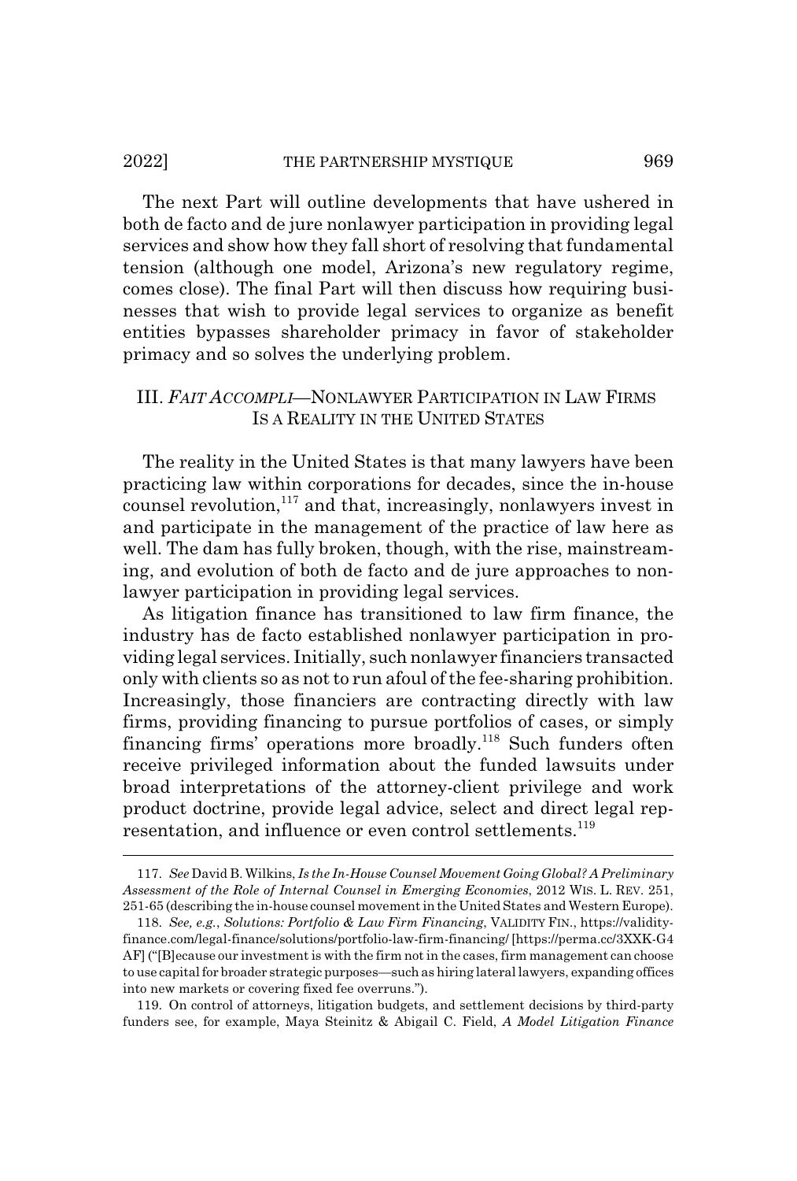The next Part will outline developments that have ushered in both de facto and de jure nonlawyer participation in providing legal services and show how they fall short of resolving that fundamental tension (although one model, Arizona's new regulatory regime, comes close). The final Part will then discuss how requiring businesses that wish to provide legal services to organize as benefit entities bypasses shareholder primacy in favor of stakeholder primacy and so solves the underlying problem.

## III. *FAIT ACCOMPLI*—NONLAWYER PARTICIPATION IN LAW FIRMS IS A REALITY IN THE UNITED STATES

The reality in the United States is that many lawyers have been practicing law within corporations for decades, since the in-house counsel revolution,[117] and that, increasingly, nonlawyers invest in and participate in the management of the practice of law here as well. The dam has fully broken, though, with the rise, mainstreaming, and evolution of both de facto and de jure approaches to nonlawyer participation in providing legal services.

As litigation finance has transitioned to law firm finance, the industry has de facto established nonlawyer participation in providing legal services. Initially, such nonlawyer financiers transacted only with clients so as not to run afoul of the fee-sharing prohibition. Increasingly, those financiers are contracting directly with law firms, providing financing to pursue portfolios of cases, or simply financing firms' operations more broadly.[118] Such funders often receive privileged information about the funded lawsuits under broad interpretations of the attorney-client privilege and work product doctrine, provide legal advice, select and direct legal representation, and influence or even control settlements.[119]

---

117. *See* David B. Wilkins, *Is the In-House Counsel Movement Going Global? A Preliminary Assessment of the Role of Internal Counsel in Emerging Economies*, 2012 WIS. L. REV. 251, 251-65 (describing the in-house counsel movement in the United States and Western Europe).

118. *See, e.g.*, *Solutions: Portfolio & Law Firm Financing*, VALIDITY FIN., https://validity-finance.com/legal-finance/solutions/portfolio-law-firm-financing/ [https://perma.cc/3XXK-G4AF] ("[B]ecause our investment is with the firm not in the cases, firm management can choose to use capital for broader strategic purposes—such as hiring lateral lawyers, expanding offices into new markets or covering fixed fee overruns.").

119. On control of attorneys, litigation budgets, and settlement decisions by third-party funders see, for example, Maya Steinitz & Abigail C. Field, *A Model Litigation Finance*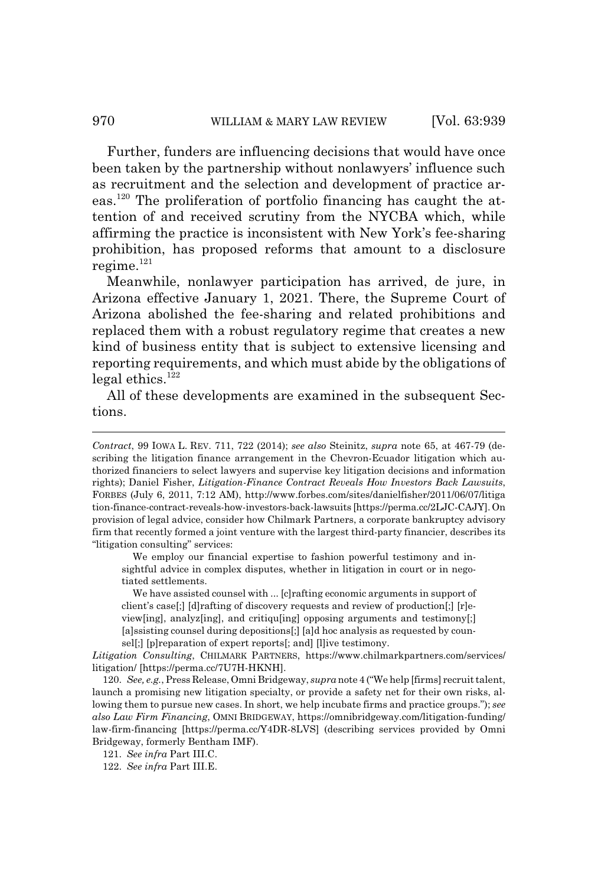Further, funders are influencing decisions that would have once been taken by the partnership without nonlawyers' influence such as recruitment and the selection and development of practice areas.[120] The proliferation of portfolio financing has caught the attention of and received scrutiny from the NYCBA which, while affirming the practice is inconsistent with New York's fee-sharing prohibition, has proposed reforms that amount to a disclosure regime.[121]

Meanwhile, nonlawyer participation has arrived, de jure, in Arizona effective January 1, 2021. There, the Supreme Court of Arizona abolished the fee-sharing and related prohibitions and replaced them with a robust regulatory regime that creates a new kind of business entity that is subject to extensive licensing and reporting requirements, and which must abide by the obligations of legal ethics.[122]

All of these developments are examined in the subsequent Sections.

---

*Contract*, 99 IOWA L. REV. 711, 722 (2014); *see also* Steinitz, *supra* note 65, at 467-79 (describing the litigation finance arrangement in the Chevron-Ecuador litigation which authorized financiers to select lawyers and supervise key litigation decisions and information rights); Daniel Fisher, *Litigation-Finance Contract Reveals How Investors Back Lawsuits*, FORBES (July 6, 2011, 7:12 AM), http://www.forbes.com/sites/danielfisher/2011/06/07/litigation-finance-contract-reveals-how-investors-back-lawsuits [https://perma.cc/2LJC-CAJY]. On provision of legal advice, consider how Chilmark Partners, a corporate bankruptcy advisory firm that recently formed a joint venture with the largest third-party financier, describes its "litigation consulting" services:

> We employ our financial expertise to fashion powerful testimony and insightful advice in complex disputes, whether in litigation in court or in negotiated settlements.
>
> We have assisted counsel with ... [c]rafting economic arguments in support of client's case[;] [d]rafting of discovery requests and review of production[;] [r]eview[ing], analyz[ing], and critiqu[ing] opposing arguments and testimony[;] [a]ssisting counsel during depositions[;] [a]d hoc analysis as requested by counsel[;] [p]reparation of expert reports[; and] [l]ive testimony.

*Litigation Consulting*, CHILMARK PARTNERS, https://www.chilmarkpartners.com/services/litigation/ [https://perma.cc/7U7H-HKNH].

120. *See, e.g.*, Press Release, Omni Bridgeway, *supra* note 4 ("We help [firms] recruit talent, launch a promising new litigation specialty, or provide a safety net for their own risks, allowing them to pursue new cases. In short, we help incubate firms and practice groups."); *see also Law Firm Financing*, OMNI BRIDGEWAY, https://omnibridgeway.com/litigation-funding/law-firm-financing [https://perma.cc/Y4DR-8LVS] (describing services provided by Omni Bridgeway, formerly Bentham IMF).

121. *See infra* Part III.C.

122. *See infra* Part III.E.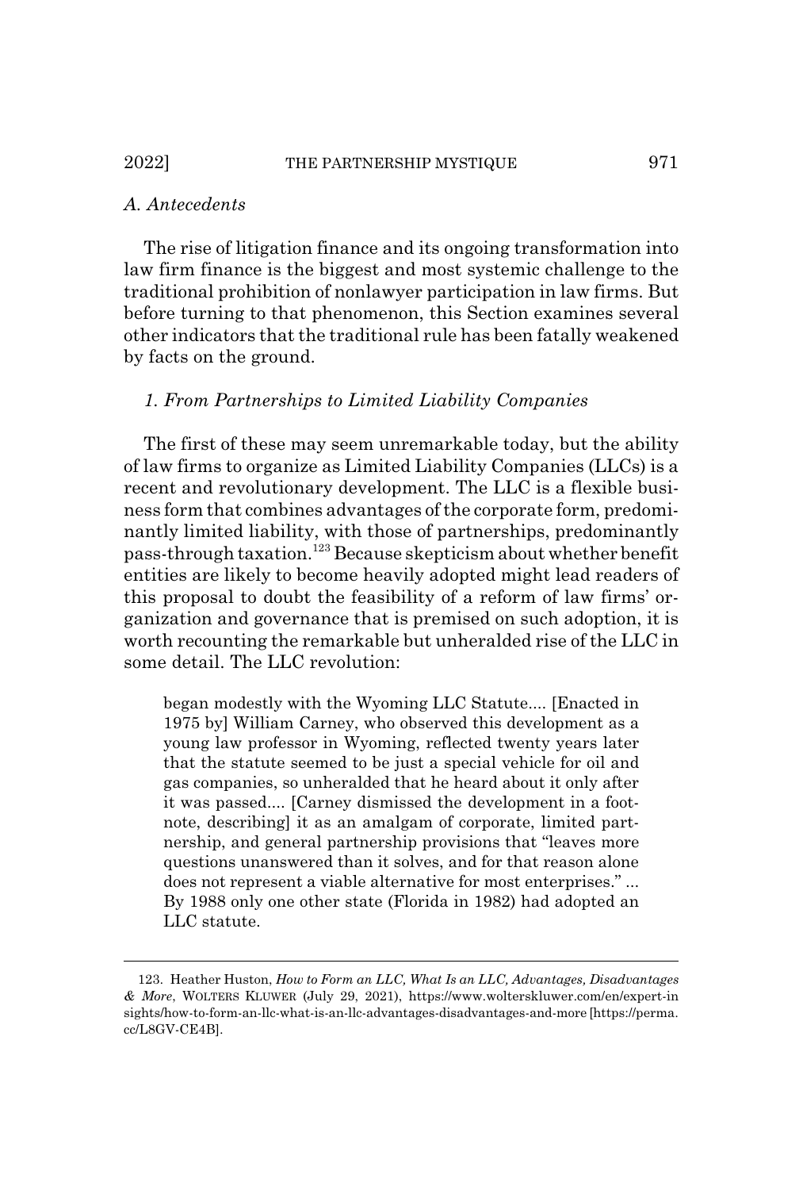### *A. Antecedents*

The rise of litigation finance and its ongoing transformation into law firm finance is the biggest and most systemic challenge to the traditional prohibition of nonlawyer participation in law firms. But before turning to that phenomenon, this Section examines several other indicators that the traditional rule has been fatally weakened by facts on the ground.

#### *1. From Partnerships to Limited Liability Companies*

The first of these may seem unremarkable today, but the ability of law firms to organize as Limited Liability Companies (LLCs) is a recent and revolutionary development. The LLC is a flexible business form that combines advantages of the corporate form, predominantly limited liability, with those of partnerships, predominantly pass-through taxation.[123] Because skepticism about whether benefit entities are likely to become heavily adopted might lead readers of this proposal to doubt the feasibility of a reform of law firms' organization and governance that is premised on such adoption, it is worth recounting the remarkable but unheralded rise of the LLC in some detail. The LLC revolution:

> began modestly with the Wyoming LLC Statute.... [Enacted in 1975 by] William Carney, who observed this development as a young law professor in Wyoming, reflected twenty years later that the statute seemed to be just a special vehicle for oil and gas companies, so unheralded that he heard about it only after it was passed.... [Carney dismissed the development in a footnote, describing] it as an amalgam of corporate, limited partnership, and general partnership provisions that "leaves more questions unanswered than it solves, and for that reason alone does not represent a viable alternative for most enterprises." ... By 1988 only one other state (Florida in 1982) had adopted an LLC statute.

---

123. Heather Huston, *How to Form an LLC, What Is an LLC, Advantages, Disadvantages & More*, WOLTERS KLUWER (July 29, 2021), https://www.wolterskluwer.com/en/expert-insights/how-to-form-an-llc-what-is-an-llc-advantages-disadvantages-and-more [https://perma.cc/L8GV-CE4B].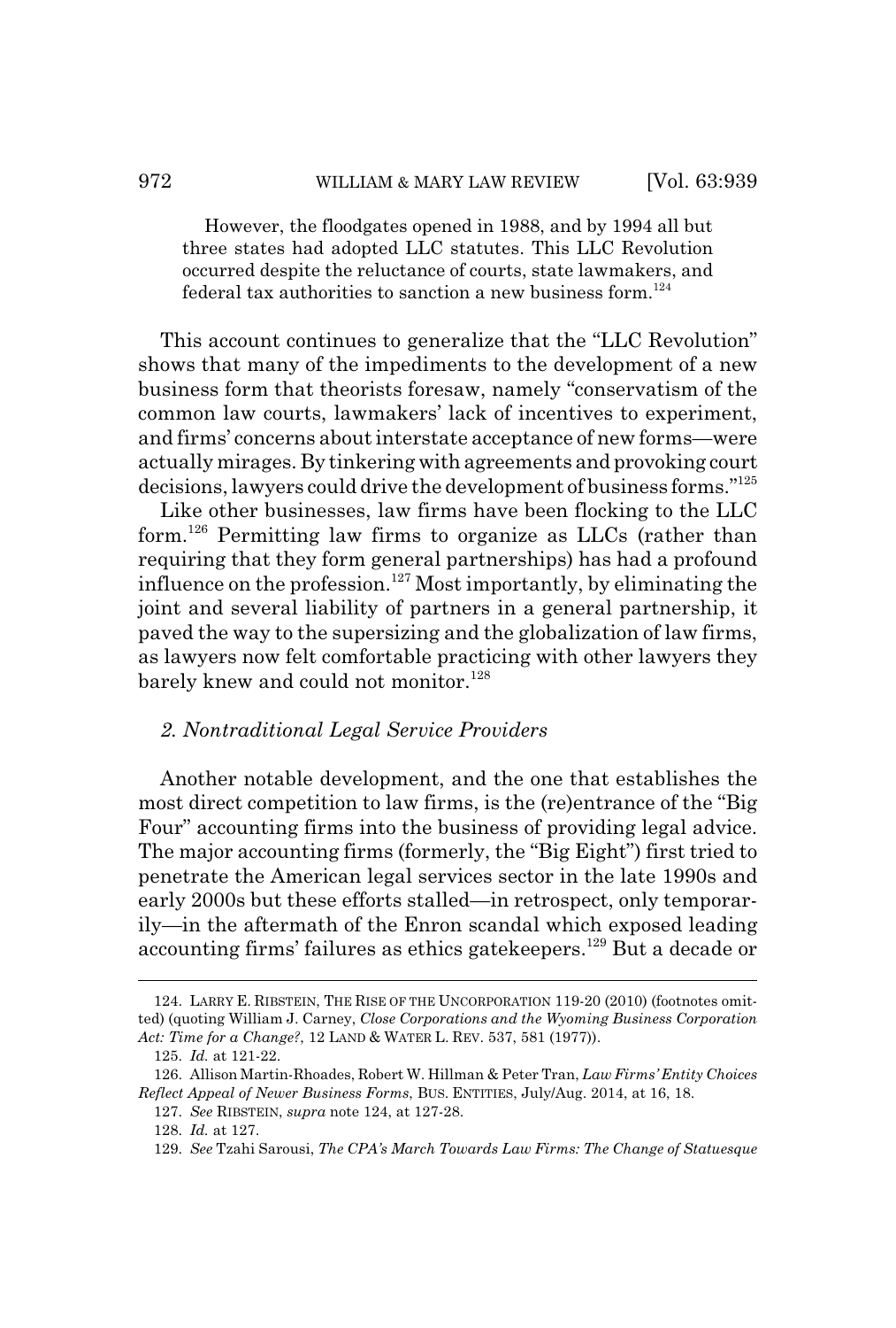> However, the floodgates opened in 1988, and by 1994 all but three states had adopted LLC statutes. This LLC Revolution occurred despite the reluctance of courts, state lawmakers, and federal tax authorities to sanction a new business form.[124]

This account continues to generalize that the "LLC Revolution" shows that many of the impediments to the development of a new business form that theorists foresaw, namely "conservatism of the common law courts, lawmakers' lack of incentives to experiment, and firms' concerns about interstate acceptance of new forms—were actually mirages. By tinkering with agreements and provoking court decisions, lawyers could drive the development of business forms."[125]

Like other businesses, law firms have been flocking to the LLC form.[126] Permitting law firms to organize as LLCs (rather than requiring that they form general partnerships) has had a profound influence on the profession.[127] Most importantly, by eliminating the joint and several liability of partners in a general partnership, it paved the way to the supersizing and the globalization of law firms, as lawyers now felt comfortable practicing with other lawyers they barely knew and could not monitor.[128]

### *2. Nontraditional Legal Service Providers*

Another notable development, and the one that establishes the most direct competition to law firms, is the (re)entrance of the "Big Four" accounting firms into the business of providing legal advice. The major accounting firms (formerly, the "Big Eight") first tried to penetrate the American legal services sector in the late 1990s and early 2000s but these efforts stalled—in retrospect, only temporarily—in the aftermath of the Enron scandal which exposed leading accounting firms' failures as ethics gatekeepers.[129] But a decade or

---

124. LARRY E. RIBSTEIN, THE RISE OF THE UNCORPORATION 119-20 (2010) (footnotes omitted) (quoting William J. Carney, *Close Corporations and the Wyoming Business Corporation Act: Time for a Change?*, 12 LAND & WATER L. REV. 537, 581 (1977)).

125. *Id.* at 121-22.

126. Allison Martin-Rhoades, Robert W. Hillman & Peter Tran, *Law Firms' Entity Choices Reflect Appeal of Newer Business Forms*, BUS. ENTITIES, July/Aug. 2014, at 16, 18.

127. *See* RIBSTEIN, *supra* note 124, at 127-28.

128. *Id.* at 127.

129. *See* Tzahi Sarousi, *The CPA's March Towards Law Firms: The Change of Statuesque*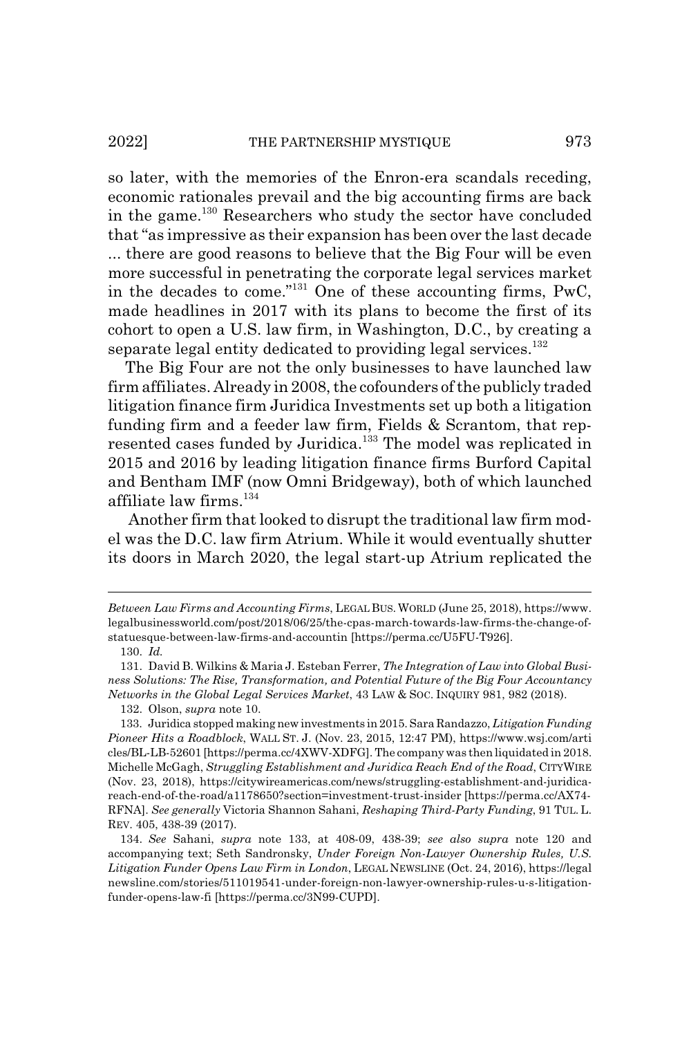so later, with the memories of the Enron-era scandals receding, economic rationales prevail and the big accounting firms are back in the game.[130] Researchers who study the sector have concluded that "as impressive as their expansion has been over the last decade ... there are good reasons to believe that the Big Four will be even more successful in penetrating the corporate legal services market in the decades to come."[131] One of these accounting firms, PwC, made headlines in 2017 with its plans to become the first of its cohort to open a U.S. law firm, in Washington, D.C., by creating a separate legal entity dedicated to providing legal services.[132]

The Big Four are not the only businesses to have launched law firm affiliates. Already in 2008, the cofounders of the publicly traded litigation finance firm Juridica Investments set up both a litigation funding firm and a feeder law firm, Fields & Scrantom, that represented cases funded by Juridica.[133] The model was replicated in 2015 and 2016 by leading litigation finance firms Burford Capital and Bentham IMF (now Omni Bridgeway), both of which launched affiliate law firms.[134]

Another firm that looked to disrupt the traditional law firm model was the D.C. law firm Atrium. While it would eventually shutter its doors in March 2020, the legal start-up Atrium replicated the

---

*Between Law Firms and Accounting Firms*, LEGAL BUS. WORLD (June 25, 2018), https://www.legalbusinessworld.com/post/2018/06/25/the-cpas-march-towards-law-firms-the-change-of-statuesque-between-law-firms-and-accountin [https://perma.cc/U5FU-T926].

130. *Id.*

131. David B. Wilkins & Maria J. Esteban Ferrer, *The Integration of Law into Global Business Solutions: The Rise, Transformation, and Potential Future of the Big Four Accountancy Networks in the Global Legal Services Market*, 43 LAW & SOC. INQUIRY 981, 982 (2018).

132. Olson, *supra* note 10.

133. Juridica stopped making new investments in 2015. Sara Randazzo, *Litigation Funding Pioneer Hits a Roadblock*, WALL ST. J. (Nov. 23, 2015, 12:47 PM), https://www.wsj.com/articles/BL-LB-52601 [https://perma.cc/4XWV-XDFG]. The company was then liquidated in 2018. Michelle McGagh, *Struggling Establishment and Juridica Reach End of the Road*, CITYWIRE (Nov. 23, 2018), https://citywireamericas.com/news/struggling-establishment-and-juridica-reach-end-of-the-road/a1178650?section=investment-trust-insider [https://perma.cc/AX74-RFNA]. *See generally* Victoria Shannon Sahani, *Reshaping Third-Party Funding*, 91 TUL. L. REV. 405, 438-39 (2017).

134. *See* Sahani, *supra* note 133, at 408-09, 438-39; *see also supra* note 120 and accompanying text; Seth Sandronsky, *Under Foreign Non-Lawyer Ownership Rules, U.S. Litigation Funder Opens Law Firm in London*, LEGAL NEWSLINE (Oct. 24, 2016), https://legalnewsline.com/stories/511019541-under-foreign-non-lawyer-ownership-rules-u-s-litigation-funder-opens-law-fi [https://perma.cc/3N99-CUPD].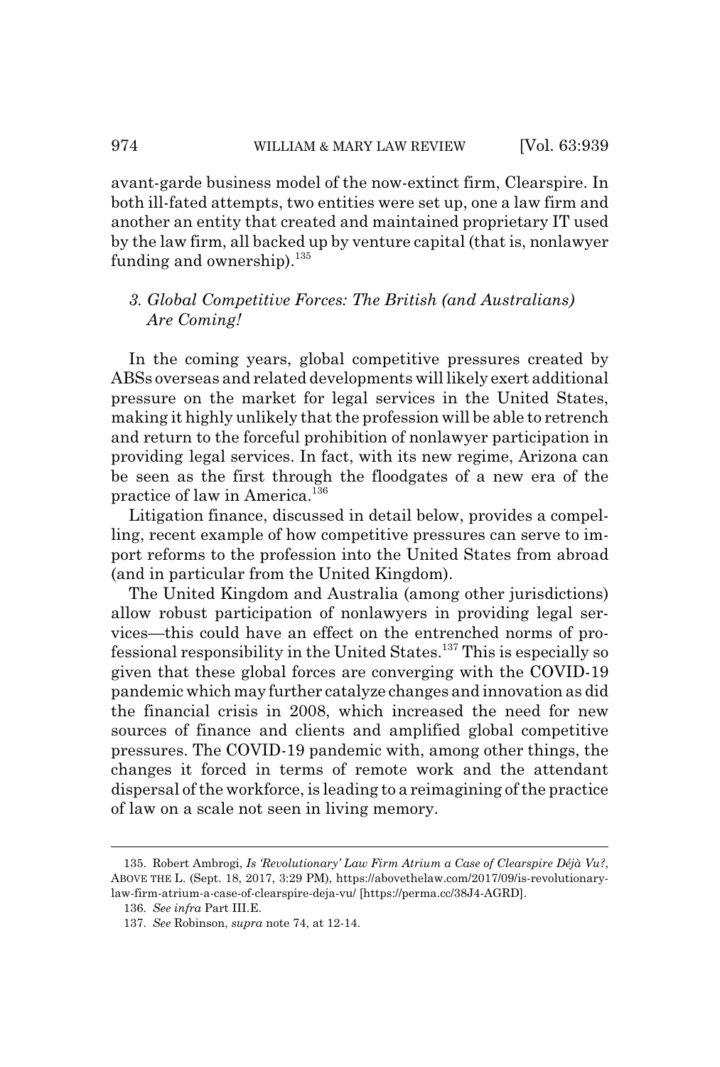avant-garde business model of the now-extinct firm, Clearspire. In both ill-fated attempts, two entities were set up, one a law firm and another an entity that created and maintained proprietary IT used by the law firm, all backed up by venture capital (that is, nonlawyer funding and ownership).[135]

### *3. Global Competitive Forces: The British (and Australians) Are Coming!*

In the coming years, global competitive pressures created by ABSs overseas and related developments will likely exert additional pressure on the market for legal services in the United States, making it highly unlikely that the profession will be able to retrench and return to the forceful prohibition of nonlawyer participation in providing legal services. In fact, with its new regime, Arizona can be seen as the first through the floodgates of a new era of the practice of law in America.[136]

Litigation finance, discussed in detail below, provides a compelling, recent example of how competitive pressures can serve to import reforms to the profession into the United States from abroad (and in particular from the United Kingdom).

The United Kingdom and Australia (among other jurisdictions) allow robust participation of nonlawyers in providing legal services—this could have an effect on the entrenched norms of professional responsibility in the United States.[137] This is especially so given that these global forces are converging with the COVID-19 pandemic which may further catalyze changes and innovation as did the financial crisis in 2008, which increased the need for new sources of finance and clients and amplified global competitive pressures. The COVID-19 pandemic with, among other things, the changes it forced in terms of remote work and the attendant dispersal of the workforce, is leading to a reimagining of the practice of law on a scale not seen in living memory.

---

135. Robert Ambrogi, *Is 'Revolutionary' Law Firm Atrium a Case of Clearspire Déjà Vu?*, ABOVE THE L. (Sept. 18, 2017, 3:29 PM), https://abovethelaw.com/2017/09/is-revolutionary-law-firm-atrium-a-case-of-clearspire-deja-vu/ [https://perma.cc/38J4-AGRD].

136. *See infra* Part III.E.

137. *See* Robinson, *supra* note 74, at 12-14.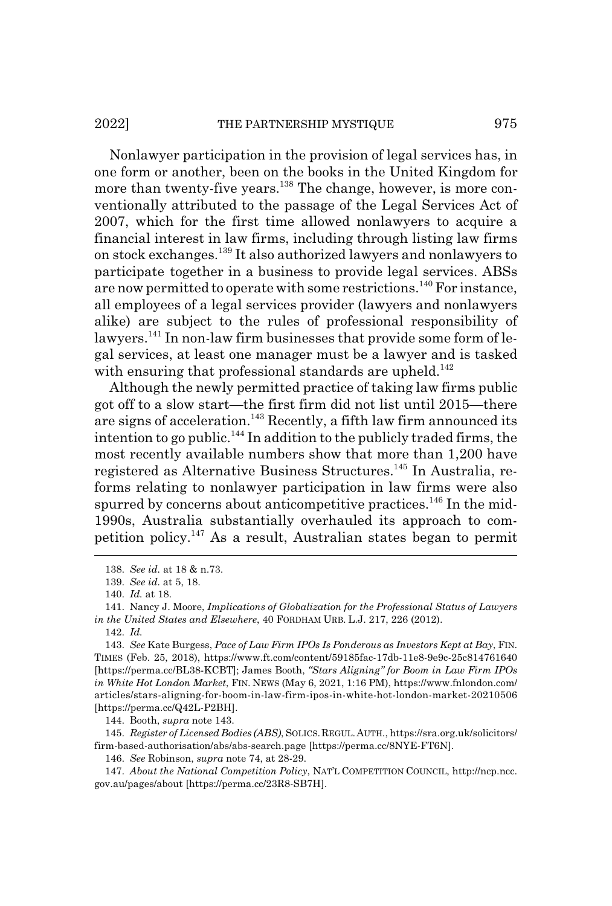Nonlawyer participation in the provision of legal services has, in one form or another, been on the books in the United Kingdom for more than twenty-five years.[138] The change, however, is more conventionally attributed to the passage of the Legal Services Act of 2007, which for the first time allowed nonlawyers to acquire a financial interest in law firms, including through listing law firms on stock exchanges.[139] It also authorized lawyers and nonlawyers to participate together in a business to provide legal services. ABSs are now permitted to operate with some restrictions.[140] For instance, all employees of a legal services provider (lawyers and nonlawyers alike) are subject to the rules of professional responsibility of lawyers.[141] In non-law firm businesses that provide some form of legal services, at least one manager must be a lawyer and is tasked with ensuring that professional standards are upheld.[142]

Although the newly permitted practice of taking law firms public got off to a slow start—the first firm did not list until 2015—there are signs of acceleration.[143] Recently, a fifth law firm announced its intention to go public.[144] In addition to the publicly traded firms, the most recently available numbers show that more than 1,200 have registered as Alternative Business Structures.[145] In Australia, reforms relating to nonlawyer participation in law firms were also spurred by concerns about anticompetitive practices.[146] In the mid-1990s, Australia substantially overhauled its approach to competition policy.[147] As a result, Australian states began to permit

---

138. *See id.* at 18 & n.73.

139. *See id.* at 5, 18.

140. *Id.* at 18.

141. Nancy J. Moore, *Implications of Globalization for the Professional Status of Lawyers in the United States and Elsewhere*, 40 FORDHAM URB. L.J. 217, 226 (2012).

142. *Id.*

143. *See* Kate Burgess, *Pace of Law Firm IPOs Is Ponderous as Investors Kept at Bay*, FIN. TIMES (Feb. 25, 2018), https://www.ft.com/content/59185fac-17db-11e8-9e9c-25c814761640 [https://perma.cc/BL38-KCBT]; James Booth, *"Stars Aligning" for Boom in Law Firm IPOs in White Hot London Market*, FIN. NEWS (May 6, 2021, 1:16 PM), https://www.fnlondon.com/articles/stars-aligning-for-boom-in-law-firm-ipos-in-white-hot-london-market-20210506 [https://perma.cc/Q42L-P2BH].

144. Booth, *supra* note 143.

145. *Register of Licensed Bodies (ABS)*, SOLICS. REGUL. AUTH., https://sra.org.uk/solicitors/firm-based-authorisation/abs/abs-search.page [https://perma.cc/8NYE-FT6N].

146. *See* Robinson, *supra* note 74, at 28-29.

147. *About the National Competition Policy*, NAT'L COMPETITION COUNCIL, http://ncp.ncc.gov.au/pages/about [https://perma.cc/23R8-SB7H].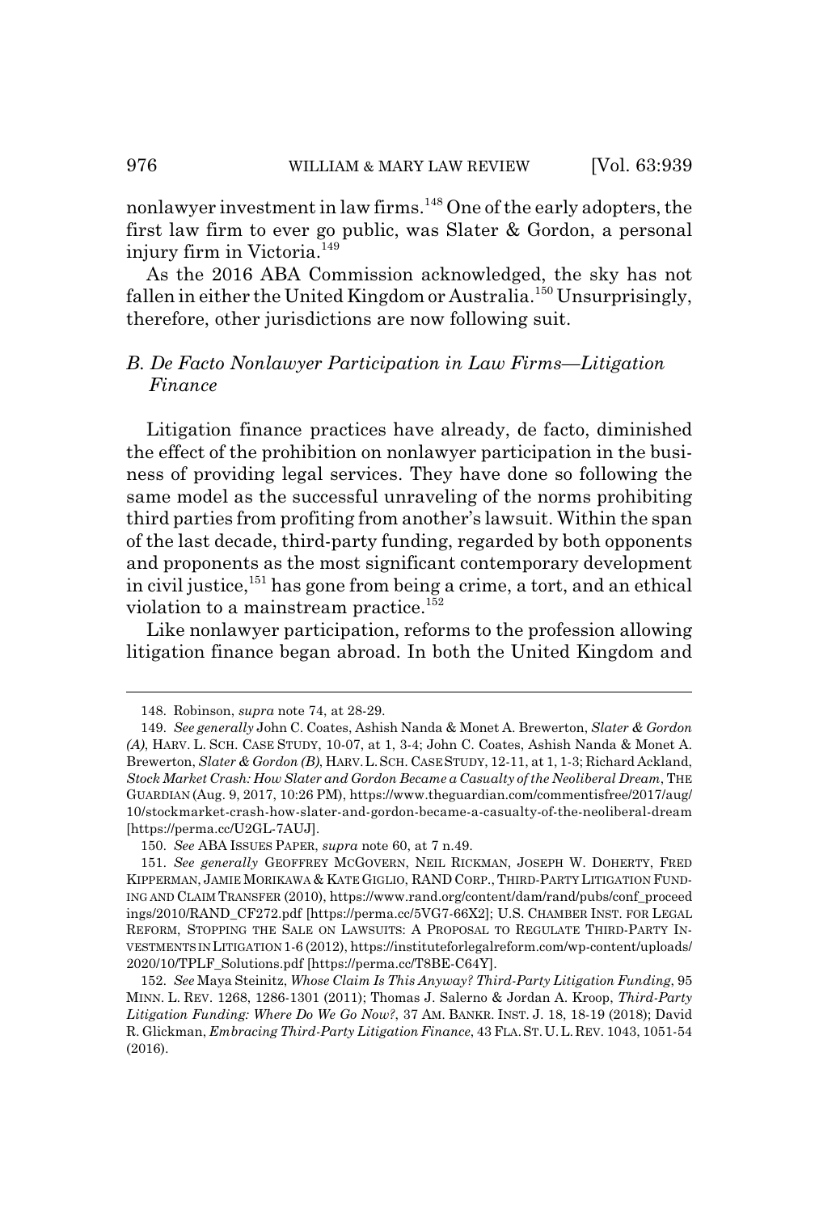nonlawyer investment in law firms.[148] One of the early adopters, the first law firm to ever go public, was Slater & Gordon, a personal injury firm in Victoria.[149]

As the 2016 ABA Commission acknowledged, the sky has not fallen in either the United Kingdom or Australia.[150] Unsurprisingly, therefore, other jurisdictions are now following suit.

### *B. De Facto Nonlawyer Participation in Law Firms—Litigation Finance*

Litigation finance practices have already, de facto, diminished the effect of the prohibition on nonlawyer participation in the business of providing legal services. They have done so following the same model as the successful unraveling of the norms prohibiting third parties from profiting from another's lawsuit. Within the span of the last decade, third-party funding, regarded by both opponents and proponents as the most significant contemporary development in civil justice,[151] has gone from being a crime, a tort, and an ethical violation to a mainstream practice.[152]

Like nonlawyer participation, reforms to the profession allowing litigation finance began abroad. In both the United Kingdom and

---

148. Robinson, *supra* note 74, at 28-29.

149. *See generally* John C. Coates, Ashish Nanda & Monet A. Brewerton, *Slater & Gordon (A)*, HARV. L. SCH. CASE STUDY, 10-07, at 1, 3-4; John C. Coates, Ashish Nanda & Monet A. Brewerton, *Slater & Gordon (B)*, HARV. L. SCH. CASE STUDY, 12-11, at 1, 1-3; Richard Ackland, *Stock Market Crash: How Slater and Gordon Became a Casualty of the Neoliberal Dream*, THE GUARDIAN (Aug. 9, 2017, 10:26 PM), https://www.theguardian.com/commentisfree/2017/aug/10/stockmarket-crash-how-slater-and-gordon-became-a-casualty-of-the-neoliberal-dream [https://perma.cc/U2GL-7AUJ].

150. *See* ABA ISSUES PAPER, *supra* note 60, at 7 n.49.

151. *See generally* GEOFFREY MCGOVERN, NEIL RICKMAN, JOSEPH W. DOHERTY, FRED KIPPERMAN, JAMIE MORIKAWA & KATE GIGLIO, RAND CORP., THIRD-PARTY LITIGATION FUNDING AND CLAIM TRANSFER (2010), https://www.rand.org/content/dam/rand/pubs/conf_proceedings/2010/RAND_CF272.pdf [https://perma.cc/5VG7-66X2]; U.S. CHAMBER INST. FOR LEGAL REFORM, STOPPING THE SALE ON LAWSUITS: A PROPOSAL TO REGULATE THIRD-PARTY INVESTMENTS IN LITIGATION 1-6 (2012), https://instituteforlegalreform.com/wp-content/uploads/2020/10/TPLF_Solutions.pdf [https://perma.cc/T8BE-C64Y].

152. *See* Maya Steinitz, *Whose Claim Is This Anyway? Third-Party Litigation Funding*, 95 MINN. L. REV. 1268, 1286-1301 (2011); Thomas J. Salerno & Jordan A. Kroop, *Third-Party Litigation Funding: Where Do We Go Now?*, 37 AM. BANKR. INST. J. 18, 18-19 (2018); David R. Glickman, *Embracing Third-Party Litigation Finance*, 43 FLA. ST. U. L. REV. 1043, 1051-54 (2016).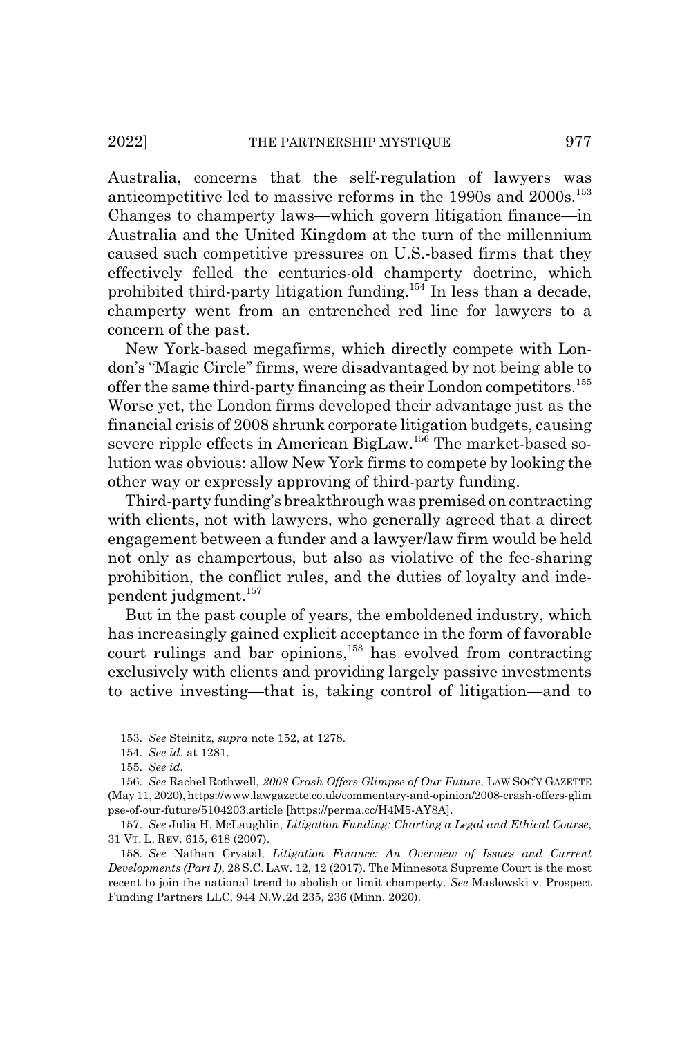Australia, concerns that the self-regulation of lawyers was anticompetitive led to massive reforms in the 1990s and 2000s.[153] Changes to champerty laws—which govern litigation finance—in Australia and the United Kingdom at the turn of the millennium caused such competitive pressures on U.S.-based firms that they effectively felled the centuries-old champerty doctrine, which prohibited third-party litigation funding.[154] In less than a decade, champerty went from an entrenched red line for lawyers to a concern of the past.

New York-based megafirms, which directly compete with London's "Magic Circle" firms, were disadvantaged by not being able to offer the same third-party financing as their London competitors.[155] Worse yet, the London firms developed their advantage just as the financial crisis of 2008 shrunk corporate litigation budgets, causing severe ripple effects in American BigLaw.[156] The market-based solution was obvious: allow New York firms to compete by looking the other way or expressly approving of third-party funding.

Third-party funding's breakthrough was premised on contracting with clients, not with lawyers, who generally agreed that a direct engagement between a funder and a lawyer/law firm would be held not only as champertous, but also as violative of the fee-sharing prohibition, the conflict rules, and the duties of loyalty and independent judgment.[157]

But in the past couple of years, the emboldened industry, which has increasingly gained explicit acceptance in the form of favorable court rulings and bar opinions,[158] has evolved from contracting exclusively with clients and providing largely passive investments to active investing—that is, taking control of litigation—and to

---

153. *See* Steinitz, *supra* note 152, at 1278.

154. *See id.* at 1281.

155. *See id.*

156. *See* Rachel Rothwell, *2008 Crash Offers Glimpse of Our Future*, LAW SOC'Y GAZETTE (May 11, 2020), https://www.lawgazette.co.uk/commentary-and-opinion/2008-crash-offers-glimpse-of-our-future/5104203.article [https://perma.cc/H4M5-AY8A].

157. *See* Julia H. McLaughlin, *Litigation Funding: Charting a Legal and Ethical Course*, 31 VT. L. REV. 615, 618 (2007).

158. *See* Nathan Crystal, *Litigation Finance: An Overview of Issues and Current Developments (Part I)*, 28 S.C. LAW. 12, 12 (2017). The Minnesota Supreme Court is the most recent to join the national trend to abolish or limit champerty. *See* Maslowski v. Prospect Funding Partners LLC, 944 N.W.2d 235, 236 (Minn. 2020).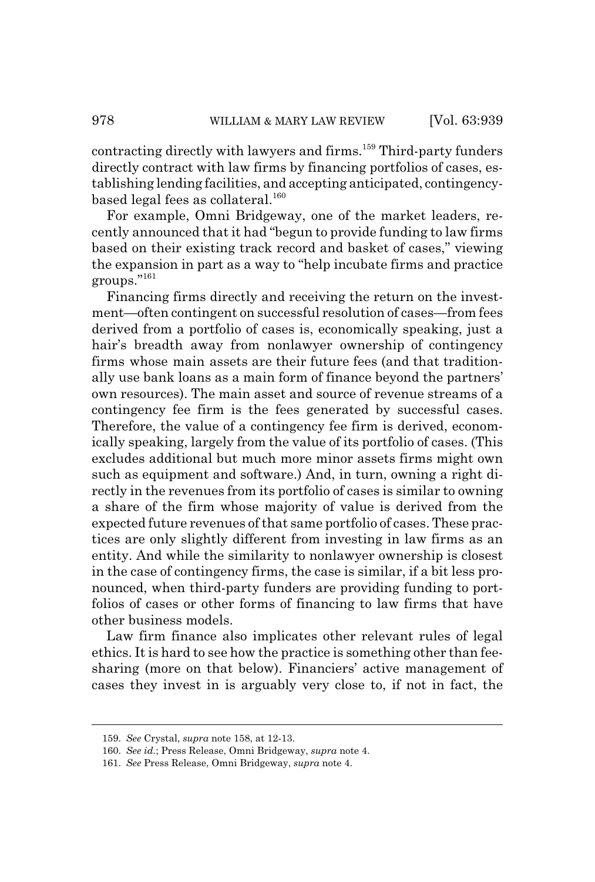contracting directly with lawyers and firms.[159] Third-party funders directly contract with law firms by financing portfolios of cases, establishing lending facilities, and accepting anticipated, contingency-based legal fees as collateral.[160]

For example, Omni Bridgeway, one of the market leaders, recently announced that it had "begun to provide funding to law firms based on their existing track record and basket of cases," viewing the expansion in part as a way to "help incubate firms and practice groups."[161]

Financing firms directly and receiving the return on the investment—often contingent on successful resolution of cases—from fees derived from a portfolio of cases is, economically speaking, just a hair's breadth away from nonlawyer ownership of contingency firms whose main assets are their future fees (and that traditionally use bank loans as a main form of finance beyond the partners' own resources). The main asset and source of revenue streams of a contingency fee firm is the fees generated by successful cases. Therefore, the value of a contingency fee firm is derived, economically speaking, largely from the value of its portfolio of cases. (This excludes additional but much more minor assets firms might own such as equipment and software.) And, in turn, owning a right directly in the revenues from its portfolio of cases is similar to owning a share of the firm whose majority of value is derived from the expected future revenues of that same portfolio of cases. These practices are only slightly different from investing in law firms as an entity. And while the similarity to nonlawyer ownership is closest in the case of contingency firms, the case is similar, if a bit less pronounced, when third-party funders are providing funding to portfolios of cases or other forms of financing to law firms that have other business models.

Law firm finance also implicates other relevant rules of legal ethics. It is hard to see how the practice is something other than fee-sharing (more on that below). Financiers' active management of cases they invest in is arguably very close to, if not in fact, the

---

159. *See* Crystal, *supra* note 158, at 12-13.

160. *See id.*; Press Release, Omni Bridgeway, *supra* note 4.

161. *See* Press Release, Omni Bridgeway, *supra* note 4.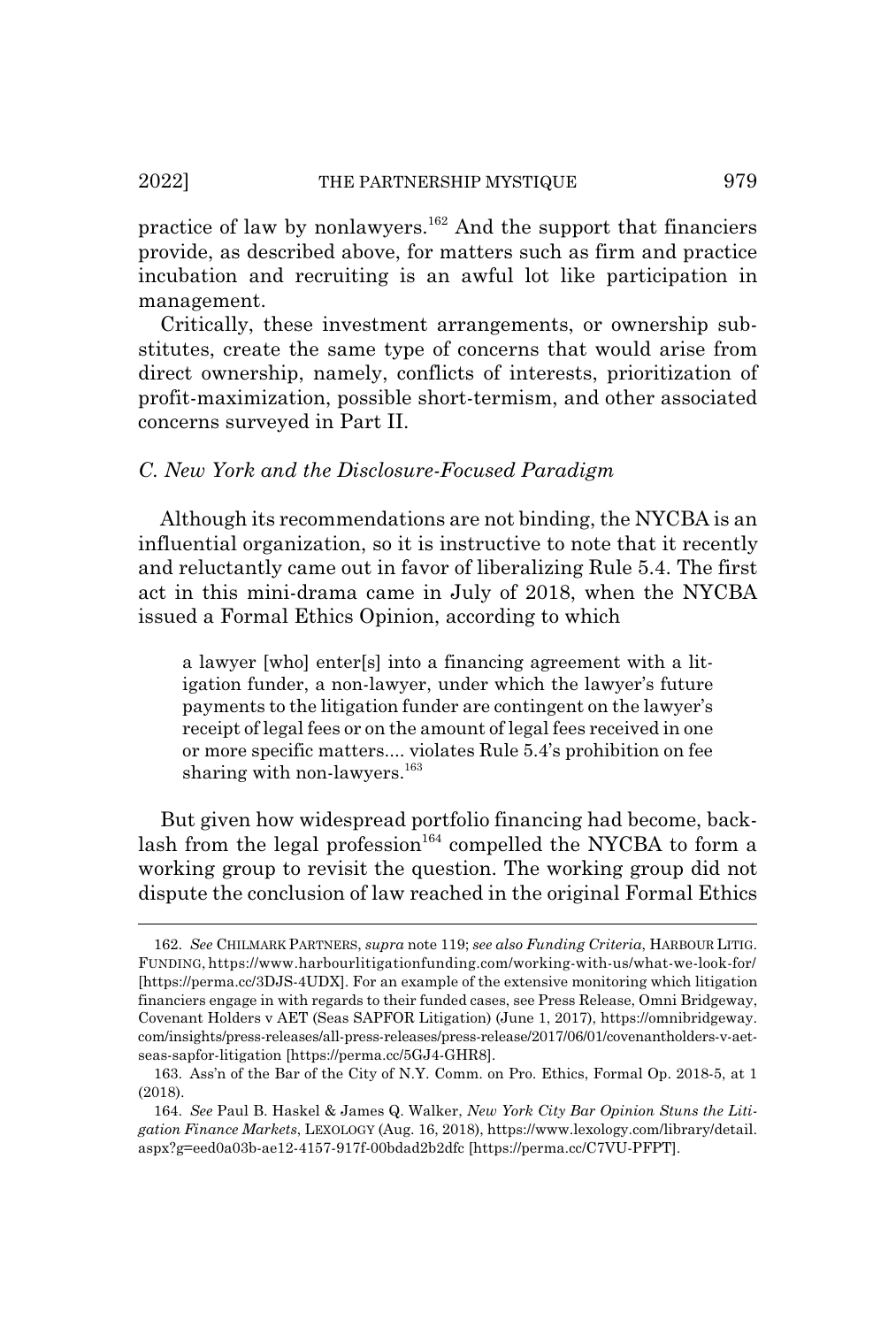practice of law by nonlawyers.[162] And the support that financiers provide, as described above, for matters such as firm and practice incubation and recruiting is an awful lot like participation in management.

Critically, these investment arrangements, or ownership substitutes, create the same type of concerns that would arise from direct ownership, namely, conflicts of interests, prioritization of profit-maximization, possible short-termism, and other associated concerns surveyed in Part II.

### *C. New York and the Disclosure-Focused Paradigm*

Although its recommendations are not binding, the NYCBA is an influential organization, so it is instructive to note that it recently and reluctantly came out in favor of liberalizing Rule 5.4. The first act in this mini-drama came in July of 2018, when the NYCBA issued a Formal Ethics Opinion, according to which

> a lawyer [who] enter[s] into a financing agreement with a litigation funder, a non-lawyer, under which the lawyer's future payments to the litigation funder are contingent on the lawyer's receipt of legal fees or on the amount of legal fees received in one or more specific matters.... violates Rule 5.4's prohibition on fee sharing with non-lawyers.[163]

But given how widespread portfolio financing had become, backlash from the legal profession[164] compelled the NYCBA to form a working group to revisit the question. The working group did not dispute the conclusion of law reached in the original Formal Ethics

---

162. *See* CHILMARK PARTNERS, *supra* note 119; *see also Funding Criteria*, HARBOUR LITIG. FUNDING, https://www.harbourlitigationfunding.com/working-with-us/what-we-look-for/ [https://perma.cc/3DJS-4UDX]. For an example of the extensive monitoring which litigation financiers engage in with regards to their funded cases, see Press Release, Omni Bridgeway, Covenant Holders v AET (Seas SAPFOR Litigation) (June 1, 2017), https://omnibridgeway.com/insights/press-releases/all-press-releases/press-release/2017/06/01/covenantholders-v-aet-seas-sapfor-litigation [https://perma.cc/5GJ4-GHR8].

163. Ass'n of the Bar of the City of N.Y. Comm. on Pro. Ethics, Formal Op. 2018-5, at 1 (2018).

164. *See* Paul B. Haskel & James Q. Walker, *New York City Bar Opinion Stuns the Litigation Finance Markets*, LEXOLOGY (Aug. 16, 2018), https://www.lexology.com/library/detail.aspx?g=eed0a03b-ae12-4157-917f-00bdad2b2dfc [https://perma.cc/C7VU-PFPT].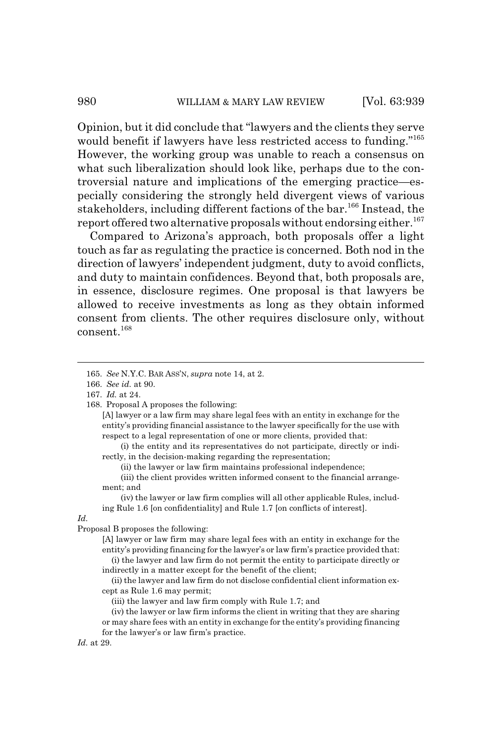Opinion, but it did conclude that "lawyers and the clients they serve would benefit if lawyers have less restricted access to funding."[165] However, the working group was unable to reach a consensus on what such liberalization should look like, perhaps due to the controversial nature and implications of the emerging practice—especially considering the strongly held divergent views of various stakeholders, including different factions of the bar.[166] Instead, the report offered two alternative proposals without endorsing either.[167]

Compared to Arizona's approach, both proposals offer a light touch as far as regulating the practice is concerned. Both nod in the direction of lawyers' independent judgment, duty to avoid conflicts, and duty to maintain confidences. Beyond that, both proposals are, in essence, disclosure regimes. One proposal is that lawyers be allowed to receive investments as long as they obtain informed consent from clients. The other requires disclosure only, without consent.[168]

---

165. *See* N.Y.C. BAR ASS'N, *supra* note 14, at 2.

166. *See id.* at 90.

167. *Id.* at 24.

168. Proposal A proposes the following:

> [A] lawyer or a law firm may share legal fees with an entity in exchange for the entity's providing financial assistance to the lawyer specifically for the use with respect to a legal representation of one or more clients, provided that:
>
> (i) the entity and its representatives do not participate, directly or indirectly, in the decision-making regarding the representation;
>
> (ii) the lawyer or law firm maintains professional independence;
>
> (iii) the client provides written informed consent to the financial arrangement; and
>
> (iv) the lawyer or law firm complies will all other applicable Rules, including Rule 1.6 [on confidentiality] and Rule 1.7 [on conflicts of interest].

*Id.*

Proposal B proposes the following:

> [A] lawyer or law firm may share legal fees with an entity in exchange for the entity's providing financing for the lawyer's or law firm's practice provided that:
>
> (i) the lawyer and law firm do not permit the entity to participate directly or indirectly in a matter except for the benefit of the client;
>
> (ii) the lawyer and law firm do not disclose confidential client information except as Rule 1.6 may permit;
>
> (iii) the lawyer and law firm comply with Rule 1.7; and
>
> (iv) the lawyer or law firm informs the client in writing that they are sharing or may share fees with an entity in exchange for the entity's providing financing for the lawyer's or law firm's practice.

*Id.* at 29.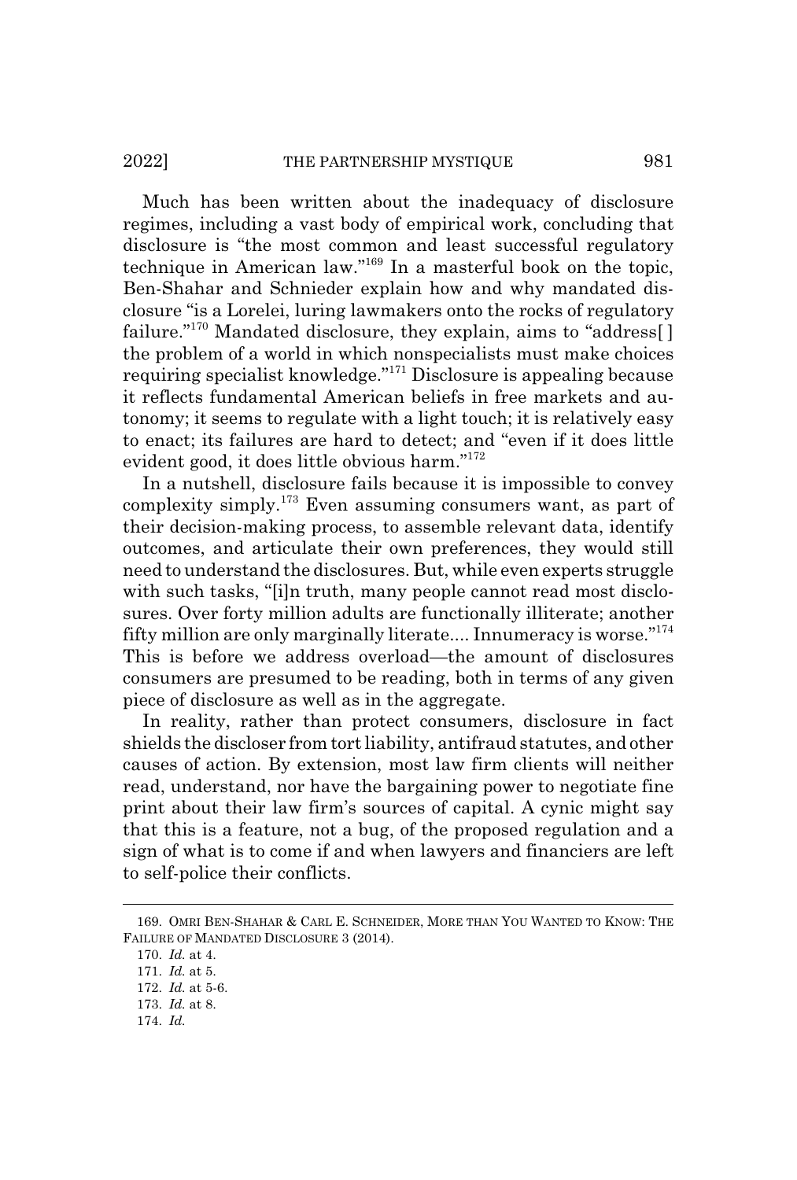Much has been written about the inadequacy of disclosure regimes, including a vast body of empirical work, concluding that disclosure is "the most common and least successful regulatory technique in American law."[169] In a masterful book on the topic, Ben-Shahar and Schnieder explain how and why mandated disclosure "is a Lorelei, luring lawmakers onto the rocks of regulatory failure."[170] Mandated disclosure, they explain, aims to "address[ ] the problem of a world in which nonspecialists must make choices requiring specialist knowledge."[171] Disclosure is appealing because it reflects fundamental American beliefs in free markets and autonomy; it seems to regulate with a light touch; it is relatively easy to enact; its failures are hard to detect; and "even if it does little evident good, it does little obvious harm."[172]

In a nutshell, disclosure fails because it is impossible to convey complexity simply.[173] Even assuming consumers want, as part of their decision-making process, to assemble relevant data, identify outcomes, and articulate their own preferences, they would still need to understand the disclosures. But, while even experts struggle with such tasks, "[i]n truth, many people cannot read most disclosures. Over forty million adults are functionally illiterate; another fifty million are only marginally literate.... Innumeracy is worse."[174] This is before we address overload—the amount of disclosures consumers are presumed to be reading, both in terms of any given piece of disclosure as well as in the aggregate.

In reality, rather than protect consumers, disclosure in fact shields the discloser from tort liability, antifraud statutes, and other causes of action. By extension, most law firm clients will neither read, understand, nor have the bargaining power to negotiate fine print about their law firm's sources of capital. A cynic might say that this is a feature, not a bug, of the proposed regulation and a sign of what is to come if and when lawyers and financiers are left to self-police their conflicts.

---

169. OMRI BEN-SHAHAR & CARL E. SCHNEIDER, MORE THAN YOU WANTED TO KNOW: THE FAILURE OF MANDATED DISCLOSURE 3 (2014).

170. *Id.* at 4.

171. *Id.* at 5.

172. *Id.* at 5-6.

173. *Id.* at 8.

174. *Id.*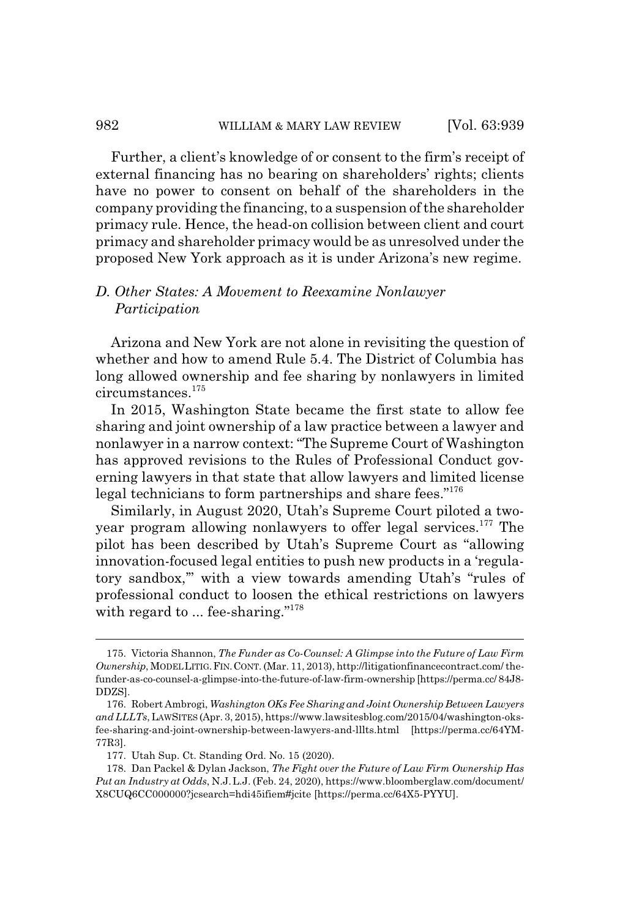Further, a client's knowledge of or consent to the firm's receipt of external financing has no bearing on shareholders' rights; clients have no power to consent on behalf of the shareholders in the company providing the financing, to a suspension of the shareholder primacy rule. Hence, the head-on collision between client and court primacy and shareholder primacy would be as unresolved under the proposed New York approach as it is under Arizona's new regime.

### *D. Other States: A Movement to Reexamine Nonlawyer Participation*

Arizona and New York are not alone in revisiting the question of whether and how to amend Rule 5.4. The District of Columbia has long allowed ownership and fee sharing by nonlawyers in limited circumstances.[175]

In 2015, Washington State became the first state to allow fee sharing and joint ownership of a law practice between a lawyer and nonlawyer in a narrow context: "The Supreme Court of Washington has approved revisions to the Rules of Professional Conduct governing lawyers in that state that allow lawyers and limited license legal technicians to form partnerships and share fees."[176]

Similarly, in August 2020, Utah's Supreme Court piloted a two-year program allowing nonlawyers to offer legal services.[177] The pilot has been described by Utah's Supreme Court as "allowing innovation-focused legal entities to push new products in a 'regulatory sandbox,'" with a view towards amending Utah's "rules of professional conduct to loosen the ethical restrictions on lawyers with regard to ... fee-sharing."[178]

---

175. Victoria Shannon, *The Funder as Co-Counsel: A Glimpse into the Future of Law Firm Ownership*, MODEL LITIG. FIN. CONT. (Mar. 11, 2013), http://litigationfinancecontract.com/the-funder-as-co-counsel-a-glimpse-into-the-future-of-law-firm-ownership [https://perma.cc/84J8-DDZS].

176. Robert Ambrogi, *Washington OKs Fee Sharing and Joint Ownership Between Lawyers and LLLTs*, LAWSITES (Apr. 3, 2015), https://www.lawsitesblog.com/2015/04/washington-oks-fee-sharing-and-joint-ownership-between-lawyers-and-lllts.html [https://perma.cc/64YM-77R3].

177. Utah Sup. Ct. Standing Ord. No. 15 (2020).

178. Dan Packel & Dylan Jackson, *The Fight over the Future of Law Firm Ownership Has Put an Industry at Odds*, N.J. L.J. (Feb. 24, 2020), https://www.bloomberglaw.com/document/X8CUQ6CC000000?jcsearch=hdi45ifiem#jcite [https://perma.cc/64X5-PYYU].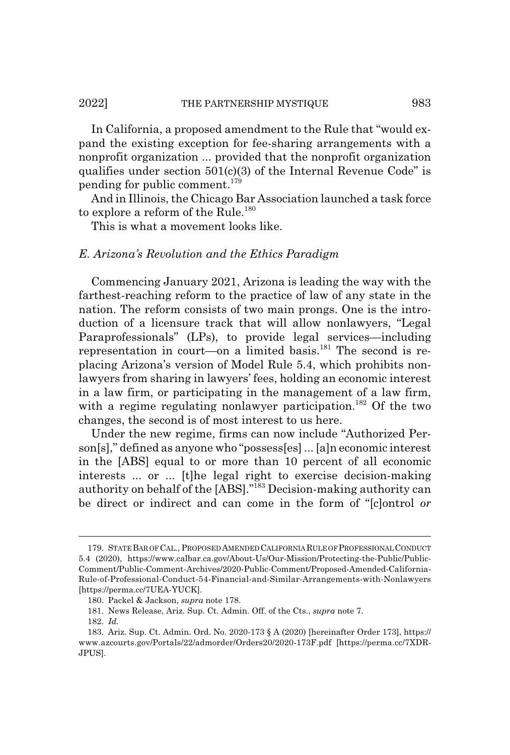In California, a proposed amendment to the Rule that "would expand the existing exception for fee-sharing arrangements with a nonprofit organization ... provided that the nonprofit organization qualifies under section 501(c)(3) of the Internal Revenue Code" is pending for public comment.[179]

And in Illinois, the Chicago Bar Association launched a task force to explore a reform of the Rule.[180]

This is what a movement looks like.

### *E. Arizona's Revolution and the Ethics Paradigm*

Commencing January 2021, Arizona is leading the way with the farthest-reaching reform to the practice of law of any state in the nation. The reform consists of two main prongs. One is the introduction of a licensure track that will allow nonlawyers, "Legal Paraprofessionals" (LPs), to provide legal services—including representation in court—on a limited basis.[181] The second is replacing Arizona's version of Model Rule 5.4, which prohibits nonlawyers from sharing in lawyers' fees, holding an economic interest in a law firm, or participating in the management of a law firm, with a regime regulating nonlawyer participation.[182] Of the two changes, the second is of most interest to us here.

Under the new regime, firms can now include "Authorized Person[s]," defined as anyone who "possess[es] ... [a]n economic interest in the [ABS] equal to or more than 10 percent of all economic interests ... or ... [t]he legal right to exercise decision-making authority on behalf of the [ABS]."[183] Decision-making authority can be direct or indirect and can come in the form of "[c]ontrol *or*

---

179. STATE BAR OF CAL., PROPOSED AMENDED CALIFORNIA RULE OF PROFESSIONAL CONDUCT 5.4 (2020), https://www.calbar.ca.gov/About-Us/Our-Mission/Protecting-the-Public/Public-Comment/Public-Comment-Archives/2020-Public-Comment/Proposed-Amended-California-Rule-of-Professional-Conduct-54-Financial-and-Similar-Arrangements-with-Nonlawyers [https://perma.cc/7UEA-YUCK].

180. Packel & Jackson, *supra* note 178.

181. News Release, Ariz. Sup. Ct. Admin. Off. of the Cts., *supra* note 7.

182. *Id.*

183. Ariz. Sup. Ct. Admin. Ord. No. 2020-173 § A (2020) [hereinafter Order 173], https://www.azcourts.gov/Portals/22/admorder/Orders20/2020-173F.pdf [https://perma.cc/7XDR-JPUS].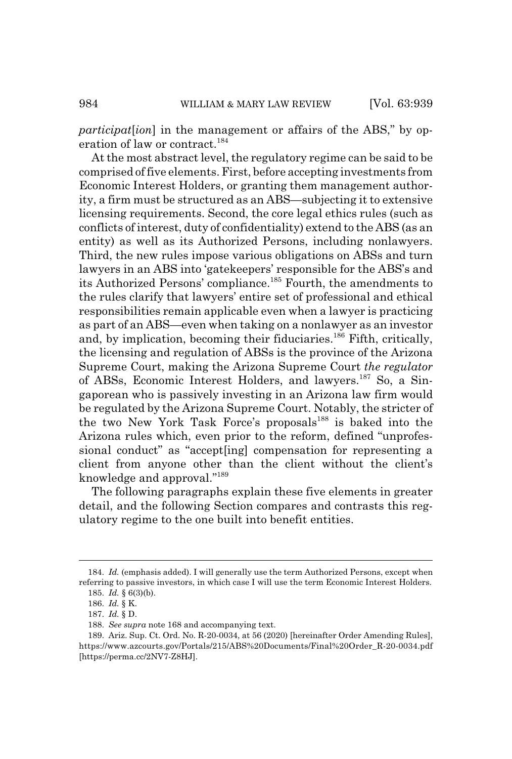*participat*[*ion*] in the management or affairs of the ABS," by operation of law or contract.[184]

At the most abstract level, the regulatory regime can be said to be comprised of five elements. First, before accepting investments from Economic Interest Holders, or granting them management authority, a firm must be structured as an ABS—subjecting it to extensive licensing requirements. Second, the core legal ethics rules (such as conflicts of interest, duty of confidentiality) extend to the ABS (as an entity) as well as its Authorized Persons, including nonlawyers. Third, the new rules impose various obligations on ABSs and turn lawyers in an ABS into 'gatekeepers' responsible for the ABS's and its Authorized Persons' compliance.[185] Fourth, the amendments to the rules clarify that lawyers' entire set of professional and ethical responsibilities remain applicable even when a lawyer is practicing as part of an ABS—even when taking on a nonlawyer as an investor and, by implication, becoming their fiduciaries.[186] Fifth, critically, the licensing and regulation of ABSs is the province of the Arizona Supreme Court, making the Arizona Supreme Court *the regulator* of ABSs, Economic Interest Holders, and lawyers.[187] So, a Singaporean who is passively investing in an Arizona law firm would be regulated by the Arizona Supreme Court. Notably, the stricter of the two New York Task Force's proposals[188] is baked into the Arizona rules which, even prior to the reform, defined "unprofessional conduct" as "accept[ing] compensation for representing a client from anyone other than the client without the client's knowledge and approval."[189]

The following paragraphs explain these five elements in greater detail, and the following Section compares and contrasts this regulatory regime to the one built into benefit entities.

---

184. *Id.* (emphasis added). I will generally use the term Authorized Persons, except when referring to passive investors, in which case I will use the term Economic Interest Holders.

185. *Id.* § 6(3)(b).

186. *Id.* § K.

187. *Id.* § D.

188. *See supra* note 168 and accompanying text.

189. Ariz. Sup. Ct. Ord. No. R-20-0034, at 56 (2020) [hereinafter Order Amending Rules], https://www.azcourts.gov/Portals/215/ABS%20Documents/Final%20Order_R-20-0034.pdf [https://perma.cc/2NV7-Z8HJ].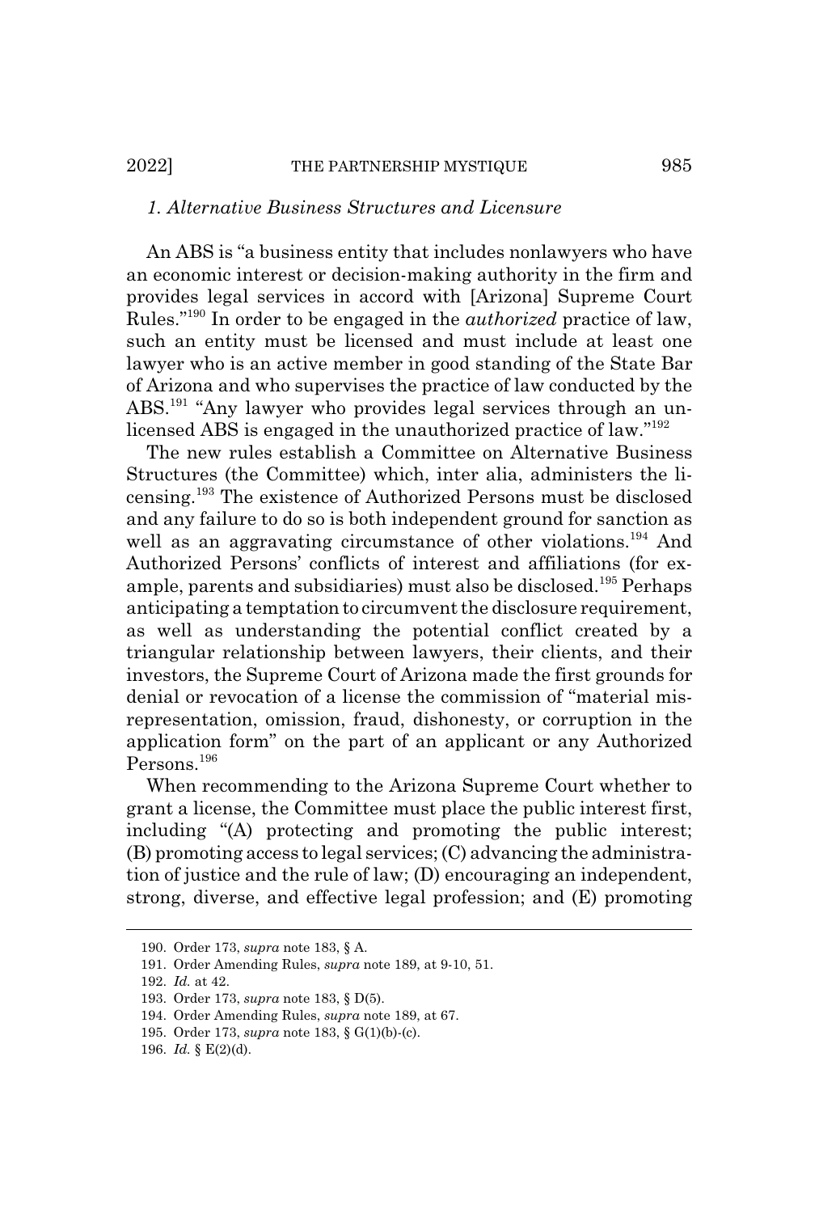### *1. Alternative Business Structures and Licensure*

An ABS is "a business entity that includes nonlawyers who have an economic interest or decision-making authority in the firm and provides legal services in accord with [Arizona] Supreme Court Rules."[190] In order to be engaged in the *authorized* practice of law, such an entity must be licensed and must include at least one lawyer who is an active member in good standing of the State Bar of Arizona and who supervises the practice of law conducted by the ABS.[191] "Any lawyer who provides legal services through an unlicensed ABS is engaged in the unauthorized practice of law."[192]

The new rules establish a Committee on Alternative Business Structures (the Committee) which, inter alia, administers the licensing.[193] The existence of Authorized Persons must be disclosed and any failure to do so is both independent ground for sanction as well as an aggravating circumstance of other violations.[194] And Authorized Persons' conflicts of interest and affiliations (for example, parents and subsidiaries) must also be disclosed.[195] Perhaps anticipating a temptation to circumvent the disclosure requirement, as well as understanding the potential conflict created by a triangular relationship between lawyers, their clients, and their investors, the Supreme Court of Arizona made the first grounds for denial or revocation of a license the commission of "material misrepresentation, omission, fraud, dishonesty, or corruption in the application form" on the part of an applicant or any Authorized Persons.[196]

When recommending to the Arizona Supreme Court whether to grant a license, the Committee must place the public interest first, including "(A) protecting and promoting the public interest; (B) promoting access to legal services; (C) advancing the administration of justice and the rule of law; (D) encouraging an independent, strong, diverse, and effective legal profession; and (E) promoting

---

190. Order 173, *supra* note 183, § A.

191. Order Amending Rules, *supra* note 189, at 9-10, 51.

192. *Id.* at 42.

193. Order 173, *supra* note 183, § D(5).

194. Order Amending Rules, *supra* note 189, at 67.

195. Order 173, *supra* note 183, § G(1)(b)-(c).

196. *Id.* § E(2)(d).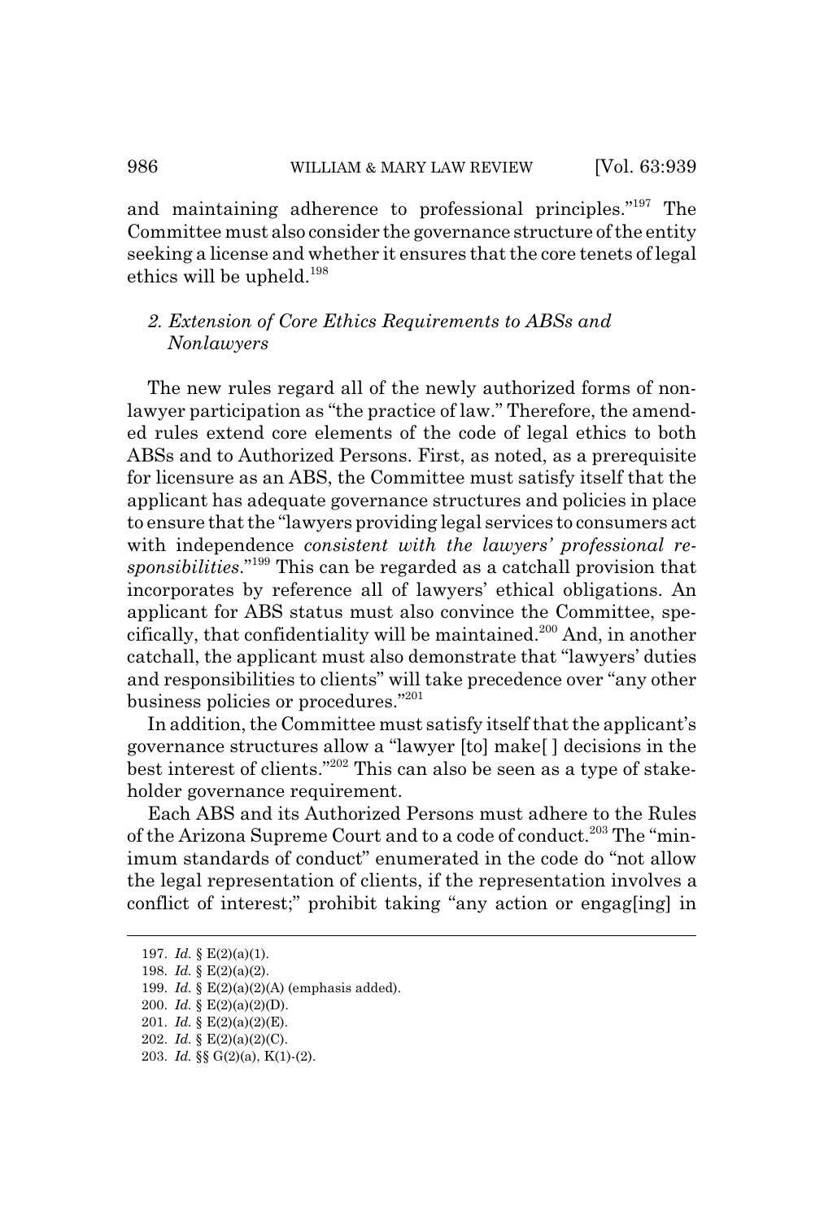and maintaining adherence to professional principles."[197] The Committee must also consider the governance structure of the entity seeking a license and whether it ensures that the core tenets of legal ethics will be upheld.[198]

### 2. *Extension of Core Ethics Requirements to ABSs and Nonlawyers*

The new rules regard all of the newly authorized forms of nonlawyer participation as "the practice of law." Therefore, the amended rules extend core elements of the code of legal ethics to both ABSs and to Authorized Persons. First, as noted, as a prerequisite for licensure as an ABS, the Committee must satisfy itself that the applicant has adequate governance structures and policies in place to ensure that the "lawyers providing legal services to consumers act with independence *consistent with the lawyers' professional responsibilities*."[199] This can be regarded as a catchall provision that incorporates by reference all of lawyers' ethical obligations. An applicant for ABS status must also convince the Committee, specifically, that confidentiality will be maintained.[200] And, in another catchall, the applicant must also demonstrate that "lawyers' duties and responsibilities to clients" will take precedence over "any other business policies or procedures."[201]

In addition, the Committee must satisfy itself that the applicant's governance structures allow a "lawyer [to] make[ ] decisions in the best interest of clients."[202] This can also be seen as a type of stakeholder governance requirement.

Each ABS and its Authorized Persons must adhere to the Rules of the Arizona Supreme Court and to a code of conduct.[203] The "minimum standards of conduct" enumerated in the code do "not allow the legal representation of clients, if the representation involves a conflict of interest;" prohibit taking "any action or engag[ing] in

---

197. *Id.* § E(2)(a)(1).
198. *Id.* § E(2)(a)(2).
199. *Id.* § E(2)(a)(2)(A) (emphasis added).
200. *Id.* § E(2)(a)(2)(D).
201. *Id.* § E(2)(a)(2)(E).
202. *Id.* § E(2)(a)(2)(C).
203. *Id.* §§ G(2)(a), K(1)-(2).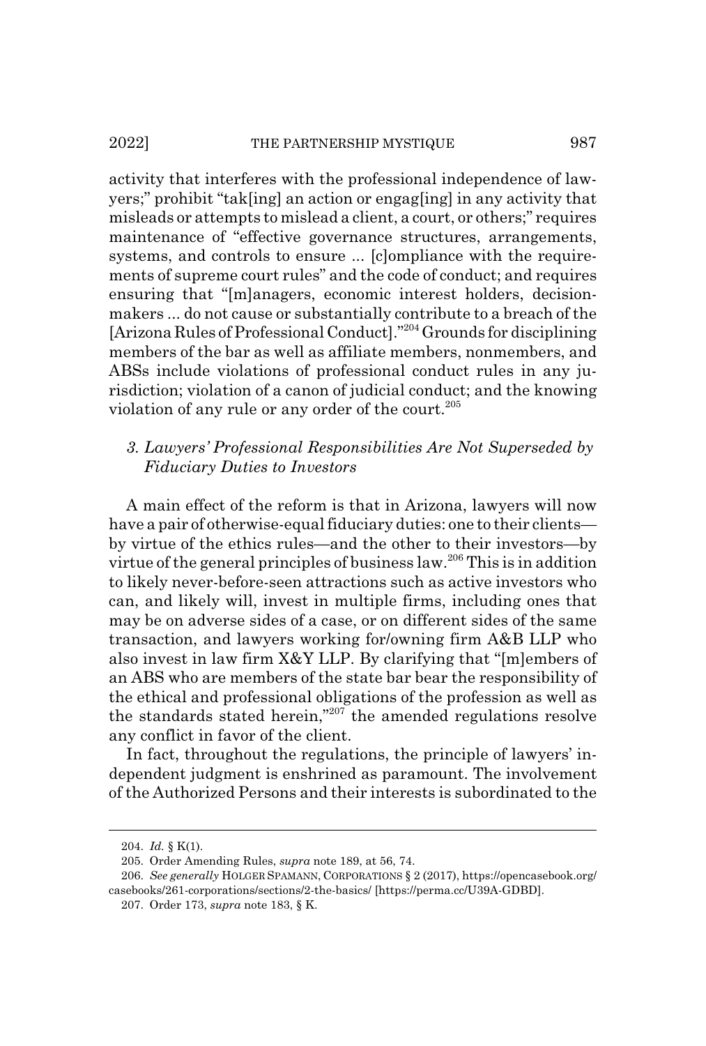activity that interferes with the professional independence of lawyers;" prohibit "tak[ing] an action or engag[ing] in any activity that misleads or attempts to mislead a client, a court, or others;" requires maintenance of "effective governance structures, arrangements, systems, and controls to ensure ... [c]ompliance with the requirements of supreme court rules" and the code of conduct; and requires ensuring that "[m]anagers, economic interest holders, decision-makers ... do not cause or substantially contribute to a breach of the [Arizona Rules of Professional Conduct]."[204] Grounds for disciplining members of the bar as well as affiliate members, nonmembers, and ABSs include violations of professional conduct rules in any jurisdiction; violation of a canon of judicial conduct; and the knowing violation of any rule or any order of the court.[205]

### *3. Lawyers' Professional Responsibilities Are Not Superseded by Fiduciary Duties to Investors*

A main effect of the reform is that in Arizona, lawyers will now have a pair of otherwise-equal fiduciary duties: one to their clients—by virtue of the ethics rules—and the other to their investors—by virtue of the general principles of business law.[206] This is in addition to likely never-before-seen attractions such as active investors who can, and likely will, invest in multiple firms, including ones that may be on adverse sides of a case, or on different sides of the same transaction, and lawyers working for/owning firm A&B LLP who also invest in law firm X&Y LLP. By clarifying that "[m]embers of an ABS who are members of the state bar bear the responsibility of the ethical and professional obligations of the profession as well as the standards stated herein,"[207] the amended regulations resolve any conflict in favor of the client.

In fact, throughout the regulations, the principle of lawyers' independent judgment is enshrined as paramount. The involvement of the Authorized Persons and their interests is subordinated to the

---

204. *Id.* § K(1).

205. Order Amending Rules, *supra* note 189, at 56, 74.

206. *See generally* HOLGER SPAMANN, CORPORATIONS § 2 (2017), https://opencasebook.org/casebooks/261-corporations/sections/2-the-basics/ [https://perma.cc/U39A-GDBD].

207. Order 173, *supra* note 183, § K.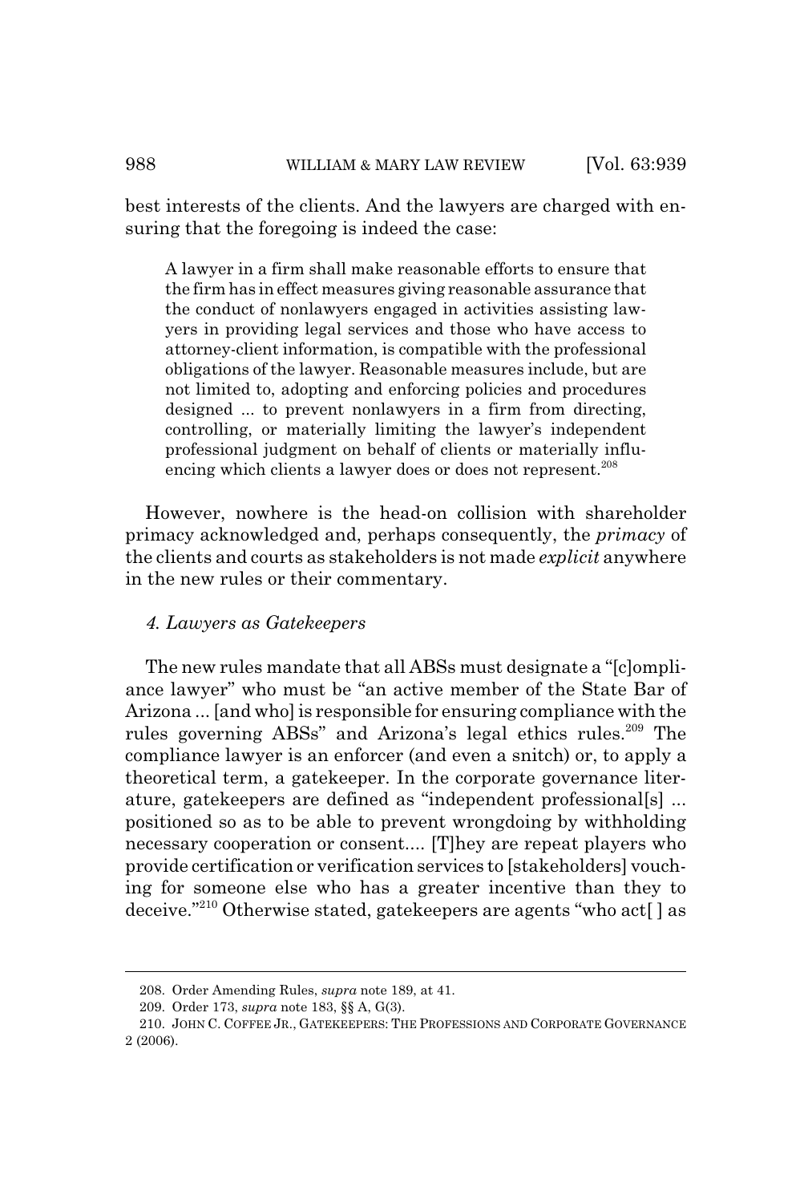best interests of the clients. And the lawyers are charged with ensuring that the foregoing is indeed the case:

> A lawyer in a firm shall make reasonable efforts to ensure that the firm has in effect measures giving reasonable assurance that the conduct of nonlawyers engaged in activities assisting lawyers in providing legal services and those who have access to attorney-client information, is compatible with the professional obligations of the lawyer. Reasonable measures include, but are not limited to, adopting and enforcing policies and procedures designed ... to prevent nonlawyers in a firm from directing, controlling, or materially limiting the lawyer's independent professional judgment on behalf of clients or materially influencing which clients a lawyer does or does not represent.[208]

However, nowhere is the head-on collision with shareholder primacy acknowledged and, perhaps consequently, the *primacy* of the clients and courts as stakeholders is not made *explicit* anywhere in the new rules or their commentary.

#### *4. Lawyers as Gatekeepers*

The new rules mandate that all ABSs must designate a "[c]ompliance lawyer" who must be "an active member of the State Bar of Arizona ... [and who] is responsible for ensuring compliance with the rules governing ABSs" and Arizona's legal ethics rules.[209] The compliance lawyer is an enforcer (and even a snitch) or, to apply a theoretical term, a gatekeeper. In the corporate governance literature, gatekeepers are defined as "independent professional[s] ... positioned so as to be able to prevent wrongdoing by withholding necessary cooperation or consent.... [T]hey are repeat players who provide certification or verification services to [stakeholders] vouching for someone else who has a greater incentive than they to deceive."[210] Otherwise stated, gatekeepers are agents "who act[ ] as

---

208. Order Amending Rules, *supra* note 189, at 41.

209. Order 173, *supra* note 183, §§ A, G(3).

210. JOHN C. COFFEE JR., GATEKEEPERS: THE PROFESSIONS AND CORPORATE GOVERNANCE 2 (2006).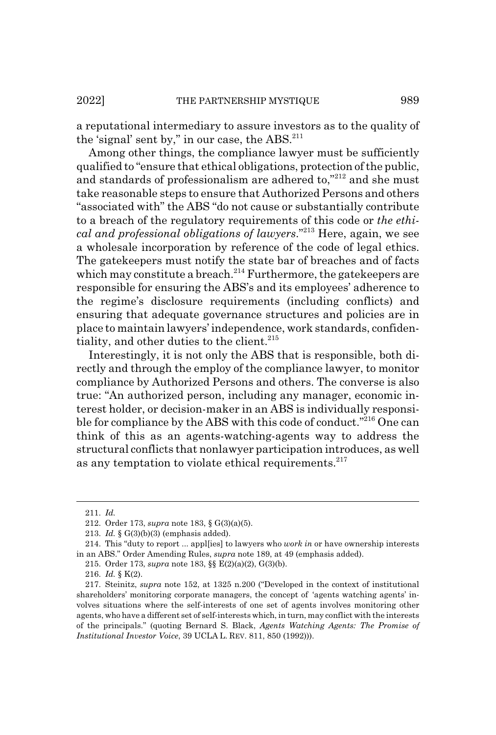a reputational intermediary to assure investors as to the quality of the 'signal' sent by," in our case, the ABS.[211]

Among other things, the compliance lawyer must be sufficiently qualified to "ensure that ethical obligations, protection of the public, and standards of professionalism are adhered to,"[212] and she must take reasonable steps to ensure that Authorized Persons and others "associated with" the ABS "do not cause or substantially contribute to a breach of the regulatory requirements of this code or *the ethical and professional obligations of lawyers*."[213] Here, again, we see a wholesale incorporation by reference of the code of legal ethics. The gatekeepers must notify the state bar of breaches and of facts which may constitute a breach.[214] Furthermore, the gatekeepers are responsible for ensuring the ABS's and its employees' adherence to the regime's disclosure requirements (including conflicts) and ensuring that adequate governance structures and policies are in place to maintain lawyers' independence, work standards, confidentiality, and other duties to the client.[215]

Interestingly, it is not only the ABS that is responsible, both directly and through the employ of the compliance lawyer, to monitor compliance by Authorized Persons and others. The converse is also true: "An authorized person, including any manager, economic interest holder, or decision-maker in an ABS is individually responsible for compliance by the ABS with this code of conduct."[216] One can think of this as an agents-watching-agents way to address the structural conflicts that nonlawyer participation introduces, as well as any temptation to violate ethical requirements.[217]

---

211. *Id.*

212. Order 173, *supra* note 183, § G(3)(a)(5).

213. *Id.* § G(3)(b)(3) (emphasis added).

214. This "duty to report ... appl[ies] to lawyers who *work in* or have ownership interests in an ABS." Order Amending Rules, *supra* note 189, at 49 (emphasis added).

215. Order 173, *supra* note 183, §§ E(2)(a)(2), G(3)(b).

216. *Id.* § K(2).

217. Steinitz, *supra* note 152, at 1325 n.200 ("Developed in the context of institutional shareholders' monitoring corporate managers, the concept of 'agents watching agents' involves situations where the self-interests of one set of agents involves monitoring other agents, who have a different set of self-interests which, in turn, may conflict with the interests of the principals." (quoting Bernard S. Black, *Agents Watching Agents: The Promise of Institutional Investor Voice*, 39 UCLA L. REV. 811, 850 (1992))).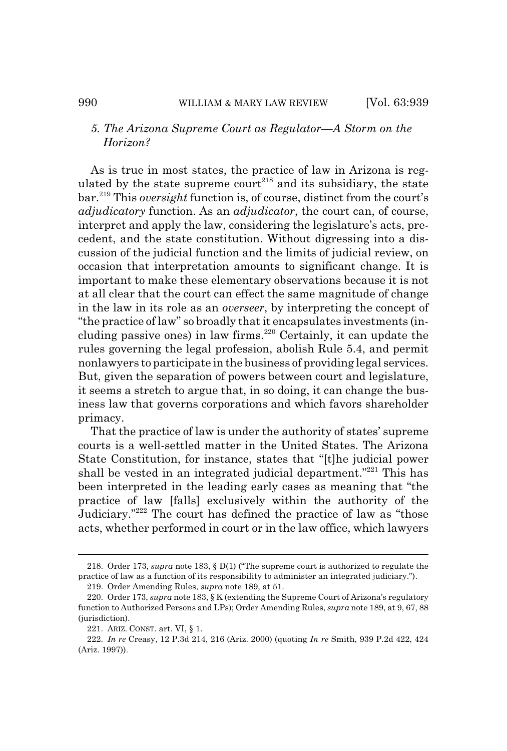### *5. The Arizona Supreme Court as Regulator—A Storm on the Horizon?*

As is true in most states, the practice of law in Arizona is regulated by the state supreme court[218] and its subsidiary, the state bar.[219] This *oversight* function is, of course, distinct from the court's *adjudicatory* function. As an *adjudicator*, the court can, of course, interpret and apply the law, considering the legislature's acts, precedent, and the state constitution. Without digressing into a discussion of the judicial function and the limits of judicial review, on occasion that interpretation amounts to significant change. It is important to make these elementary observations because it is not at all clear that the court can effect the same magnitude of change in the law in its role as an *overseer*, by interpreting the concept of "the practice of law" so broadly that it encapsulates investments (including passive ones) in law firms.[220] Certainly, it can update the rules governing the legal profession, abolish Rule 5.4, and permit nonlawyers to participate in the business of providing legal services. But, given the separation of powers between court and legislature, it seems a stretch to argue that, in so doing, it can change the business law that governs corporations and which favors shareholder primacy.

That the practice of law is under the authority of states' supreme courts is a well-settled matter in the United States. The Arizona State Constitution, for instance, states that "[t]he judicial power shall be vested in an integrated judicial department."[221] This has been interpreted in the leading early cases as meaning that "the practice of law [falls] exclusively within the authority of the Judiciary."[222] The court has defined the practice of law as "those acts, whether performed in court or in the law office, which lawyers

---

218. Order 173, *supra* note 183, § D(1) ("The supreme court is authorized to regulate the practice of law as a function of its responsibility to administer an integrated judiciary.").

219. Order Amending Rules, *supra* note 189, at 51.

220. Order 173, *supra* note 183, § K (extending the Supreme Court of Arizona's regulatory function to Authorized Persons and LPs); Order Amending Rules, *supra* note 189, at 9, 67, 88 (jurisdiction).

221. ARIZ. CONST. art. VI, § 1.

222. *In re* Creasy, 12 P.3d 214, 216 (Ariz. 2000) (quoting *In re* Smith, 939 P.2d 422, 424 (Ariz. 1997)).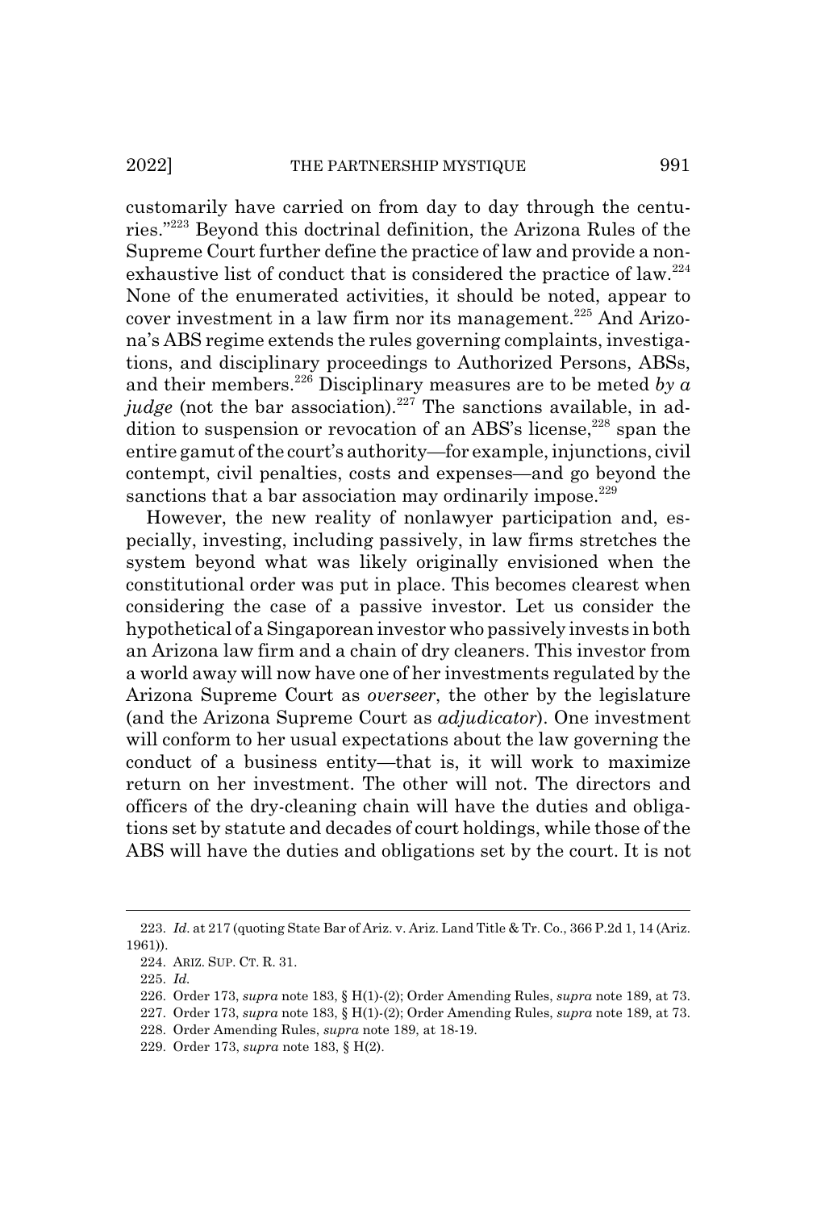customarily have carried on from day to day through the centuries."[223] Beyond this doctrinal definition, the Arizona Rules of the Supreme Court further define the practice of law and provide a nonexhaustive list of conduct that is considered the practice of law.[224] None of the enumerated activities, it should be noted, appear to cover investment in a law firm nor its management.[225] And Arizona's ABS regime extends the rules governing complaints, investigations, and disciplinary proceedings to Authorized Persons, ABSs, and their members.[226] Disciplinary measures are to be meted *by a judge* (not the bar association).[227] The sanctions available, in addition to suspension or revocation of an ABS's license,[228] span the entire gamut of the court's authority—for example, injunctions, civil contempt, civil penalties, costs and expenses—and go beyond the sanctions that a bar association may ordinarily impose.[229]

However, the new reality of nonlawyer participation and, especially, investing, including passively, in law firms stretches the system beyond what was likely originally envisioned when the constitutional order was put in place. This becomes clearest when considering the case of a passive investor. Let us consider the hypothetical of a Singaporean investor who passively invests in both an Arizona law firm and a chain of dry cleaners. This investor from a world away will now have one of her investments regulated by the Arizona Supreme Court as *overseer*, the other by the legislature (and the Arizona Supreme Court as *adjudicator*). One investment will conform to her usual expectations about the law governing the conduct of a business entity—that is, it will work to maximize return on her investment. The other will not. The directors and officers of the dry-cleaning chain will have the duties and obligations set by statute and decades of court holdings, while those of the ABS will have the duties and obligations set by the court. It is not

223. *Id.* at 217 (quoting State Bar of Ariz. v. Ariz. Land Title & Tr. Co., 366 P.2d 1, 14 (Ariz. 1961)).

224. ARIZ. SUP. CT. R. 31.

225. *Id.*

226. Order 173, *supra* note 183, § H(1)-(2); Order Amending Rules, *supra* note 189, at 73.

227. Order 173, *supra* note 183, § H(1)-(2); Order Amending Rules, *supra* note 189, at 73.

228. Order Amending Rules, *supra* note 189, at 18-19.

229. Order 173, *supra* note 183, § H(2).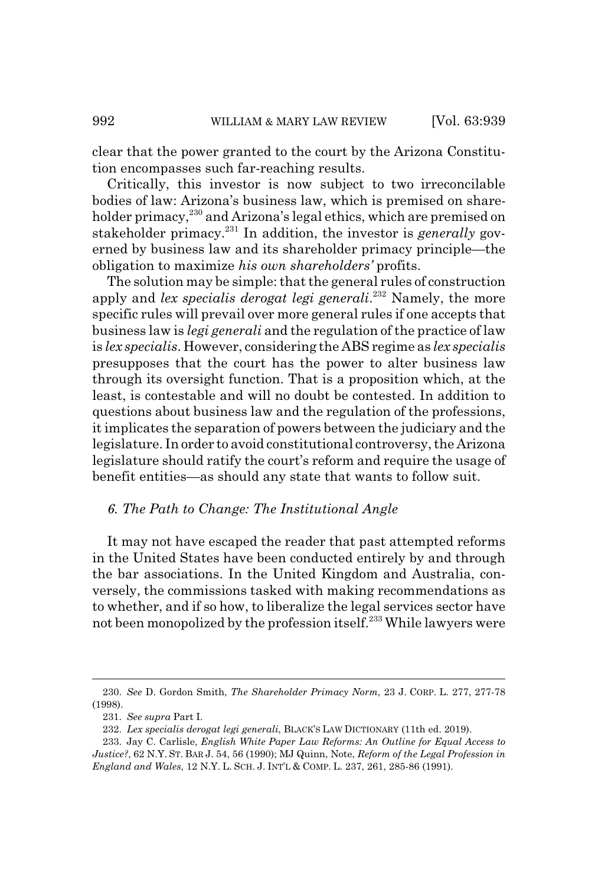clear that the power granted to the court by the Arizona Constitution encompasses such far-reaching results.

Critically, this investor is now subject to two irreconcilable bodies of law: Arizona's business law, which is premised on shareholder primacy,[230] and Arizona's legal ethics, which are premised on stakeholder primacy.[231] In addition, the investor is *generally* governed by business law and its shareholder primacy principle—the obligation to maximize *his own shareholders'* profits.

The solution may be simple: that the general rules of construction apply and *lex specialis derogat legi generali*.[232] Namely, the more specific rules will prevail over more general rules if one accepts that business law is *legi generali* and the regulation of the practice of law is *lex specialis*. However, considering the ABS regime as *lex specialis* presupposes that the court has the power to alter business law through its oversight function. That is a proposition which, at the least, is contestable and will no doubt be contested. In addition to questions about business law and the regulation of the professions, it implicates the separation of powers between the judiciary and the legislature. In order to avoid constitutional controversy, the Arizona legislature should ratify the court's reform and require the usage of benefit entities—as should any state that wants to follow suit.

### *6. The Path to Change: The Institutional Angle*

It may not have escaped the reader that past attempted reforms in the United States have been conducted entirely by and through the bar associations. In the United Kingdom and Australia, conversely, the commissions tasked with making recommendations as to whether, and if so how, to liberalize the legal services sector have not been monopolized by the profession itself.[233] While lawyers were

---

230. *See* D. Gordon Smith, *The Shareholder Primacy Norm*, 23 J. CORP. L. 277, 277-78 (1998).

231. *See supra* Part I.

232. *Lex specialis derogat legi generali*, BLACK'S LAW DICTIONARY (11th ed. 2019).

233. Jay C. Carlisle, *English White Paper Law Reforms: An Outline for Equal Access to Justice?*, 62 N.Y. ST. BAR J. 54, 56 (1990); MJ Quinn, Note, *Reform of the Legal Profession in England and Wales*, 12 N.Y. L. SCH. J. INT'L & COMP. L. 237, 261, 285-86 (1991).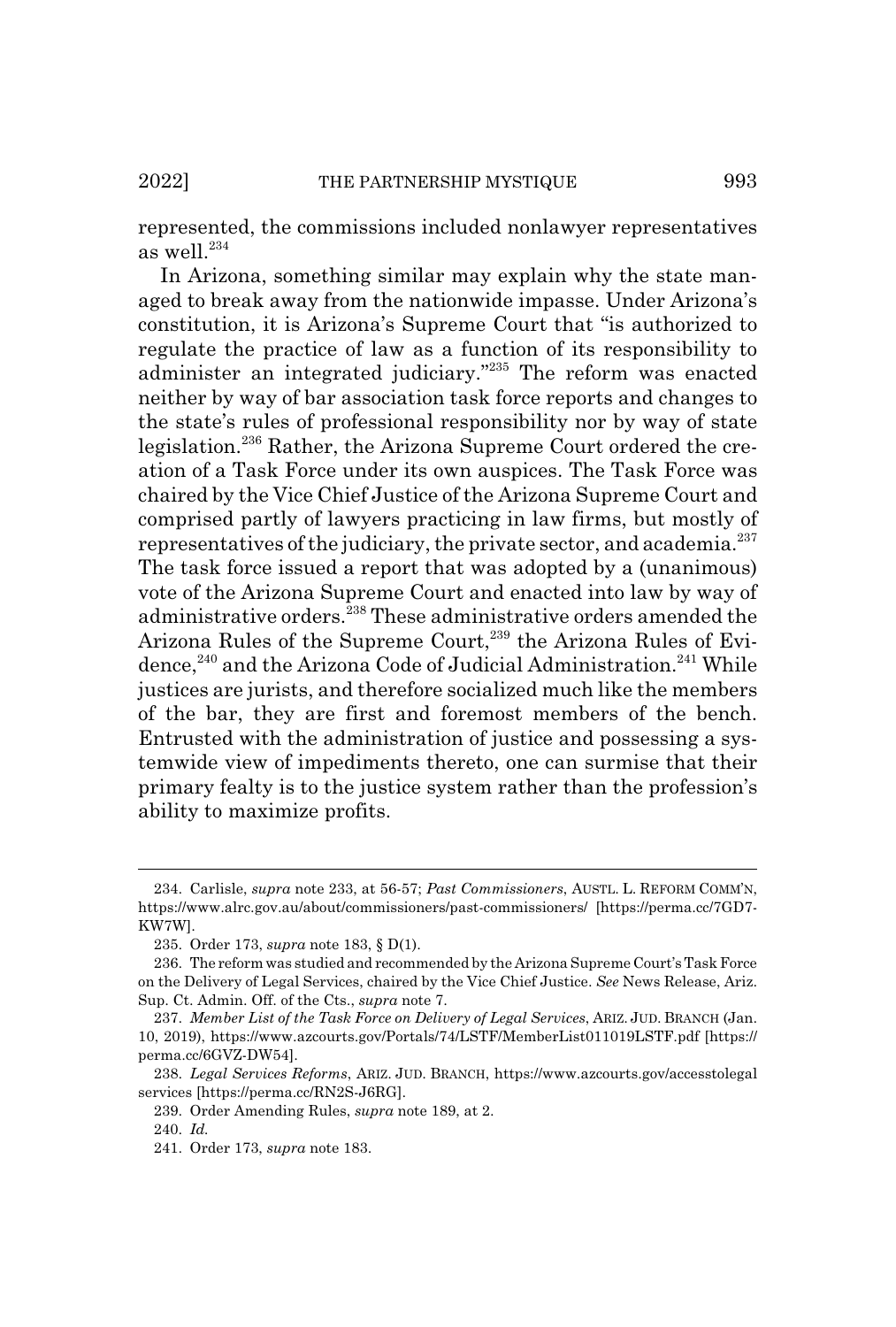represented, the commissions included nonlawyer representatives as well.[234]

In Arizona, something similar may explain why the state managed to break away from the nationwide impasse. Under Arizona's constitution, it is Arizona's Supreme Court that "is authorized to regulate the practice of law as a function of its responsibility to administer an integrated judiciary."[235] The reform was enacted neither by way of bar association task force reports and changes to the state's rules of professional responsibility nor by way of state legislation.[236] Rather, the Arizona Supreme Court ordered the creation of a Task Force under its own auspices. The Task Force was chaired by the Vice Chief Justice of the Arizona Supreme Court and comprised partly of lawyers practicing in law firms, but mostly of representatives of the judiciary, the private sector, and academia.[237] The task force issued a report that was adopted by a (unanimous) vote of the Arizona Supreme Court and enacted into law by way of administrative orders.[238] These administrative orders amended the Arizona Rules of the Supreme Court,[239] the Arizona Rules of Evidence,[240] and the Arizona Code of Judicial Administration.[241] While justices are jurists, and therefore socialized much like the members of the bar, they are first and foremost members of the bench. Entrusted with the administration of justice and possessing a systemwide view of impediments thereto, one can surmise that their primary fealty is to the justice system rather than the profession's ability to maximize profits.

---

234. Carlisle, *supra* note 233, at 56-57; *Past Commissioners*, AUSTL. L. REFORM COMM'N, https://www.alrc.gov.au/about/commissioners/past-commissioners/ [https://perma.cc/7GD7-KW7W].

235. Order 173, *supra* note 183, § D(1).

236. The reform was studied and recommended by the Arizona Supreme Court's Task Force on the Delivery of Legal Services, chaired by the Vice Chief Justice. *See* News Release, Ariz. Sup. Ct. Admin. Off. of the Cts., *supra* note 7.

237. *Member List of the Task Force on Delivery of Legal Services*, ARIZ. JUD. BRANCH (Jan. 10, 2019), https://www.azcourts.gov/Portals/74/LSTF/MemberList011019LSTF.pdf [https://perma.cc/6GVZ-DW54].

238. *Legal Services Reforms*, ARIZ. JUD. BRANCH, https://www.azcourts.gov/accesstolegalservices [https://perma.cc/RN2S-J6RG].

239. Order Amending Rules, *supra* note 189, at 2.

240. *Id.*

241. Order 173, *supra* note 183.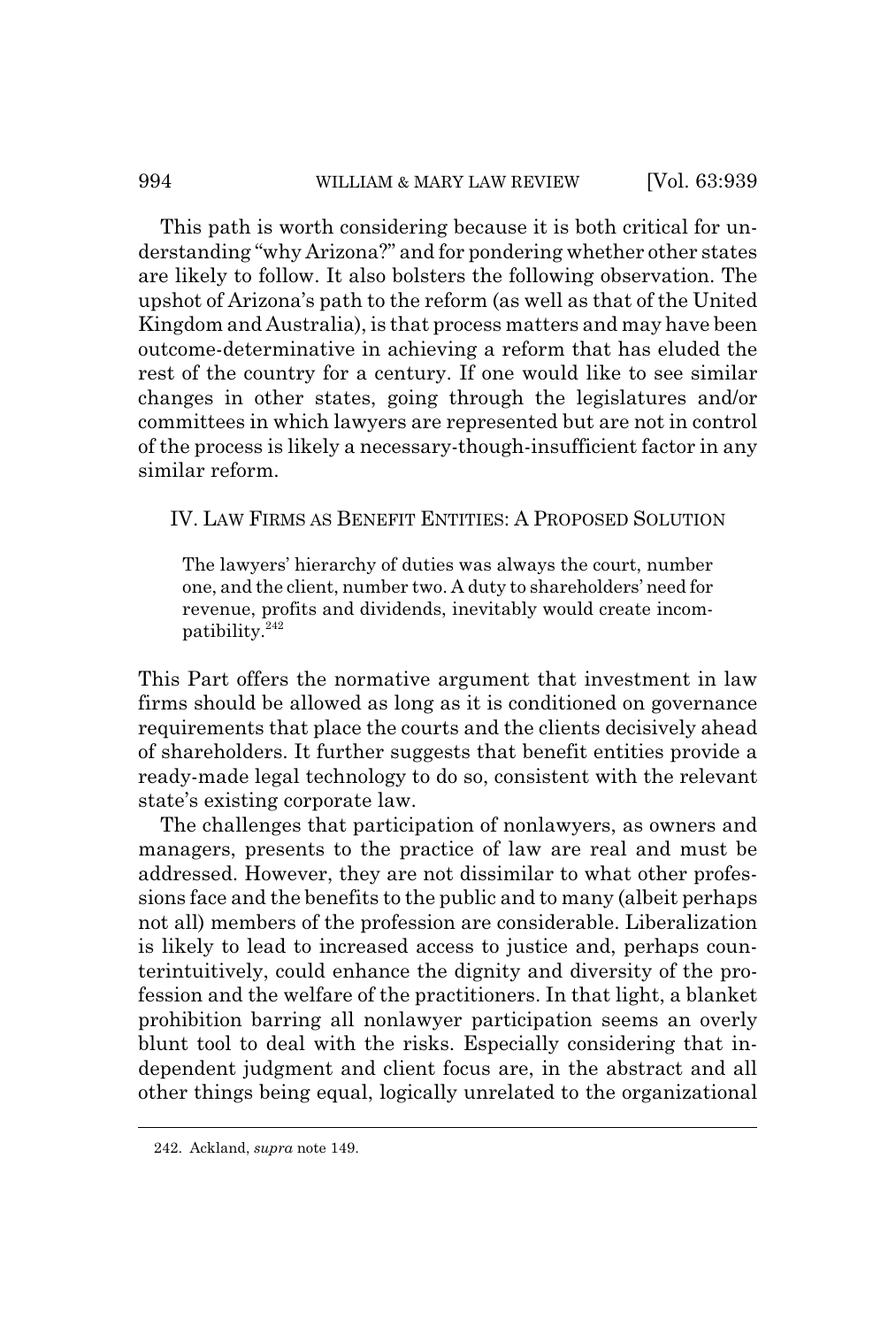This path is worth considering because it is both critical for understanding "why Arizona?" and for pondering whether other states are likely to follow. It also bolsters the following observation. The upshot of Arizona's path to the reform (as well as that of the United Kingdom and Australia), is that process matters and may have been outcome-determinative in achieving a reform that has eluded the rest of the country for a century. If one would like to see similar changes in other states, going through the legislatures and/or committees in which lawyers are represented but are not in control of the process is likely a necessary-though-insufficient factor in any similar reform.

## IV. LAW FIRMS AS BENEFIT ENTITIES: A PROPOSED SOLUTION

> The lawyers' hierarchy of duties was always the court, number one, and the client, number two. A duty to shareholders' need for revenue, profits and dividends, inevitably would create incompatibility.[242]

This Part offers the normative argument that investment in law firms should be allowed as long as it is conditioned on governance requirements that place the courts and the clients decisively ahead of shareholders. It further suggests that benefit entities provide a ready-made legal technology to do so, consistent with the relevant state's existing corporate law.

The challenges that participation of nonlawyers, as owners and managers, presents to the practice of law are real and must be addressed. However, they are not dissimilar to what other professions face and the benefits to the public and to many (albeit perhaps not all) members of the profession are considerable. Liberalization is likely to lead to increased access to justice and, perhaps counterintuitively, could enhance the dignity and diversity of the profession and the welfare of the practitioners. In that light, a blanket prohibition barring all nonlawyer participation seems an overly blunt tool to deal with the risks. Especially considering that independent judgment and client focus are, in the abstract and all other things being equal, logically unrelated to the organizational

---

242. Ackland, *supra* note 149.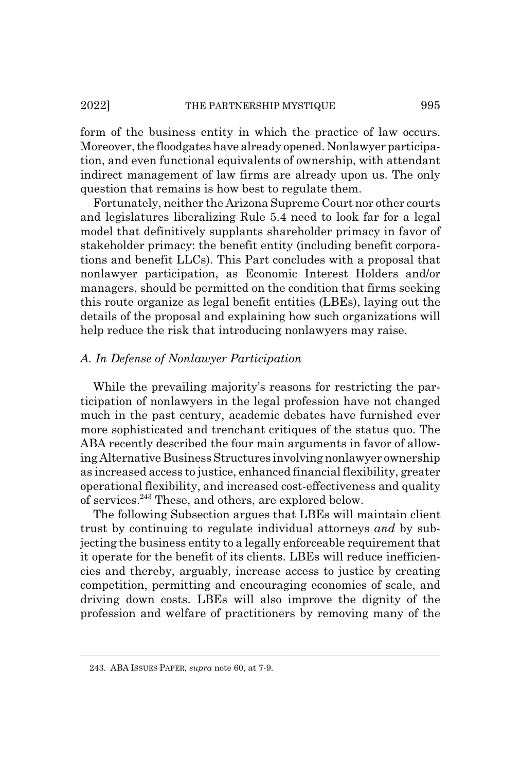form of the business entity in which the practice of law occurs. Moreover, the floodgates have already opened. Nonlawyer participation, and even functional equivalents of ownership, with attendant indirect management of law firms are already upon us. The only question that remains is how best to regulate them.

Fortunately, neither the Arizona Supreme Court nor other courts and legislatures liberalizing Rule 5.4 need to look far for a legal model that definitively supplants shareholder primacy in favor of stakeholder primacy: the benefit entity (including benefit corporations and benefit LLCs). This Part concludes with a proposal that nonlawyer participation, as Economic Interest Holders and/or managers, should be permitted on the condition that firms seeking this route organize as legal benefit entities (LBEs), laying out the details of the proposal and explaining how such organizations will help reduce the risk that introducing nonlawyers may raise.

### *A. In Defense of Nonlawyer Participation*

While the prevailing majority's reasons for restricting the participation of nonlawyers in the legal profession have not changed much in the past century, academic debates have furnished ever more sophisticated and trenchant critiques of the status quo. The ABA recently described the four main arguments in favor of allowing Alternative Business Structures involving nonlawyer ownership as increased access to justice, enhanced financial flexibility, greater operational flexibility, and increased cost-effectiveness and quality of services.[243] These, and others, are explored below.

The following Subsection argues that LBEs will maintain client trust by continuing to regulate individual attorneys *and* by subjecting the business entity to a legally enforceable requirement that it operate for the benefit of its clients. LBEs will reduce inefficiencies and thereby, arguably, increase access to justice by creating competition, permitting and encouraging economies of scale, and driving down costs. LBEs will also improve the dignity of the profession and welfare of practitioners by removing many of the

---

243. ABA ISSUES PAPER, *supra* note 60, at 7-9.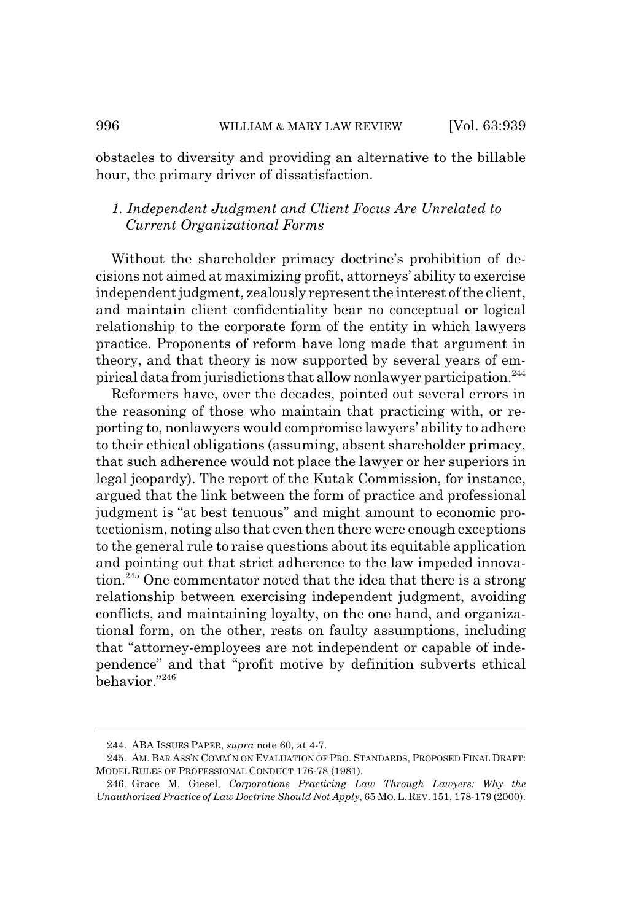obstacles to diversity and providing an alternative to the billable hour, the primary driver of dissatisfaction.

### *1. Independent Judgment and Client Focus Are Unrelated to Current Organizational Forms*

Without the shareholder primacy doctrine's prohibition of decisions not aimed at maximizing profit, attorneys' ability to exercise independent judgment, zealously represent the interest of the client, and maintain client confidentiality bear no conceptual or logical relationship to the corporate form of the entity in which lawyers practice. Proponents of reform have long made that argument in theory, and that theory is now supported by several years of empirical data from jurisdictions that allow nonlawyer participation.[244]

Reformers have, over the decades, pointed out several errors in the reasoning of those who maintain that practicing with, or reporting to, nonlawyers would compromise lawyers' ability to adhere to their ethical obligations (assuming, absent shareholder primacy, that such adherence would not place the lawyer or her superiors in legal jeopardy). The report of the Kutak Commission, for instance, argued that the link between the form of practice and professional judgment is "at best tenuous" and might amount to economic protectionism, noting also that even then there were enough exceptions to the general rule to raise questions about its equitable application and pointing out that strict adherence to the law impeded innovation.[245] One commentator noted that the idea that there is a strong relationship between exercising independent judgment, avoiding conflicts, and maintaining loyalty, on the one hand, and organizational form, on the other, rests on faulty assumptions, including that "attorney-employees are not independent or capable of independence" and that "profit motive by definition subverts ethical behavior."[246]

---

244. ABA ISSUES PAPER, *supra* note 60, at 4-7.

245. AM. BAR ASS'N COMM'N ON EVALUATION OF PRO. STANDARDS, PROPOSED FINAL DRAFT: MODEL RULES OF PROFESSIONAL CONDUCT 176-78 (1981).

246. Grace M. Giesel, *Corporations Practicing Law Through Lawyers: Why the Unauthorized Practice of Law Doctrine Should Not Apply*, 65 MO. L. REV. 151, 178-179 (2000).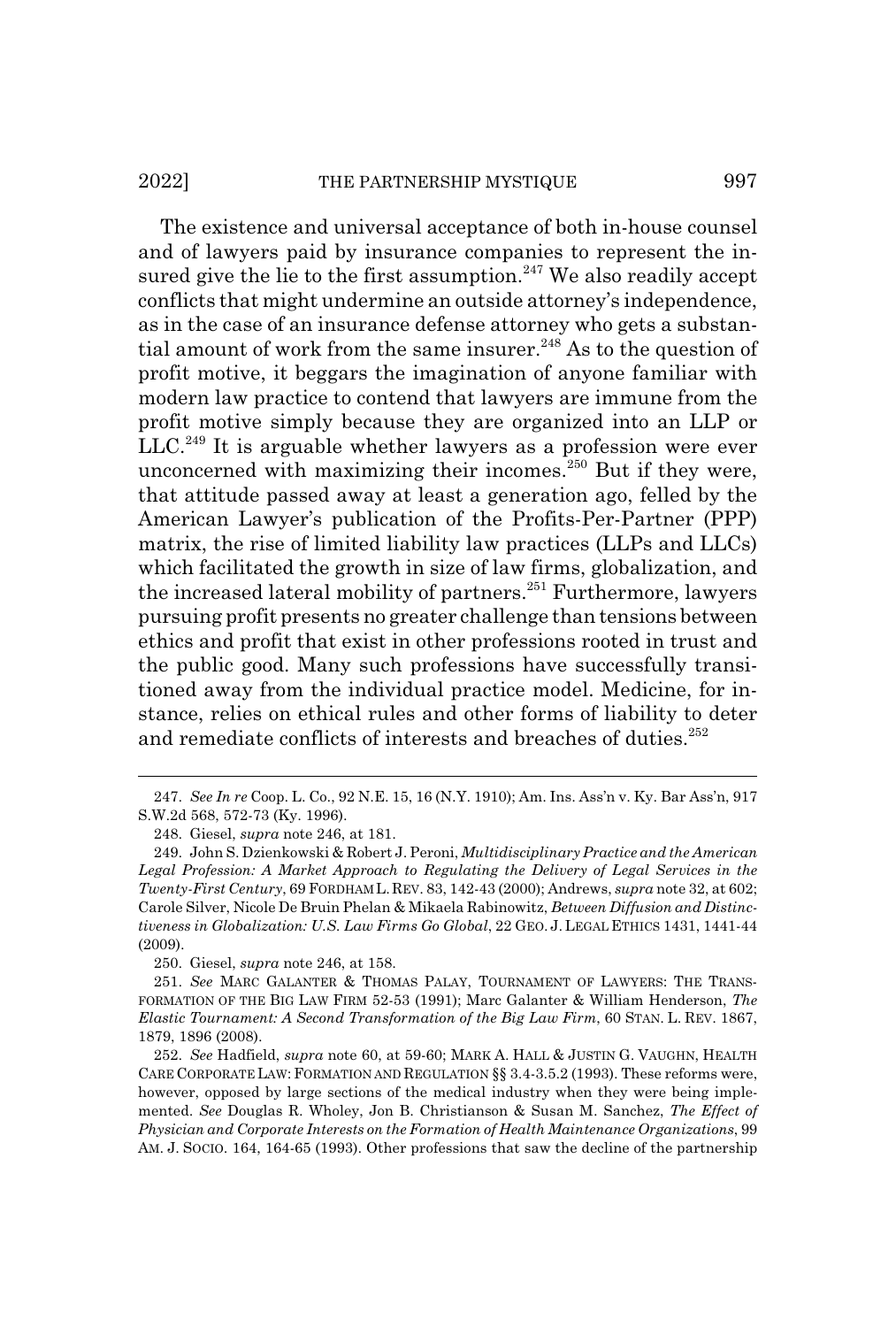The existence and universal acceptance of both in-house counsel and of lawyers paid by insurance companies to represent the insured give the lie to the first assumption.[247] We also readily accept conflicts that might undermine an outside attorney's independence, as in the case of an insurance defense attorney who gets a substantial amount of work from the same insurer.[248] As to the question of profit motive, it beggars the imagination of anyone familiar with modern law practice to contend that lawyers are immune from the profit motive simply because they are organized into an LLP or LLC.[249] It is arguable whether lawyers as a profession were ever unconcerned with maximizing their incomes.[250] But if they were, that attitude passed away at least a generation ago, felled by the American Lawyer's publication of the Profits-Per-Partner (PPP) matrix, the rise of limited liability law practices (LLPs and LLCs) which facilitated the growth in size of law firms, globalization, and the increased lateral mobility of partners.[251] Furthermore, lawyers pursuing profit presents no greater challenge than tensions between ethics and profit that exist in other professions rooted in trust and the public good. Many such professions have successfully transitioned away from the individual practice model. Medicine, for instance, relies on ethical rules and other forms of liability to deter and remediate conflicts of interests and breaches of duties.[252]

---

247. *See In re* Coop. L. Co., 92 N.E. 15, 16 (N.Y. 1910); Am. Ins. Ass'n v. Ky. Bar Ass'n, 917 S.W.2d 568, 572-73 (Ky. 1996).

248. Giesel, *supra* note 246, at 181.

249. John S. Dzienkowski & Robert J. Peroni, *Multidisciplinary Practice and the American Legal Profession: A Market Approach to Regulating the Delivery of Legal Services in the Twenty-First Century*, 69 FORDHAM L. REV. 83, 142-43 (2000); Andrews, *supra* note 32, at 602; Carole Silver, Nicole De Bruin Phelan & Mikaela Rabinowitz, *Between Diffusion and Distinctiveness in Globalization: U.S. Law Firms Go Global*, 22 GEO. J. LEGAL ETHICS 1431, 1441-44 (2009).

250. Giesel, *supra* note 246, at 158.

251. *See* MARC GALANTER & THOMAS PALAY, TOURNAMENT OF LAWYERS: THE TRANSFORMATION OF THE BIG LAW FIRM 52-53 (1991); Marc Galanter & William Henderson, *The Elastic Tournament: A Second Transformation of the Big Law Firm*, 60 STAN. L. REV. 1867, 1879, 1896 (2008).

252. *See* Hadfield, *supra* note 60, at 59-60; MARK A. HALL & JUSTIN G. VAUGHN, HEALTH CARE CORPORATE LAW: FORMATION AND REGULATION §§ 3.4-3.5.2 (1993). These reforms were, however, opposed by large sections of the medical industry when they were being implemented. *See* Douglas R. Wholey, Jon B. Christianson & Susan M. Sanchez, *The Effect of Physician and Corporate Interests on the Formation of Health Maintenance Organizations*, 99 AM. J. SOCIO. 164, 164-65 (1993). Other professions that saw the decline of the partnership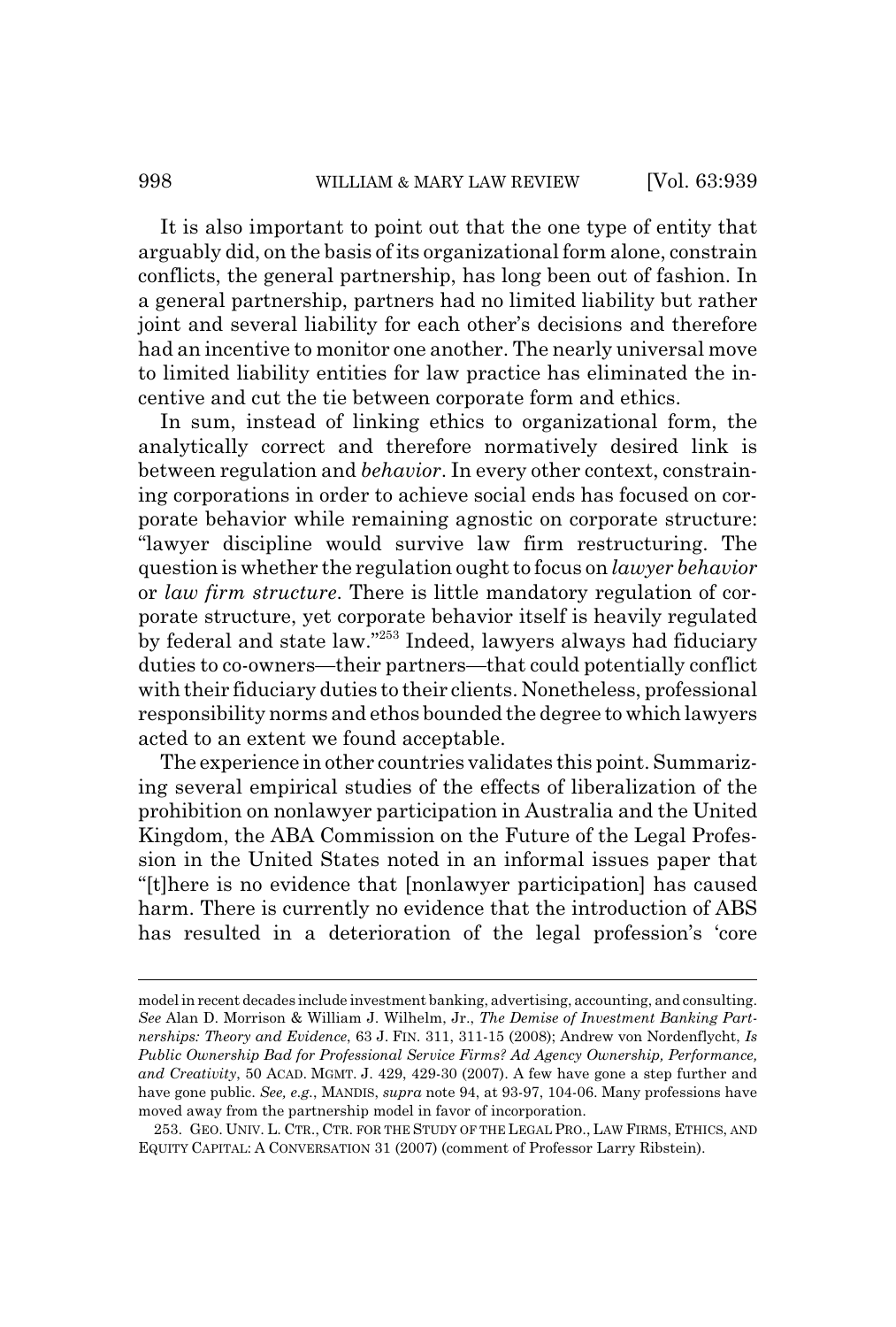It is also important to point out that the one type of entity that arguably did, on the basis of its organizational form alone, constrain conflicts, the general partnership, has long been out of fashion. In a general partnership, partners had no limited liability but rather joint and several liability for each other's decisions and therefore had an incentive to monitor one another. The nearly universal move to limited liability entities for law practice has eliminated the incentive and cut the tie between corporate form and ethics.

In sum, instead of linking ethics to organizational form, the analytically correct and therefore normatively desired link is between regulation and *behavior*. In every other context, constraining corporations in order to achieve social ends has focused on corporate behavior while remaining agnostic on corporate structure: "lawyer discipline would survive law firm restructuring. The question is whether the regulation ought to focus on *lawyer behavior* or *law firm structure*. There is little mandatory regulation of corporate structure, yet corporate behavior itself is heavily regulated by federal and state law."[253] Indeed, lawyers always had fiduciary duties to co-owners—their partners—that could potentially conflict with their fiduciary duties to their clients. Nonetheless, professional responsibility norms and ethos bounded the degree to which lawyers acted to an extent we found acceptable.

The experience in other countries validates this point. Summarizing several empirical studies of the effects of liberalization of the prohibition on nonlawyer participation in Australia and the United Kingdom, the ABA Commission on the Future of the Legal Profession in the United States noted in an informal issues paper that "[t]here is no evidence that [nonlawyer participation] has caused harm. There is currently no evidence that the introduction of ABS has resulted in a deterioration of the legal profession's 'core

---

model in recent decades include investment banking, advertising, accounting, and consulting. *See* Alan D. Morrison & William J. Wilhelm, Jr., *The Demise of Investment Banking Partnerships: Theory and Evidence*, 63 J. FIN. 311, 311-15 (2008); Andrew von Nordenflycht, *Is Public Ownership Bad for Professional Service Firms? Ad Agency Ownership, Performance, and Creativity*, 50 ACAD. MGMT. J. 429, 429-30 (2007). A few have gone a step further and have gone public. *See, e.g.*, MANDIS, *supra* note 94, at 93-97, 104-06. Many professions have moved away from the partnership model in favor of incorporation.

253. GEO. UNIV. L. CTR., CTR. FOR THE STUDY OF THE LEGAL PRO., LAW FIRMS, ETHICS, AND EQUITY CAPITAL: A CONVERSATION 31 (2007) (comment of Professor Larry Ribstein).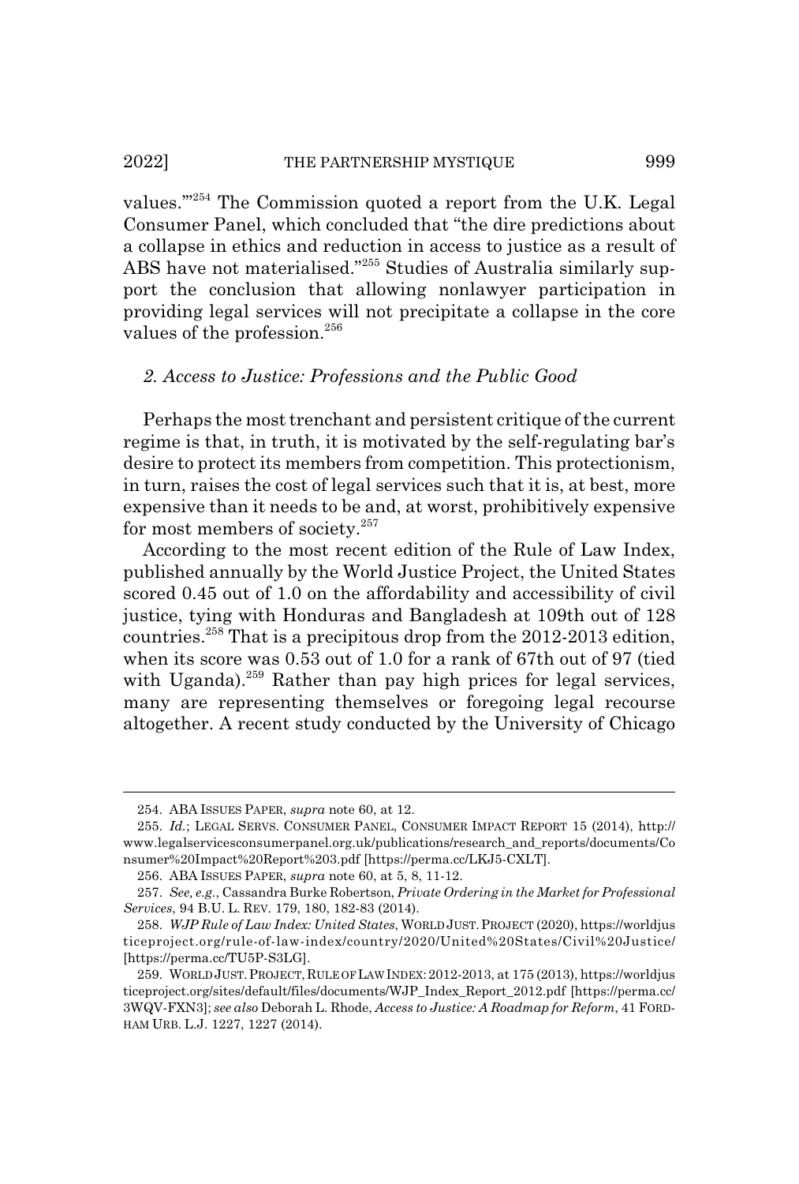values.'"[254] The Commission quoted a report from the U.K. Legal Consumer Panel, which concluded that "the dire predictions about a collapse in ethics and reduction in access to justice as a result of ABS have not materialised."[255] Studies of Australia similarly support the conclusion that allowing nonlawyer participation in providing legal services will not precipitate a collapse in the core values of the profession.[256]

### *2. Access to Justice: Professions and the Public Good*

Perhaps the most trenchant and persistent critique of the current regime is that, in truth, it is motivated by the self-regulating bar's desire to protect its members from competition. This protectionism, in turn, raises the cost of legal services such that it is, at best, more expensive than it needs to be and, at worst, prohibitively expensive for most members of society.[257]

According to the most recent edition of the Rule of Law Index, published annually by the World Justice Project, the United States scored 0.45 out of 1.0 on the affordability and accessibility of civil justice, tying with Honduras and Bangladesh at 109th out of 128 countries.[258] That is a precipitous drop from the 2012-2013 edition, when its score was 0.53 out of 1.0 for a rank of 67th out of 97 (tied with Uganda).[259] Rather than pay high prices for legal services, many are representing themselves or foregoing legal recourse altogether. A recent study conducted by the University of Chicago

---

254. ABA ISSUES PAPER, *supra* note 60, at 12.

255. *Id.*; LEGAL SERVS. CONSUMER PANEL, CONSUMER IMPACT REPORT 15 (2014), http://www.legalservicesconsumerpanel.org.uk/publications/research_and_reports/documents/Consumer%20Impact%20Report%203.pdf [https://perma.cc/LKJ5-CXLT].

256. ABA ISSUES PAPER, *supra* note 60, at 5, 8, 11-12.

257. *See, e.g.*, Cassandra Burke Robertson, *Private Ordering in the Market for Professional Services*, 94 B.U. L. REV. 179, 180, 182-83 (2014).

258. *WJP Rule of Law Index: United States*, WORLD JUST. PROJECT (2020), https://worldjusticeproject.org/rule-of-law-index/country/2020/United%20States/Civil%20Justice/ [https://perma.cc/TU5P-S3LG].

259. WORLD JUST. PROJECT, RULE OF LAW INDEX: 2012-2013, at 175 (2013), https://worldjusticeproject.org/sites/default/files/documents/WJP_Index_Report_2012.pdf [https://perma.cc/3WQV-FXN3]; *see also* Deborah L. Rhode, *Access to Justice: A Roadmap for Reform*, 41 FORDHAM URB. L.J. 1227, 1227 (2014).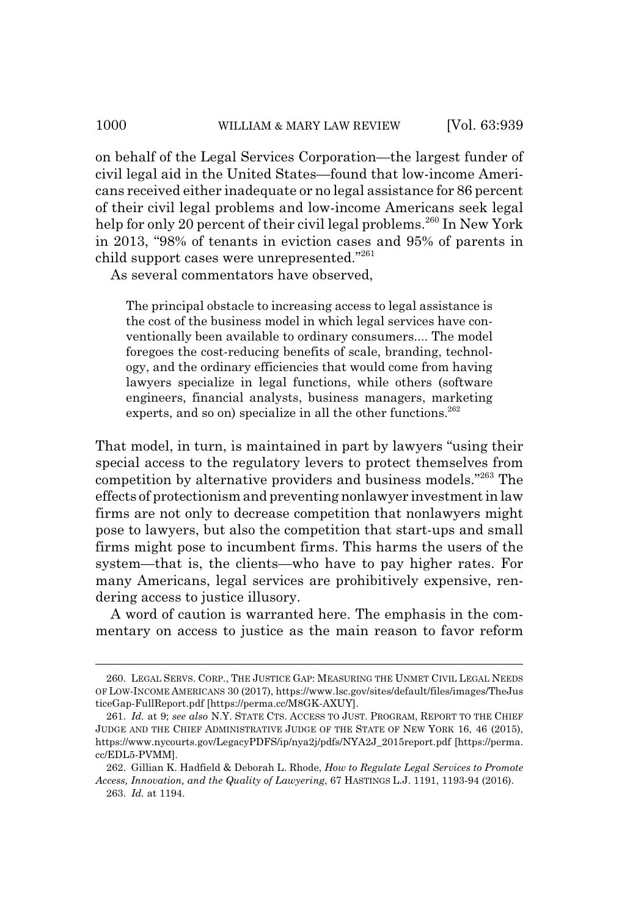on behalf of the Legal Services Corporation—the largest funder of civil legal aid in the United States—found that low-income Americans received either inadequate or no legal assistance for 86 percent of their civil legal problems and low-income Americans seek legal help for only 20 percent of their civil legal problems.[260] In New York in 2013, "98% of tenants in eviction cases and 95% of parents in child support cases were unrepresented."[261]

As several commentators have observed,

> The principal obstacle to increasing access to legal assistance is the cost of the business model in which legal services have conventionally been available to ordinary consumers.... The model foregoes the cost-reducing benefits of scale, branding, technology, and the ordinary efficiencies that would come from having lawyers specialize in legal functions, while others (software engineers, financial analysts, business managers, marketing experts, and so on) specialize in all the other functions.[262]

That model, in turn, is maintained in part by lawyers "using their special access to the regulatory levers to protect themselves from competition by alternative providers and business models."[263] The effects of protectionism and preventing nonlawyer investment in law firms are not only to decrease competition that nonlawyers might pose to lawyers, but also the competition that start-ups and small firms might pose to incumbent firms. This harms the users of the system—that is, the clients—who have to pay higher rates. For many Americans, legal services are prohibitively expensive, rendering access to justice illusory.

A word of caution is warranted here. The emphasis in the commentary on access to justice as the main reason to favor reform

---

260. LEGAL SERVS. CORP., THE JUSTICE GAP: MEASURING THE UNMET CIVIL LEGAL NEEDS OF LOW-INCOME AMERICANS 30 (2017), https://www.lsc.gov/sites/default/files/images/TheJusticeGap-FullReport.pdf [https://perma.cc/M8GK-AXUY].

261. *Id.* at 9; *see also* N.Y. STATE CTS. ACCESS TO JUST. PROGRAM, REPORT TO THE CHIEF JUDGE AND THE CHIEF ADMINISTRATIVE JUDGE OF THE STATE OF NEW YORK 16, 46 (2015), https://www.nycourts.gov/LegacyPDFS/ip/nya2j/pdfs/NYA2J_2015report.pdf [https://perma.cc/EDL5-PVMM].

262. Gillian K. Hadfield & Deborah L. Rhode, *How to Regulate Legal Services to Promote Access, Innovation, and the Quality of Lawyering*, 67 HASTINGS L.J. 1191, 1193-94 (2016).

263. *Id.* at 1194.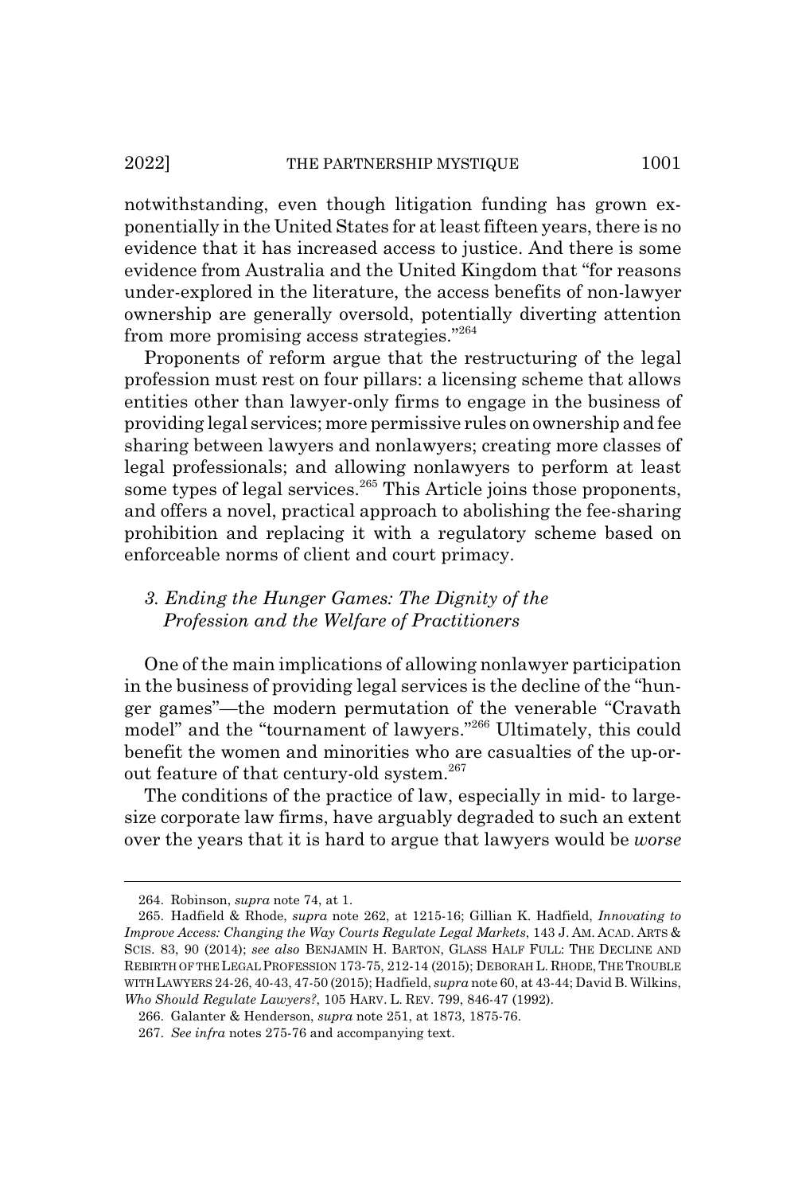notwithstanding, even though litigation funding has grown exponentially in the United States for at least fifteen years, there is no evidence that it has increased access to justice. And there is some evidence from Australia and the United Kingdom that "for reasons under-explored in the literature, the access benefits of non-lawyer ownership are generally oversold, potentially diverting attention from more promising access strategies."[264]

Proponents of reform argue that the restructuring of the legal profession must rest on four pillars: a licensing scheme that allows entities other than lawyer-only firms to engage in the business of providing legal services; more permissive rules on ownership and fee sharing between lawyers and nonlawyers; creating more classes of legal professionals; and allowing nonlawyers to perform at least some types of legal services.[265] This Article joins those proponents, and offers a novel, practical approach to abolishing the fee-sharing prohibition and replacing it with a regulatory scheme based on enforceable norms of client and court primacy.

### *3. Ending the Hunger Games: The Dignity of the Profession and the Welfare of Practitioners*

One of the main implications of allowing nonlawyer participation in the business of providing legal services is the decline of the "hunger games"—the modern permutation of the venerable "Cravath model" and the "tournament of lawyers."[266] Ultimately, this could benefit the women and minorities who are casualties of the up-or-out feature of that century-old system.[267]

The conditions of the practice of law, especially in mid- to large-size corporate law firms, have arguably degraded to such an extent over the years that it is hard to argue that lawyers would be *worse*

---

264. Robinson, *supra* note 74, at 1.

265. Hadfield & Rhode, *supra* note 262, at 1215-16; Gillian K. Hadfield, *Innovating to Improve Access: Changing the Way Courts Regulate Legal Markets*, 143 J. AM. ACAD. ARTS & SCIS. 83, 90 (2014); *see also* BENJAMIN H. BARTON, GLASS HALF FULL: THE DECLINE AND REBIRTH OF THE LEGAL PROFESSION 173-75, 212-14 (2015); DEBORAH L. RHODE, THE TROUBLE WITH LAWYERS 24-26, 40-43, 47-50 (2015); Hadfield, *supra* note 60, at 43-44; David B. Wilkins, *Who Should Regulate Lawyers?*, 105 HARV. L. REV. 799, 846-47 (1992).

266. Galanter & Henderson, *supra* note 251, at 1873, 1875-76.

267. *See infra* notes 275-76 and accompanying text.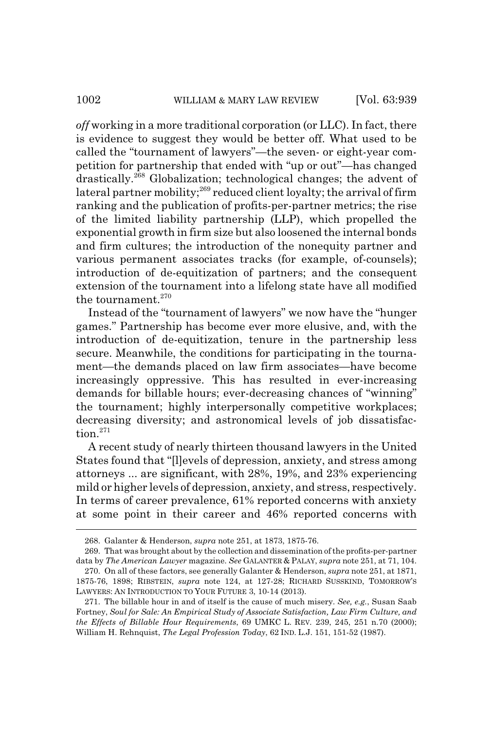*off* working in a more traditional corporation (or LLC). In fact, there is evidence to suggest they would be better off. What used to be called the "tournament of lawyers"—the seven- or eight-year competition for partnership that ended with "up or out"—has changed drastically.[268] Globalization; technological changes; the advent of lateral partner mobility;[269] reduced client loyalty; the arrival of firm ranking and the publication of profits-per-partner metrics; the rise of the limited liability partnership (LLP), which propelled the exponential growth in firm size but also loosened the internal bonds and firm cultures; the introduction of the nonequity partner and various permanent associates tracks (for example, of-counsels); introduction of de-equitization of partners; and the consequent extension of the tournament into a lifelong state have all modified the tournament.[270]

Instead of the "tournament of lawyers" we now have the "hunger games." Partnership has become ever more elusive, and, with the introduction of de-equitization, tenure in the partnership less secure. Meanwhile, the conditions for participating in the tournament—the demands placed on law firm associates—have become increasingly oppressive. This has resulted in ever-increasing demands for billable hours; ever-decreasing chances of "winning" the tournament; highly interpersonally competitive workplaces; decreasing diversity; and astronomical levels of job dissatisfaction.[271]

A recent study of nearly thirteen thousand lawyers in the United States found that "[l]evels of depression, anxiety, and stress among attorneys ... are significant, with 28%, 19%, and 23% experiencing mild or higher levels of depression, anxiety, and stress, respectively. In terms of career prevalence, 61% reported concerns with anxiety at some point in their career and 46% reported concerns with

---

268. Galanter & Henderson, *supra* note 251, at 1873, 1875-76.

269. That was brought about by the collection and dissemination of the profits-per-partner data by *The American Lawyer* magazine. *See* GALANTER & PALAY, *supra* note 251, at 71, 104.

270. On all of these factors, see generally Galanter & Henderson, *supra* note 251, at 1871, 1875-76, 1898; RIBSTEIN, *supra* note 124, at 127-28; RICHARD SUSSKIND, TOMORROW'S LAWYERS: AN INTRODUCTION TO YOUR FUTURE 3, 10-14 (2013).

271. The billable hour in and of itself is the cause of much misery. *See, e.g.*, Susan Saab Fortney, *Soul for Sale: An Empirical Study of Associate Satisfaction, Law Firm Culture, and the Effects of Billable Hour Requirements*, 69 UMKC L. REV. 239, 245, 251 n.70 (2000); William H. Rehnquist, *The Legal Profession Today*, 62 IND. L.J. 151, 151-52 (1987).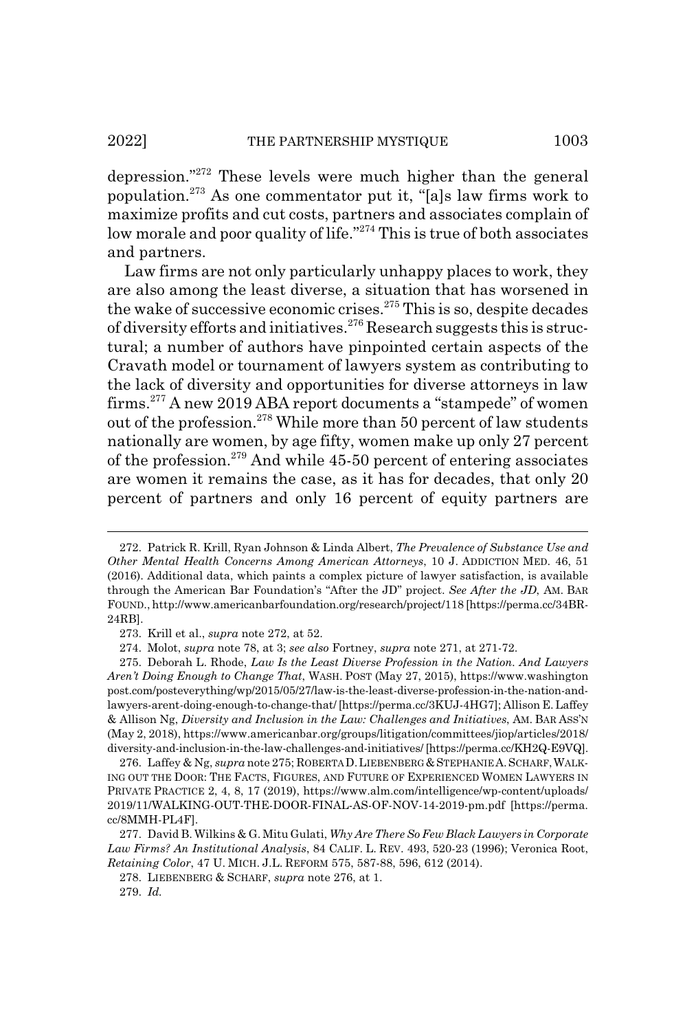depression."[272] These levels were much higher than the general population.[273] As one commentator put it, "[a]s law firms work to maximize profits and cut costs, partners and associates complain of low morale and poor quality of life."[274] This is true of both associates and partners.

Law firms are not only particularly unhappy places to work, they are also among the least diverse, a situation that has worsened in the wake of successive economic crises.[275] This is so, despite decades of diversity efforts and initiatives.[276] Research suggests this is structural; a number of authors have pinpointed certain aspects of the Cravath model or tournament of lawyers system as contributing to the lack of diversity and opportunities for diverse attorneys in law firms.[277] A new 2019 ABA report documents a "stampede" of women out of the profession.[278] While more than 50 percent of law students nationally are women, by age fifty, women make up only 27 percent of the profession.[279] And while 45-50 percent of entering associates are women it remains the case, as it has for decades, that only 20 percent of partners and only 16 percent of equity partners are

---

272. Patrick R. Krill, Ryan Johnson & Linda Albert, *The Prevalence of Substance Use and Other Mental Health Concerns Among American Attorneys*, 10 J. ADDICTION MED. 46, 51 (2016). Additional data, which paints a complex picture of lawyer satisfaction, is available through the American Bar Foundation's "After the JD" project. *See After the JD*, AM. BAR FOUND., http://www.americanbarfoundation.org/research/project/118 [https://perma.cc/34BR-24RB].

273. Krill et al., *supra* note 272, at 52.

274. Molot, *supra* note 78, at 3; *see also* Fortney, *supra* note 271, at 271-72.

275. Deborah L. Rhode, *Law Is the Least Diverse Profession in the Nation. And Lawyers Aren't Doing Enough to Change That*, WASH. POST (May 27, 2015), https://www.washingtonpost.com/posteverything/wp/2015/05/27/law-is-the-least-diverse-profession-in-the-nation-and-lawyers-arent-doing-enough-to-change-that/ [https://perma.cc/3KUJ-4HG7]; Allison E. Laffey & Allison Ng, *Diversity and Inclusion in the Law: Challenges and Initiatives*, AM. BAR ASS'N (May 2, 2018), https://www.americanbar.org/groups/litigation/committees/jiop/articles/2018/diversity-and-inclusion-in-the-law-challenges-and-initiatives/ [https://perma.cc/KH2Q-E9VQ].

276. Laffey & Ng, *supra* note 275; ROBERTA D. LIEBENBERG & STEPHANIE A. SCHARF, WALKING OUT THE DOOR: THE FACTS, FIGURES, AND FUTURE OF EXPERIENCED WOMEN LAWYERS IN PRIVATE PRACTICE 2, 4, 8, 17 (2019), https://www.alm.com/intelligence/wp-content/uploads/2019/11/WALKING-OUT-THE-DOOR-FINAL-AS-OF-NOV-14-2019-pm.pdf [https://perma.cc/8MMH-PL4F].

277. David B. Wilkins & G. Mitu Gulati, *Why Are There So Few Black Lawyers in Corporate Law Firms? An Institutional Analysis*, 84 CALIF. L. REV. 493, 520-23 (1996); Veronica Root, *Retaining Color*, 47 U. MICH. J.L. REFORM 575, 587-88, 596, 612 (2014).

278. LIEBENBERG & SCHARF, *supra* note 276, at 1.

279. *Id.*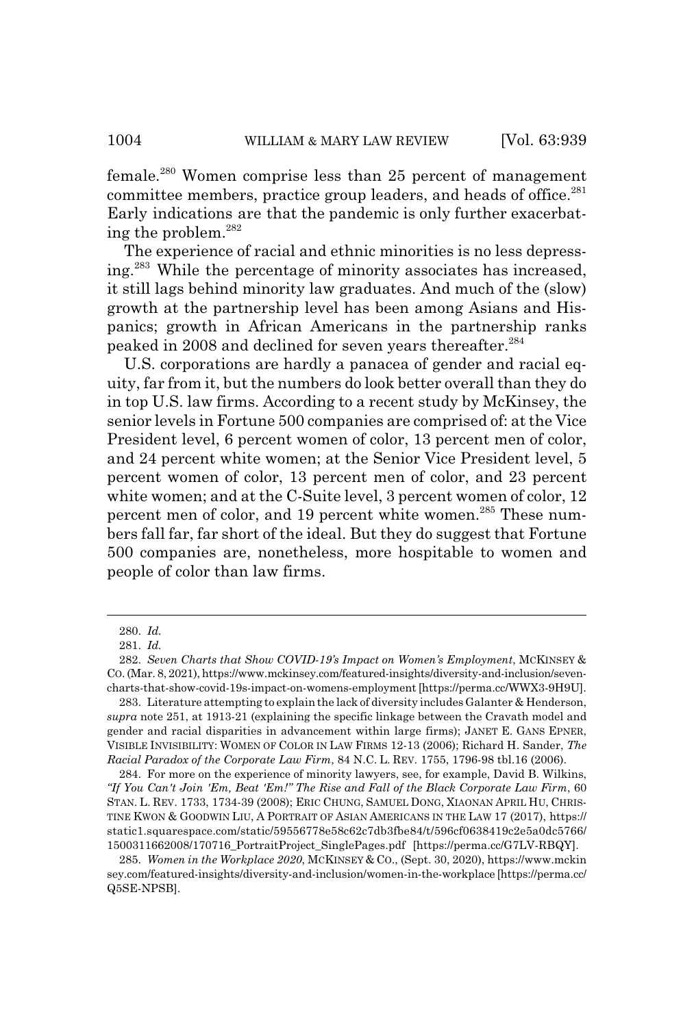female.[280] Women comprise less than 25 percent of management committee members, practice group leaders, and heads of office.[281] Early indications are that the pandemic is only further exacerbating the problem.[282]

The experience of racial and ethnic minorities is no less depressing.[283] While the percentage of minority associates has increased, it still lags behind minority law graduates. And much of the (slow) growth at the partnership level has been among Asians and Hispanics; growth in African Americans in the partnership ranks peaked in 2008 and declined for seven years thereafter.[284]

U.S. corporations are hardly a panacea of gender and racial equity, far from it, but the numbers do look better overall than they do in top U.S. law firms. According to a recent study by McKinsey, the senior levels in Fortune 500 companies are comprised of: at the Vice President level, 6 percent women of color, 13 percent men of color, and 24 percent white women; at the Senior Vice President level, 5 percent women of color, 13 percent men of color, and 23 percent white women; and at the C-Suite level, 3 percent women of color, 12 percent men of color, and 19 percent white women.[285] These numbers fall far, far short of the ideal. But they do suggest that Fortune 500 companies are, nonetheless, more hospitable to women and people of color than law firms.

---

280. *Id.*

281. *Id.*

282. *Seven Charts that Show COVID-19's Impact on Women's Employment*, MCKINSEY & CO. (Mar. 8, 2021), https://www.mckinsey.com/featured-insights/diversity-and-inclusion/seven-charts-that-show-covid-19s-impact-on-womens-employment [https://perma.cc/WWX3-9H9U].

283. Literature attempting to explain the lack of diversity includes Galanter & Henderson, *supra* note 251, at 1913-21 (explaining the specific linkage between the Cravath model and gender and racial disparities in advancement within large firms); JANET E. GANS EPNER, VISIBLE INVISIBILITY: WOMEN OF COLOR IN LAW FIRMS 12-13 (2006); Richard H. Sander, *The Racial Paradox of the Corporate Law Firm*, 84 N.C. L. REV. 1755, 1796-98 tbl.16 (2006).

284. For more on the experience of minority lawyers, see, for example, David B. Wilkins, *"If You Can't Join 'Em, Beat 'Em!" The Rise and Fall of the Black Corporate Law Firm*, 60 STAN. L. REV. 1733, 1734-39 (2008); ERIC CHUNG, SAMUEL DONG, XIAONAN APRIL HU, CHRISTINE KWON & GOODWIN LIU, A PORTRAIT OF ASIAN AMERICANS IN THE LAW 17 (2017), https://static1.squarespace.com/static/59556778e58c62c7db3fbe84/t/596cf0638419c2e5a0dc5766/1500311662008/170716_PortraitProject_SinglePages.pdf [https://perma.cc/G7LV-RBQY].

285. *Women in the Workplace 2020*, MCKINSEY & CO., (Sept. 30, 2020), https://www.mckinsey.com/featured-insights/diversity-and-inclusion/women-in-the-workplace [https://perma.cc/Q5SE-NPSB].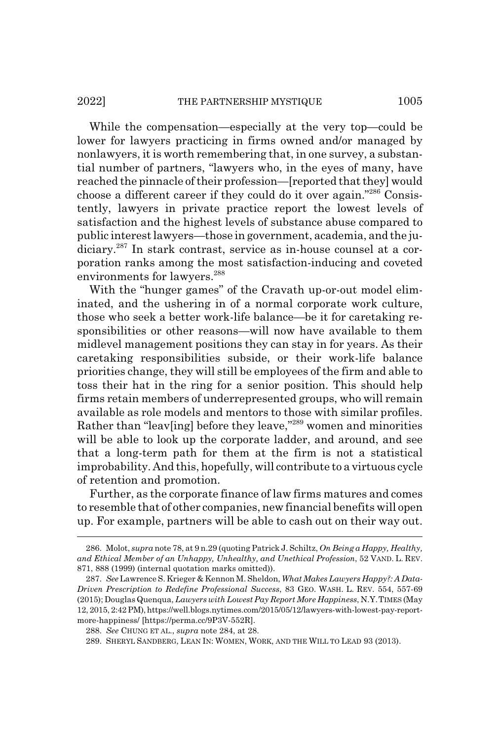While the compensation—especially at the very top—could be lower for lawyers practicing in firms owned and/or managed by nonlawyers, it is worth remembering that, in one survey, a substantial number of partners, "lawyers who, in the eyes of many, have reached the pinnacle of their profession—[reported that they] would choose a different career if they could do it over again."[286] Consistently, lawyers in private practice report the lowest levels of satisfaction and the highest levels of substance abuse compared to public interest lawyers—those in government, academia, and the judiciary.[287] In stark contrast, service as in-house counsel at a corporation ranks among the most satisfaction-inducing and coveted environments for lawyers.[288]

With the "hunger games" of the Cravath up-or-out model eliminated, and the ushering in of a normal corporate work culture, those who seek a better work-life balance—be it for caretaking responsibilities or other reasons—will now have available to them midlevel management positions they can stay in for years. As their caretaking responsibilities subside, or their work-life balance priorities change, they will still be employees of the firm and able to toss their hat in the ring for a senior position. This should help firms retain members of underrepresented groups, who will remain available as role models and mentors to those with similar profiles. Rather than "leav[ing] before they leave,"[289] women and minorities will be able to look up the corporate ladder, and around, and see that a long-term path for them at the firm is not a statistical improbability. And this, hopefully, will contribute to a virtuous cycle of retention and promotion.

Further, as the corporate finance of law firms matures and comes to resemble that of other companies, new financial benefits will open up. For example, partners will be able to cash out on their way out.

---

286. Molot, *supra* note 78, at 9 n.29 (quoting Patrick J. Schiltz, *On Being a Happy, Healthy, and Ethical Member of an Unhappy, Unhealthy, and Unethical Profession*, 52 VAND. L. REV. 871, 888 (1999) (internal quotation marks omitted)).

287. *See* Lawrence S. Krieger & Kennon M. Sheldon, *What Makes Lawyers Happy?: A Data-Driven Prescription to Redefine Professional Success*, 83 GEO. WASH. L. REV. 554, 557-69 (2015); Douglas Quenqua, *Lawyers with Lowest Pay Report More Happiness*, N.Y. TIMES (May 12, 2015, 2:42 PM), https://well.blogs.nytimes.com/2015/05/12/lawyers-with-lowest-pay-report-more-happiness/ [https://perma.cc/9P3V-552R].

288. *See* CHUNG ET AL., *supra* note 284, at 28.

289. SHERYL SANDBERG, LEAN IN: WOMEN, WORK, AND THE WILL TO LEAD 93 (2013).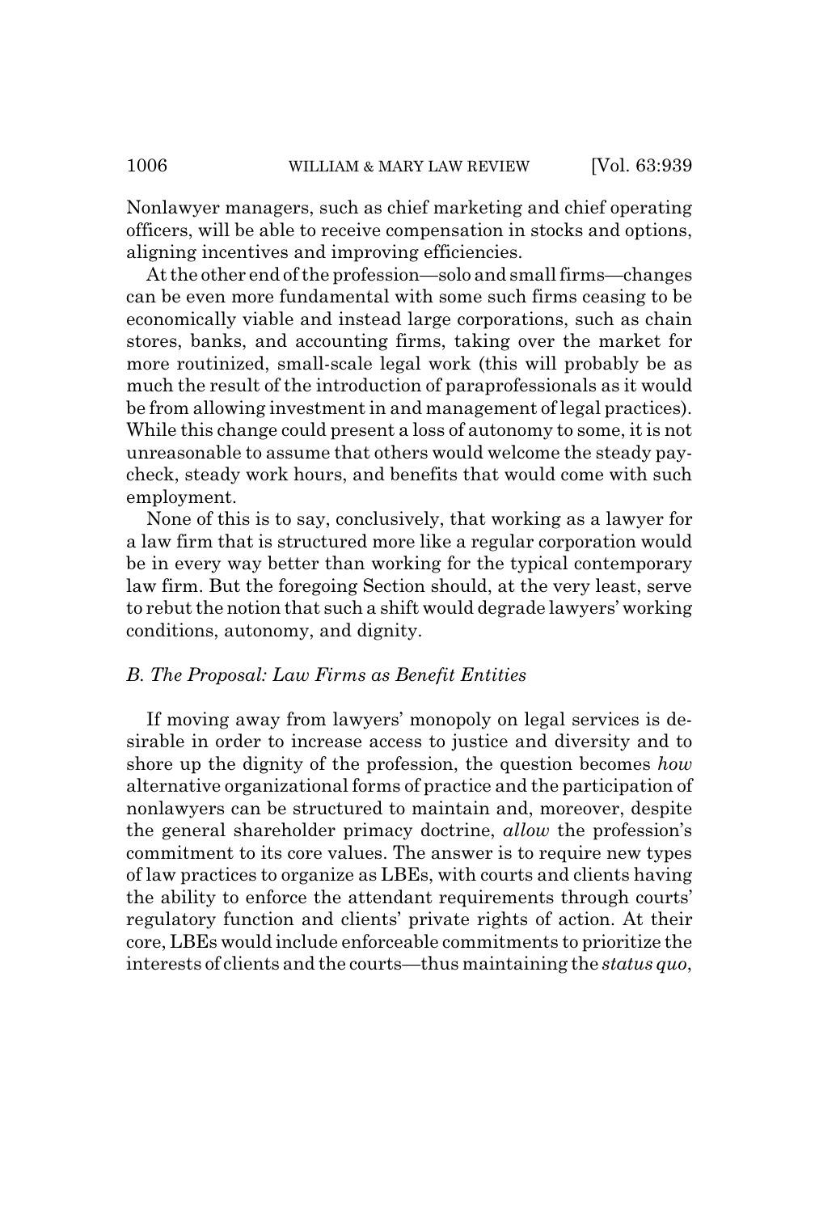Nonlawyer managers, such as chief marketing and chief operating officers, will be able to receive compensation in stocks and options, aligning incentives and improving efficiencies.

At the other end of the profession—solo and small firms—changes can be even more fundamental with some such firms ceasing to be economically viable and instead large corporations, such as chain stores, banks, and accounting firms, taking over the market for more routinized, small-scale legal work (this will probably be as much the result of the introduction of paraprofessionals as it would be from allowing investment in and management of legal practices). While this change could present a loss of autonomy to some, it is not unreasonable to assume that others would welcome the steady paycheck, steady work hours, and benefits that would come with such employment.

None of this is to say, conclusively, that working as a lawyer for a law firm that is structured more like a regular corporation would be in every way better than working for the typical contemporary law firm. But the foregoing Section should, at the very least, serve to rebut the notion that such a shift would degrade lawyers' working conditions, autonomy, and dignity.

### *B. The Proposal: Law Firms as Benefit Entities*

If moving away from lawyers' monopoly on legal services is desirable in order to increase access to justice and diversity and to shore up the dignity of the profession, the question becomes *how* alternative organizational forms of practice and the participation of nonlawyers can be structured to maintain and, moreover, despite the general shareholder primacy doctrine, *allow* the profession's commitment to its core values. The answer is to require new types of law practices to organize as LBEs, with courts and clients having the ability to enforce the attendant requirements through courts' regulatory function and clients' private rights of action. At their core, LBEs would include enforceable commitments to prioritize the interests of clients and the courts—thus maintaining the *status quo*,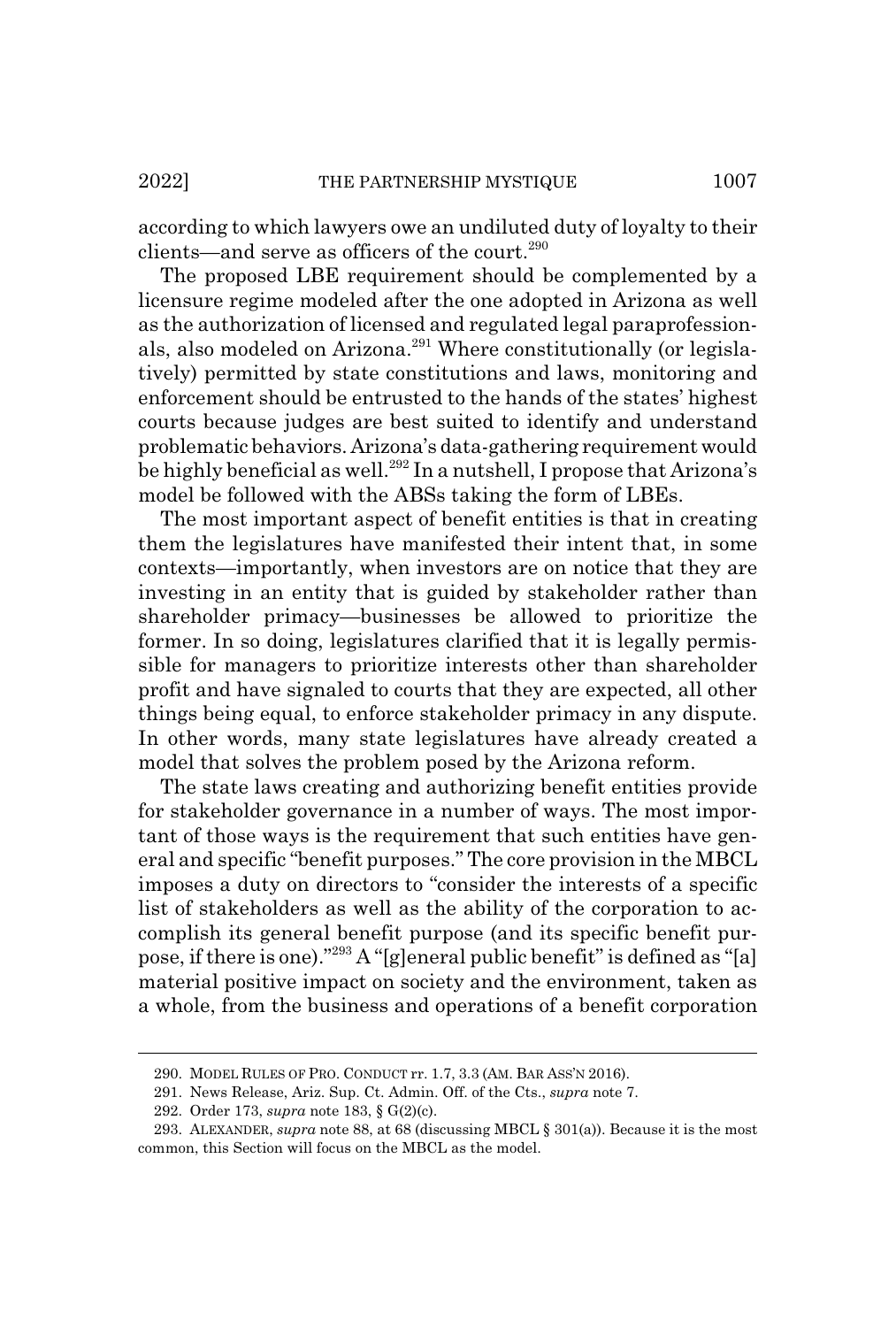according to which lawyers owe an undiluted duty of loyalty to their clients—and serve as officers of the court.[290]

The proposed LBE requirement should be complemented by a licensure regime modeled after the one adopted in Arizona as well as the authorization of licensed and regulated legal paraprofessionals, also modeled on Arizona.[291] Where constitutionally (or legislatively) permitted by state constitutions and laws, monitoring and enforcement should be entrusted to the hands of the states' highest courts because judges are best suited to identify and understand problematic behaviors. Arizona's data-gathering requirement would be highly beneficial as well.[292] In a nutshell, I propose that Arizona's model be followed with the ABSs taking the form of LBEs.

The most important aspect of benefit entities is that in creating them the legislatures have manifested their intent that, in some contexts—importantly, when investors are on notice that they are investing in an entity that is guided by stakeholder rather than shareholder primacy—businesses be allowed to prioritize the former. In so doing, legislatures clarified that it is legally permissible for managers to prioritize interests other than shareholder profit and have signaled to courts that they are expected, all other things being equal, to enforce stakeholder primacy in any dispute. In other words, many state legislatures have already created a model that solves the problem posed by the Arizona reform.

The state laws creating and authorizing benefit entities provide for stakeholder governance in a number of ways. The most important of those ways is the requirement that such entities have general and specific "benefit purposes." The core provision in the MBCL imposes a duty on directors to "consider the interests of a specific list of stakeholders as well as the ability of the corporation to accomplish its general benefit purpose (and its specific benefit purpose, if there is one)."[293] A "[g]eneral public benefit" is defined as "[a] material positive impact on society and the environment, taken as a whole, from the business and operations of a benefit corporation

290. MODEL RULES OF PRO. CONDUCT rr. 1.7, 3.3 (AM. BAR ASS'N 2016).

291. News Release, Ariz. Sup. Ct. Admin. Off. of the Cts., *supra* note 7.

292. Order 173, *supra* note 183, § G(2)(c).

293. ALEXANDER, *supra* note 88, at 68 (discussing MBCL § 301(a)). Because it is the most common, this Section will focus on the MBCL as the model.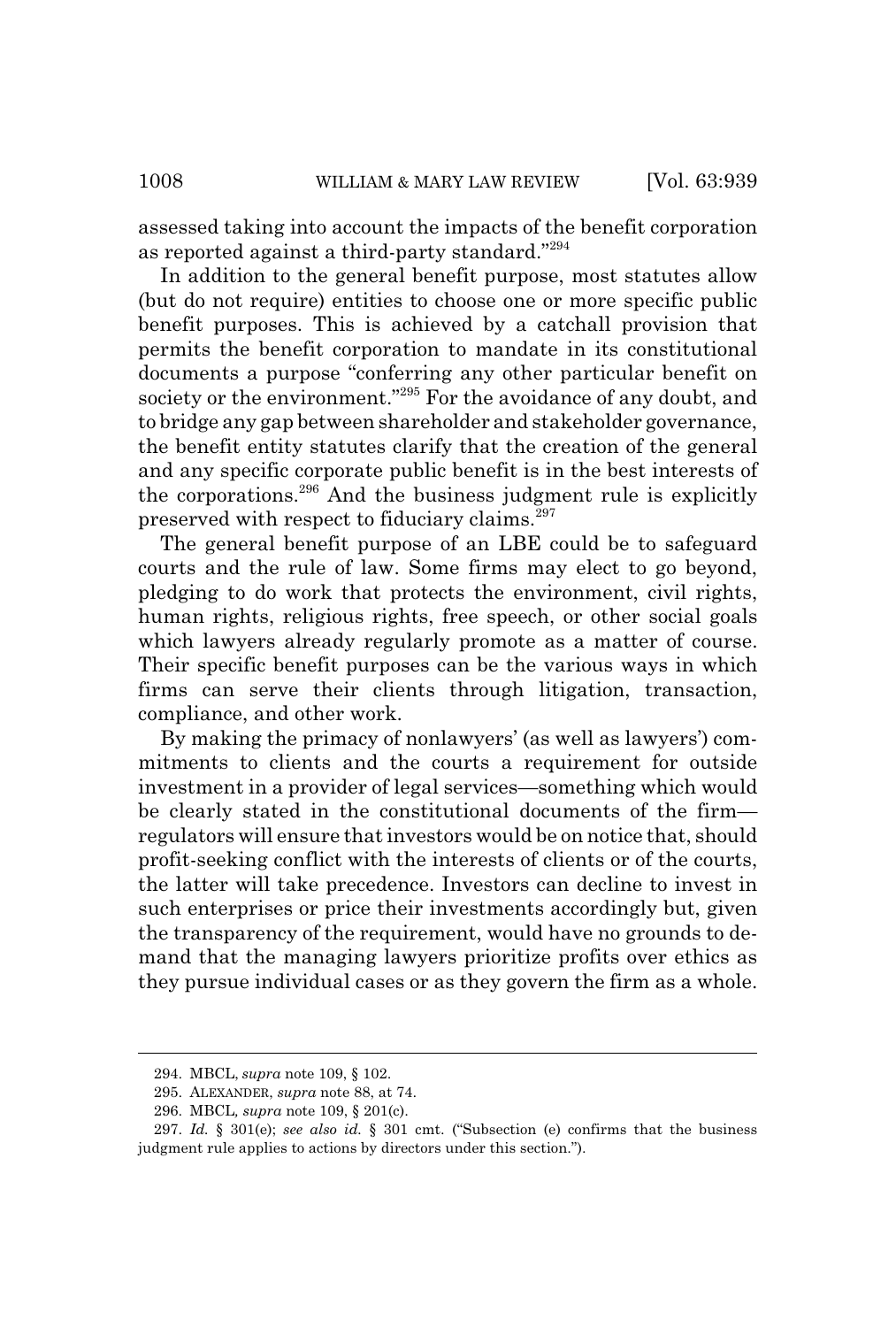assessed taking into account the impacts of the benefit corporation as reported against a third-party standard."[294]

In addition to the general benefit purpose, most statutes allow (but do not require) entities to choose one or more specific public benefit purposes. This is achieved by a catchall provision that permits the benefit corporation to mandate in its constitutional documents a purpose "conferring any other particular benefit on society or the environment."[295] For the avoidance of any doubt, and to bridge any gap between shareholder and stakeholder governance, the benefit entity statutes clarify that the creation of the general and any specific corporate public benefit is in the best interests of the corporations.[296] And the business judgment rule is explicitly preserved with respect to fiduciary claims.[297]

The general benefit purpose of an LBE could be to safeguard courts and the rule of law. Some firms may elect to go beyond, pledging to do work that protects the environment, civil rights, human rights, religious rights, free speech, or other social goals which lawyers already regularly promote as a matter of course. Their specific benefit purposes can be the various ways in which firms can serve their clients through litigation, transaction, compliance, and other work.

By making the primacy of nonlawyers' (as well as lawyers') commitments to clients and the courts a requirement for outside investment in a provider of legal services—something which would be clearly stated in the constitutional documents of the firm—regulators will ensure that investors would be on notice that, should profit-seeking conflict with the interests of clients or of the courts, the latter will take precedence. Investors can decline to invest in such enterprises or price their investments accordingly but, given the transparency of the requirement, would have no grounds to demand that the managing lawyers prioritize profits over ethics as they pursue individual cases or as they govern the firm as a whole.

---

294. MBCL, *supra* note 109, § 102.

295. ALEXANDER, *supra* note 88, at 74.

296. MBCL, *supra* note 109, § 201(c).

297. *Id.* § 301(e); *see also id.* § 301 cmt. ("Subsection (e) confirms that the business judgment rule applies to actions by directors under this section.").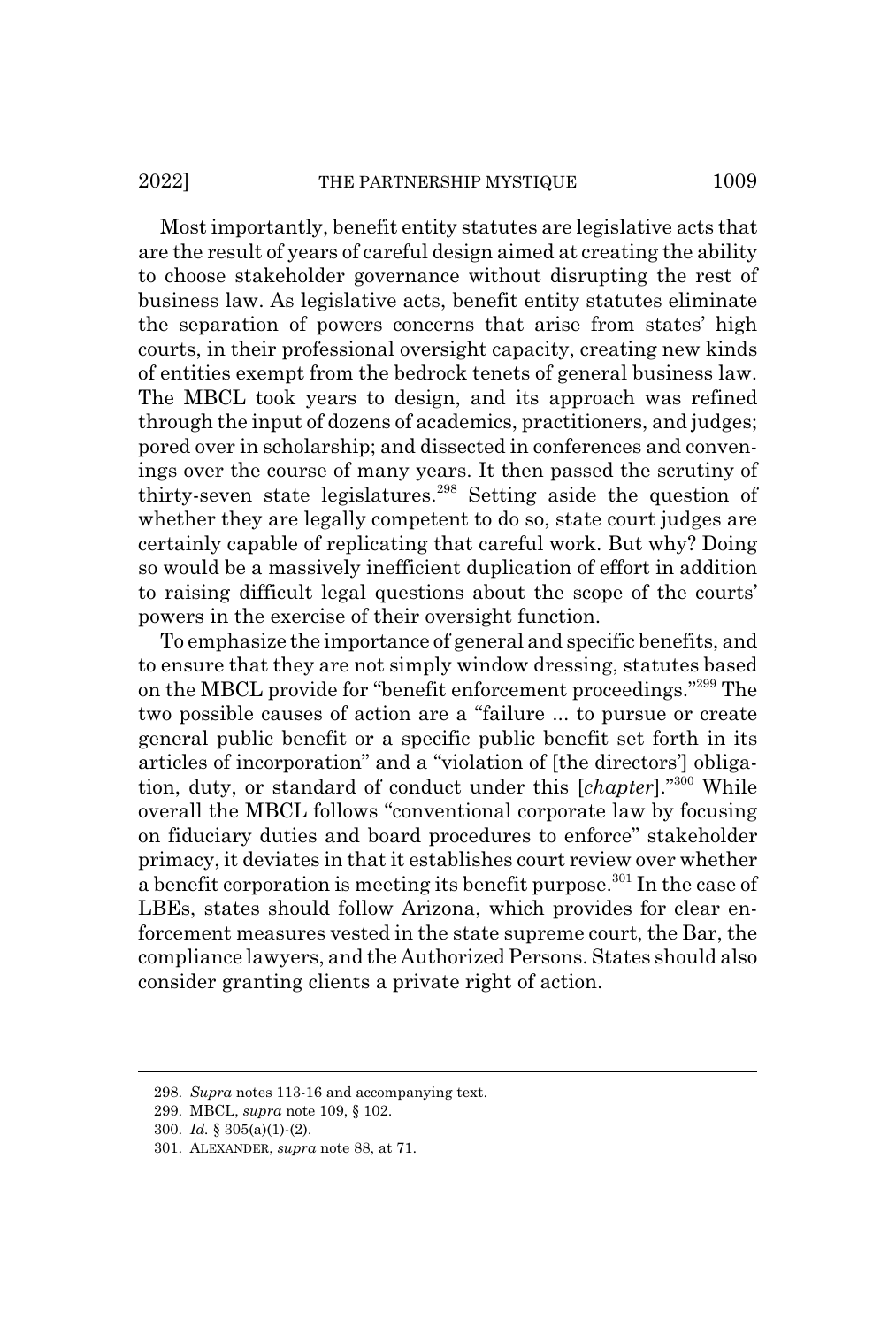Most importantly, benefit entity statutes are legislative acts that are the result of years of careful design aimed at creating the ability to choose stakeholder governance without disrupting the rest of business law. As legislative acts, benefit entity statutes eliminate the separation of powers concerns that arise from states' high courts, in their professional oversight capacity, creating new kinds of entities exempt from the bedrock tenets of general business law. The MBCL took years to design, and its approach was refined through the input of dozens of academics, practitioners, and judges; pored over in scholarship; and dissected in conferences and convenings over the course of many years. It then passed the scrutiny of thirty-seven state legislatures.[298] Setting aside the question of whether they are legally competent to do so, state court judges are certainly capable of replicating that careful work. But why? Doing so would be a massively inefficient duplication of effort in addition to raising difficult legal questions about the scope of the courts' powers in the exercise of their oversight function.

To emphasize the importance of general and specific benefits, and to ensure that they are not simply window dressing, statutes based on the MBCL provide for "benefit enforcement proceedings."[299] The two possible causes of action are a "failure ... to pursue or create general public benefit or a specific public benefit set forth in its articles of incorporation" and a "violation of [the directors'] obligation, duty, or standard of conduct under this [*chapter*]."[300] While overall the MBCL follows "conventional corporate law by focusing on fiduciary duties and board procedures to enforce" stakeholder primacy, it deviates in that it establishes court review over whether a benefit corporation is meeting its benefit purpose.[301] In the case of LBEs, states should follow Arizona, which provides for clear enforcement measures vested in the state supreme court, the Bar, the compliance lawyers, and the Authorized Persons. States should also consider granting clients a private right of action.

---

298. *Supra* notes 113-16 and accompanying text.

299. MBCL, *supra* note 109, § 102.

300. *Id.* § 305(a)(1)-(2).

301. ALEXANDER, *supra* note 88, at 71.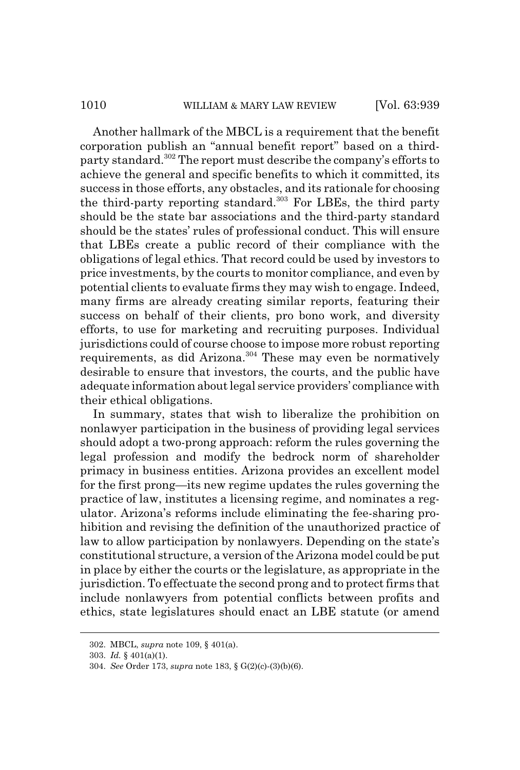Another hallmark of the MBCL is a requirement that the benefit corporation publish an "annual benefit report" based on a third-party standard.[302] The report must describe the company's efforts to achieve the general and specific benefits to which it committed, its success in those efforts, any obstacles, and its rationale for choosing the third-party reporting standard.[303] For LBEs, the third party should be the state bar associations and the third-party standard should be the states' rules of professional conduct. This will ensure that LBEs create a public record of their compliance with the obligations of legal ethics. That record could be used by investors to price investments, by the courts to monitor compliance, and even by potential clients to evaluate firms they may wish to engage. Indeed, many firms are already creating similar reports, featuring their success on behalf of their clients, pro bono work, and diversity efforts, to use for marketing and recruiting purposes. Individual jurisdictions could of course choose to impose more robust reporting requirements, as did Arizona.[304] These may even be normatively desirable to ensure that investors, the courts, and the public have adequate information about legal service providers' compliance with their ethical obligations.

In summary, states that wish to liberalize the prohibition on nonlawyer participation in the business of providing legal services should adopt a two-prong approach: reform the rules governing the legal profession and modify the bedrock norm of shareholder primacy in business entities. Arizona provides an excellent model for the first prong—its new regime updates the rules governing the practice of law, institutes a licensing regime, and nominates a regulator. Arizona's reforms include eliminating the fee-sharing prohibition and revising the definition of the unauthorized practice of law to allow participation by nonlawyers. Depending on the state's constitutional structure, a version of the Arizona model could be put in place by either the courts or the legislature, as appropriate in the jurisdiction. To effectuate the second prong and to protect firms that include nonlawyers from potential conflicts between profits and ethics, state legislatures should enact an LBE statute (or amend

---

302. MBCL, *supra* note 109, § 401(a).

303. *Id.* § 401(a)(1).

304. *See* Order 173, *supra* note 183, § G(2)(c)-(3)(b)(6).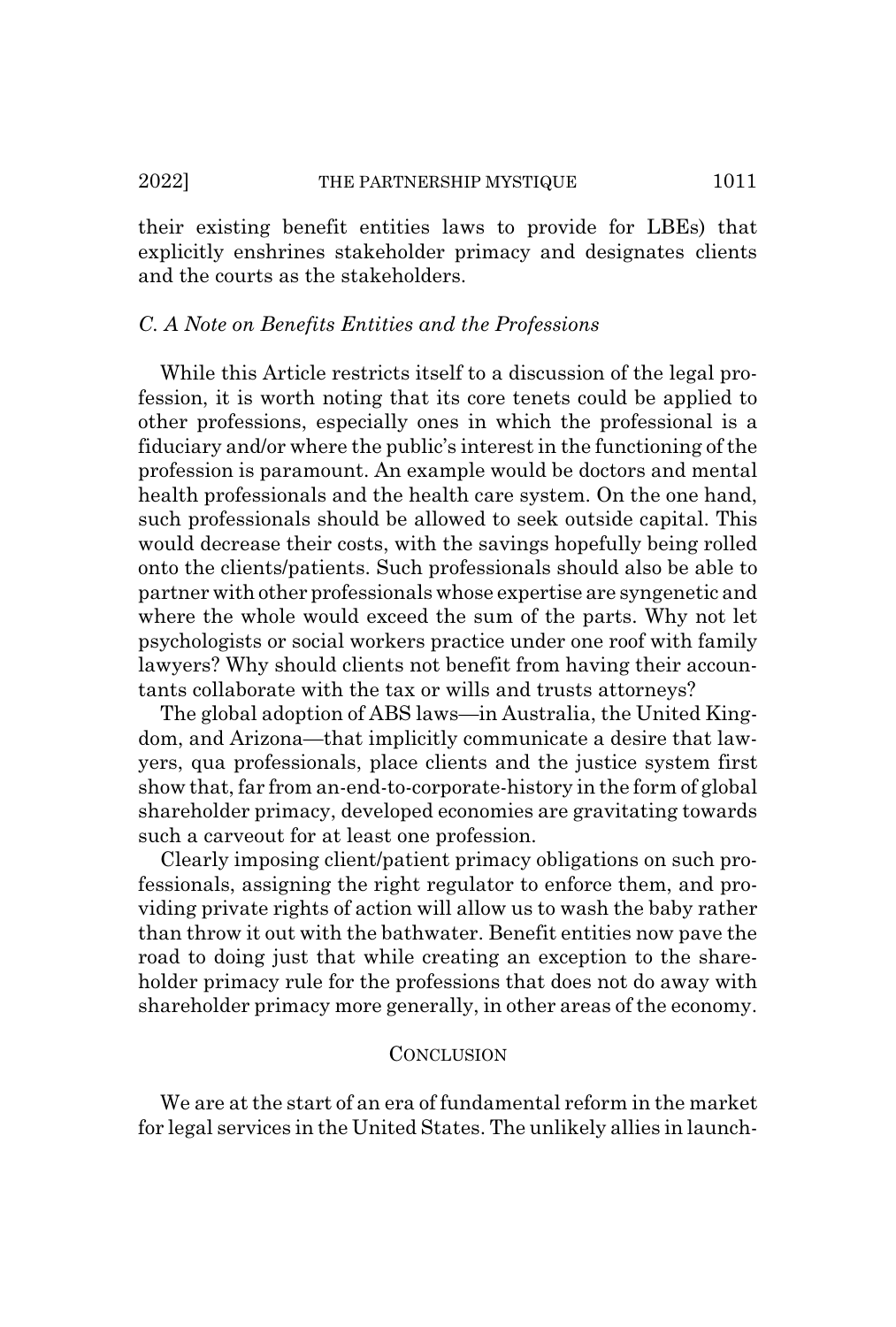their existing benefit entities laws to provide for LBEs) that explicitly enshrines stakeholder primacy and designates clients and the courts as the stakeholders.

### *C. A Note on Benefits Entities and the Professions*

While this Article restricts itself to a discussion of the legal profession, it is worth noting that its core tenets could be applied to other professions, especially ones in which the professional is a fiduciary and/or where the public's interest in the functioning of the profession is paramount. An example would be doctors and mental health professionals and the health care system. On the one hand, such professionals should be allowed to seek outside capital. This would decrease their costs, with the savings hopefully being rolled onto the clients/patients. Such professionals should also be able to partner with other professionals whose expertise are syngenetic and where the whole would exceed the sum of the parts. Why not let psychologists or social workers practice under one roof with family lawyers? Why should clients not benefit from having their accountants collaborate with the tax or wills and trusts attorneys?

The global adoption of ABS laws—in Australia, the United Kingdom, and Arizona—that implicitly communicate a desire that lawyers, qua professionals, place clients and the justice system first show that, far from an-end-to-corporate-history in the form of global shareholder primacy, developed economies are gravitating towards such a carveout for at least one profession.

Clearly imposing client/patient primacy obligations on such professionals, assigning the right regulator to enforce them, and providing private rights of action will allow us to wash the baby rather than throw it out with the bathwater. Benefit entities now pave the road to doing just that while creating an exception to the shareholder primacy rule for the professions that does not do away with shareholder primacy more generally, in other areas of the economy.

## CONCLUSION

We are at the start of an era of fundamental reform in the market for legal services in the United States. The unlikely allies in launch-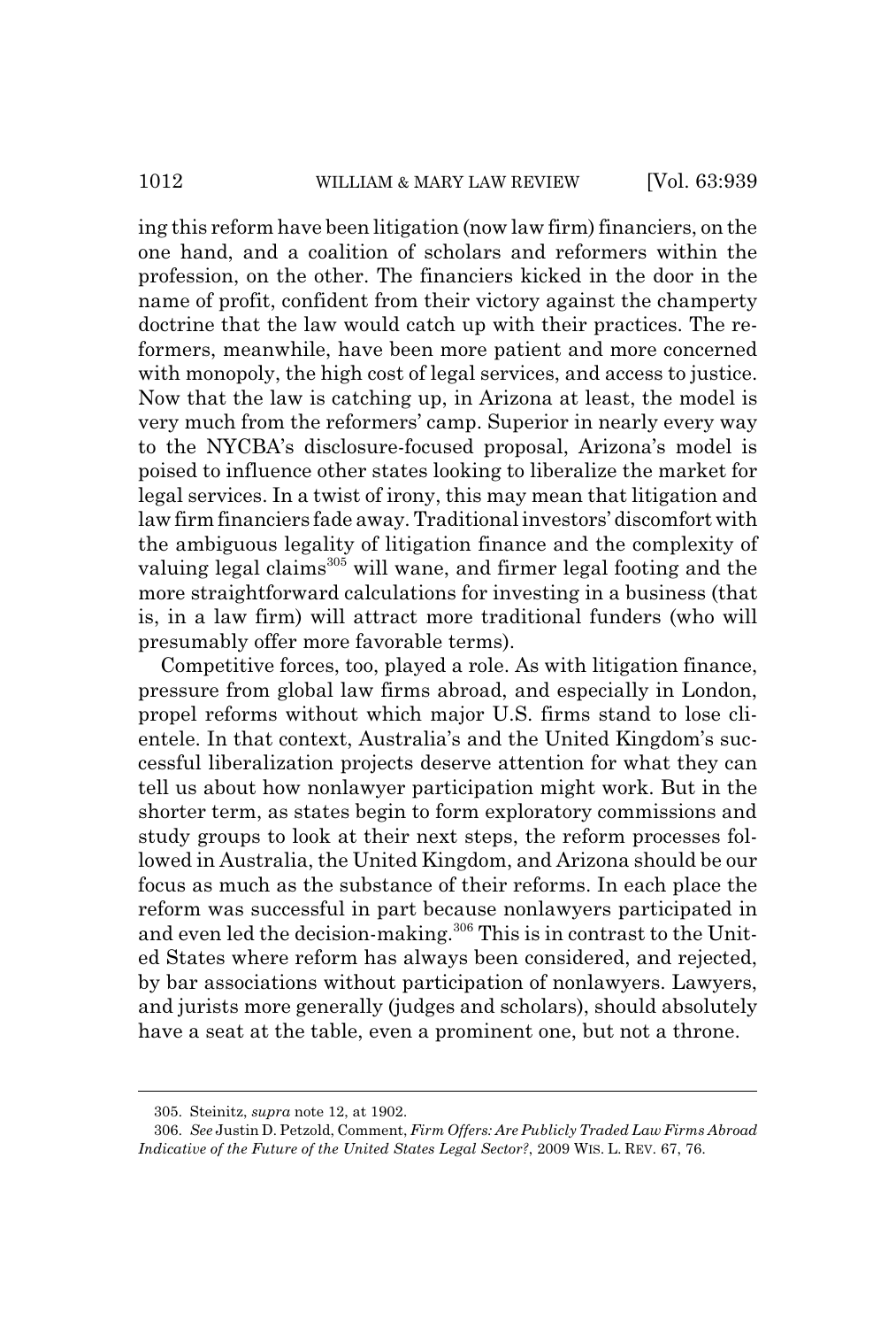ing this reform have been litigation (now law firm) financiers, on the one hand, and a coalition of scholars and reformers within the profession, on the other. The financiers kicked in the door in the name of profit, confident from their victory against the champerty doctrine that the law would catch up with their practices. The reformers, meanwhile, have been more patient and more concerned with monopoly, the high cost of legal services, and access to justice. Now that the law is catching up, in Arizona at least, the model is very much from the reformers' camp. Superior in nearly every way to the NYCBA's disclosure-focused proposal, Arizona's model is poised to influence other states looking to liberalize the market for legal services. In a twist of irony, this may mean that litigation and law firm financiers fade away. Traditional investors' discomfort with the ambiguous legality of litigation finance and the complexity of valuing legal claims[305] will wane, and firmer legal footing and the more straightforward calculations for investing in a business (that is, in a law firm) will attract more traditional funders (who will presumably offer more favorable terms).

Competitive forces, too, played a role. As with litigation finance, pressure from global law firms abroad, and especially in London, propel reforms without which major U.S. firms stand to lose clientele. In that context, Australia's and the United Kingdom's successful liberalization projects deserve attention for what they can tell us about how nonlawyer participation might work. But in the shorter term, as states begin to form exploratory commissions and study groups to look at their next steps, the reform processes followed in Australia, the United Kingdom, and Arizona should be our focus as much as the substance of their reforms. In each place the reform was successful in part because nonlawyers participated in and even led the decision-making.[306] This is in contrast to the United States where reform has always been considered, and rejected, by bar associations without participation of nonlawyers. Lawyers, and jurists more generally (judges and scholars), should absolutely have a seat at the table, even a prominent one, but not a throne.

---

305. Steinitz, *supra* note 12, at 1902.

306. *See* Justin D. Petzold, Comment, *Firm Offers: Are Publicly Traded Law Firms Abroad Indicative of the Future of the United States Legal Sector?*, 2009 WIS. L. REV. 67, 76.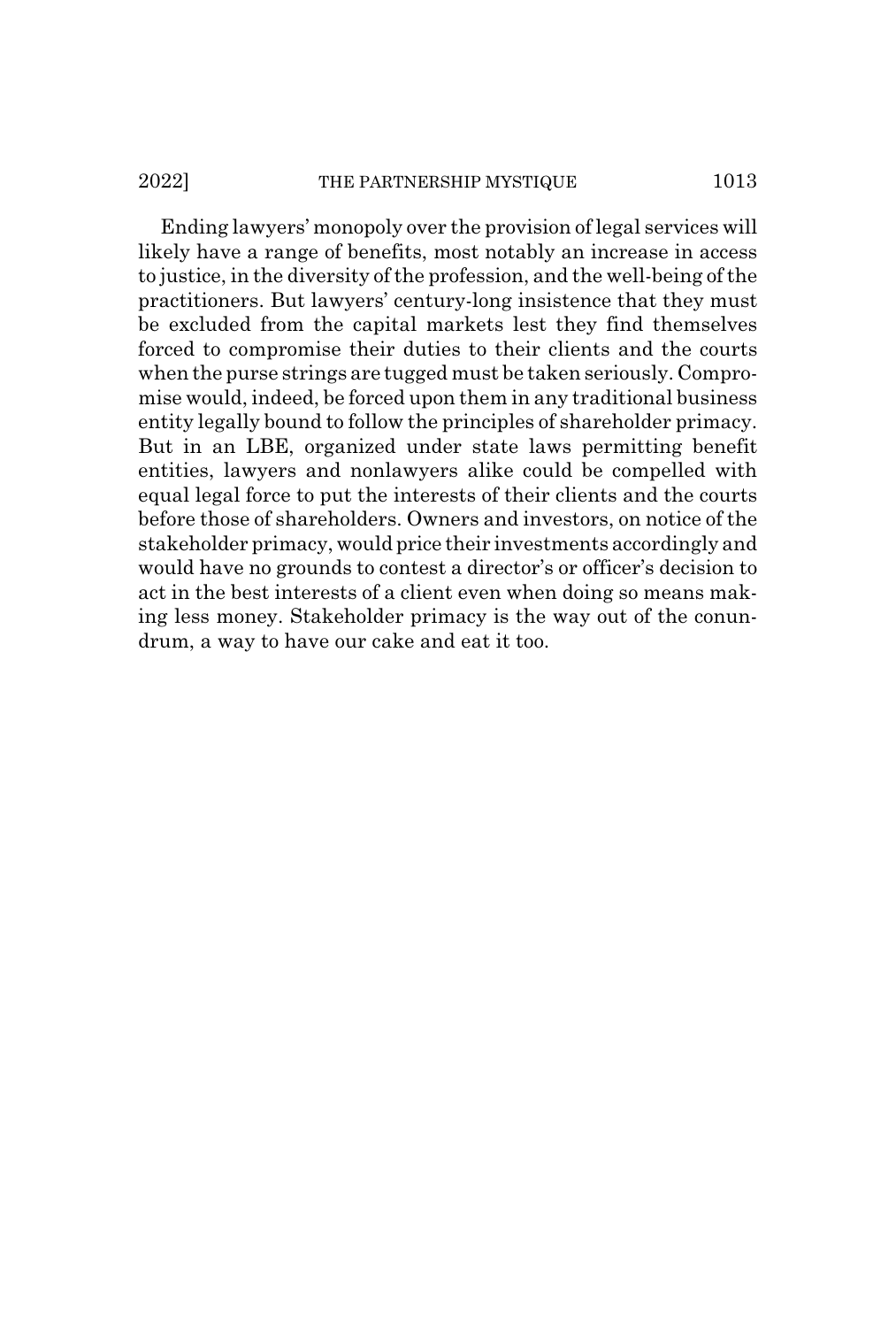Ending lawyers' monopoly over the provision of legal services will likely have a range of benefits, most notably an increase in access to justice, in the diversity of the profession, and the well-being of the practitioners. But lawyers' century-long insistence that they must be excluded from the capital markets lest they find themselves forced to compromise their duties to their clients and the courts when the purse strings are tugged must be taken seriously. Compromise would, indeed, be forced upon them in any traditional business entity legally bound to follow the principles of shareholder primacy. But in an LBE, organized under state laws permitting benefit entities, lawyers and nonlawyers alike could be compelled with equal legal force to put the interests of their clients and the courts before those of shareholders. Owners and investors, on notice of the stakeholder primacy, would price their investments accordingly and would have no grounds to contest a director's or officer's decision to act in the best interests of a client even when doing so means making less money. Stakeholder primacy is the way out of the conundrum, a way to have our cake and eat it too.